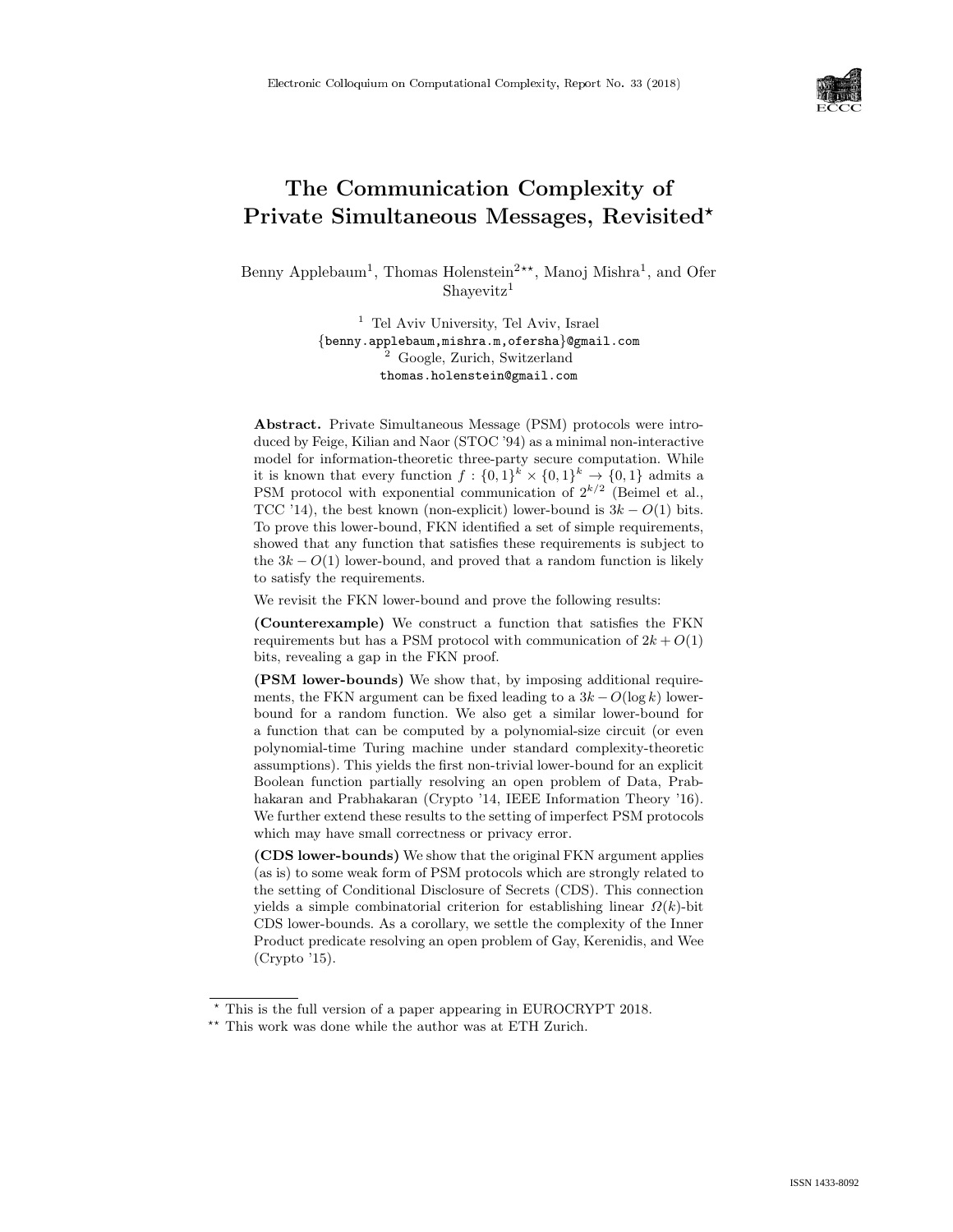# The Communication Complexity of Private Simultaneous Messages, Revisited*

Benny Applebaum[1], Thomas Holenstein[2**], Manoj Mishra[1], and Ofer Shayevitz[1]

[1] Tel Aviv University, Tel Aviv, Israel
{benny.applebaum,mishra.m,ofersha}@gmail.com
[2] Google, Zurich, Switzerland
thomas.holenstein@gmail.com

**Abstract.** Private Simultaneous Message (PSM) protocols were introduced by Feige, Kilian and Naor (STOC '94) as a minimal non-interactive model for information-theoretic three-party secure computation. While it is known that every function $f : \{0,1\}^k \times \{0,1\}^k \to \{0,1\}$ admits a PSM protocol with exponential communication of $2^{k/2}$ (Beimel et al., TCC '14), the best known (non-explicit) lower-bound is $3k - O(1)$ bits. To prove this lower-bound, FKN identified a set of simple requirements, showed that any function that satisfies these requirements is subject to the $3k - O(1)$ lower-bound, and proved that a random function is likely to satisfy the requirements.

We revisit the FKN lower-bound and prove the following results:

**(Counterexample)** We construct a function that satisfies the FKN requirements but has a PSM protocol with communication of $2k + O(1)$ bits, revealing a gap in the FKN proof.

**(PSM lower-bounds)** We show that, by imposing additional requirements, the FKN argument can be fixed leading to a $3k - O(\log k)$ lower-bound for a random function. We also get a similar lower-bound for a function that can be computed by a polynomial-size circuit (or even polynomial-time Turing machine under standard complexity-theoretic assumptions). This yields the first non-trivial lower-bound for an explicit Boolean function partially resolving an open problem of Data, Prabhakaran and Prabhakaran (Crypto '14, IEEE Information Theory '16). We further extend these results to the setting of imperfect PSM protocols which may have small correctness or privacy error.

**(CDS lower-bounds)** We show that the original FKN argument applies (as is) to some weak form of PSM protocols which are strongly related to the setting of Conditional Disclosure of Secrets (CDS). This connection yields a simple combinatorial criterion for establishing linear $\Omega(k)$-bit CDS lower-bounds. As a corollary, we settle the complexity of the Inner Product predicate resolving an open problem of Gay, Kerenidis, and Wee (Crypto '15).

---

* This is the full version of a paper appearing in EUROCRYPT 2018.

** This work was done while the author was at ETH Zurich.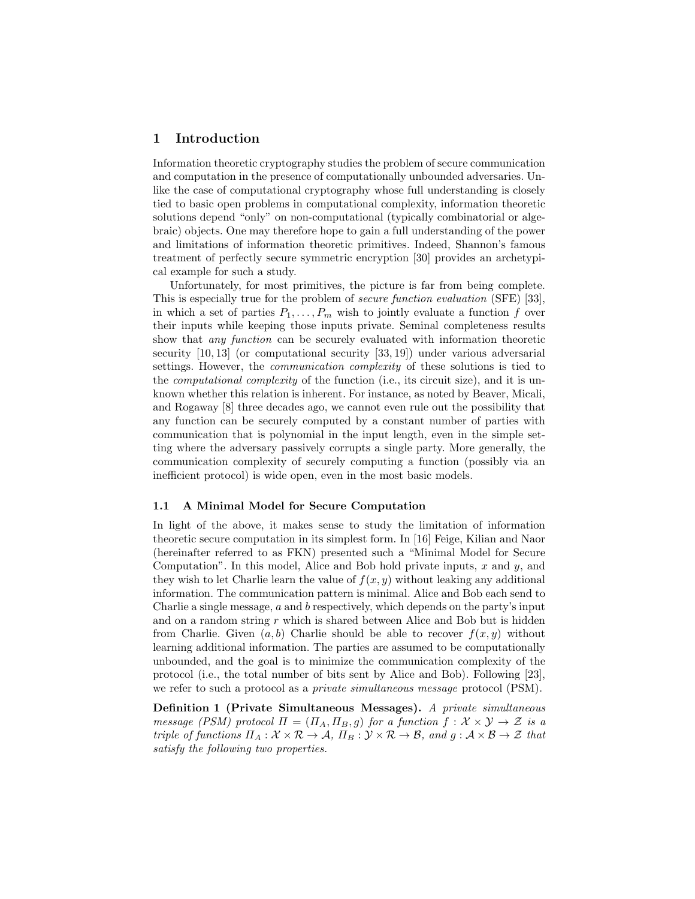## 1 Introduction

Information theoretic cryptography studies the problem of secure communication and computation in the presence of computationally unbounded adversaries. Unlike the case of computational cryptography whose full understanding is closely tied to basic open problems in computational complexity, information theoretic solutions depend "only" on non-computational (typically combinatorial or algebraic) objects. One may therefore hope to gain a full understanding of the power and limitations of information theoretic primitives. Indeed, Shannon's famous treatment of perfectly secure symmetric encryption [30] provides an archetypical example for such a study.

Unfortunately, for most primitives, the picture is far from being complete. This is especially true for the problem of *secure function evaluation* (SFE) [33], in which a set of parties $P_1, \dots, P_m$ wish to jointly evaluate a function $f$ over their inputs while keeping those inputs private. Seminal completeness results show that *any function* can be securely evaluated with information theoretic security [10, 13] (or computational security [33, 19]) under various adversarial settings. However, the *communication complexity* of these solutions is tied to the *computational complexity* of the function (i.e., its circuit size), and it is unknown whether this relation is inherent. For instance, as noted by Beaver, Micali, and Rogaway [8] three decades ago, we cannot even rule out the possibility that any function can be securely computed by a constant number of parties with communication that is polynomial in the input length, even in the simple setting where the adversary passively corrupts a single party. More generally, the communication complexity of securely computing a function (possibly via an inefficient protocol) is wide open, even in the most basic models.

### 1.1 A Minimal Model for Secure Computation

In light of the above, it makes sense to study the limitation of information theoretic secure computation in its simplest form. In [16] Feige, Kilian and Naor (hereinafter referred to as FKN) presented such a "Minimal Model for Secure Computation". In this model, Alice and Bob hold private inputs, $x$ and $y$, and they wish to let Charlie learn the value of $f(x, y)$ without leaking any additional information. The communication pattern is minimal. Alice and Bob each send to Charlie a single message, $a$ and $b$ respectively, which depends on the party's input and on a random string $r$ which is shared between Alice and Bob but is hidden from Charlie. Given $(a, b)$ Charlie should be able to recover $f(x, y)$ without learning additional information. The parties are assumed to be computationally unbounded, and the goal is to minimize the communication complexity of the protocol (i.e., the total number of bits sent by Alice and Bob). Following [23], we refer to such a protocol as a *private simultaneous message* protocol (PSM).

**Definition 1 (Private Simultaneous Messages).** *A private simultaneous message (PSM) protocol $\Pi = (\Pi_A, \Pi_B, g)$ for a function $f : \mathcal{X} \times \mathcal{Y} \to \mathcal{Z}$ is a triple of functions $\Pi_A : \mathcal{X} \times \mathcal{R} \to \mathcal{A}$, $\Pi_B : \mathcal{Y} \times \mathcal{R} \to \mathcal{B}$, and $g : \mathcal{A} \times \mathcal{B} \to \mathcal{Z}$ that satisfy the following two properties.*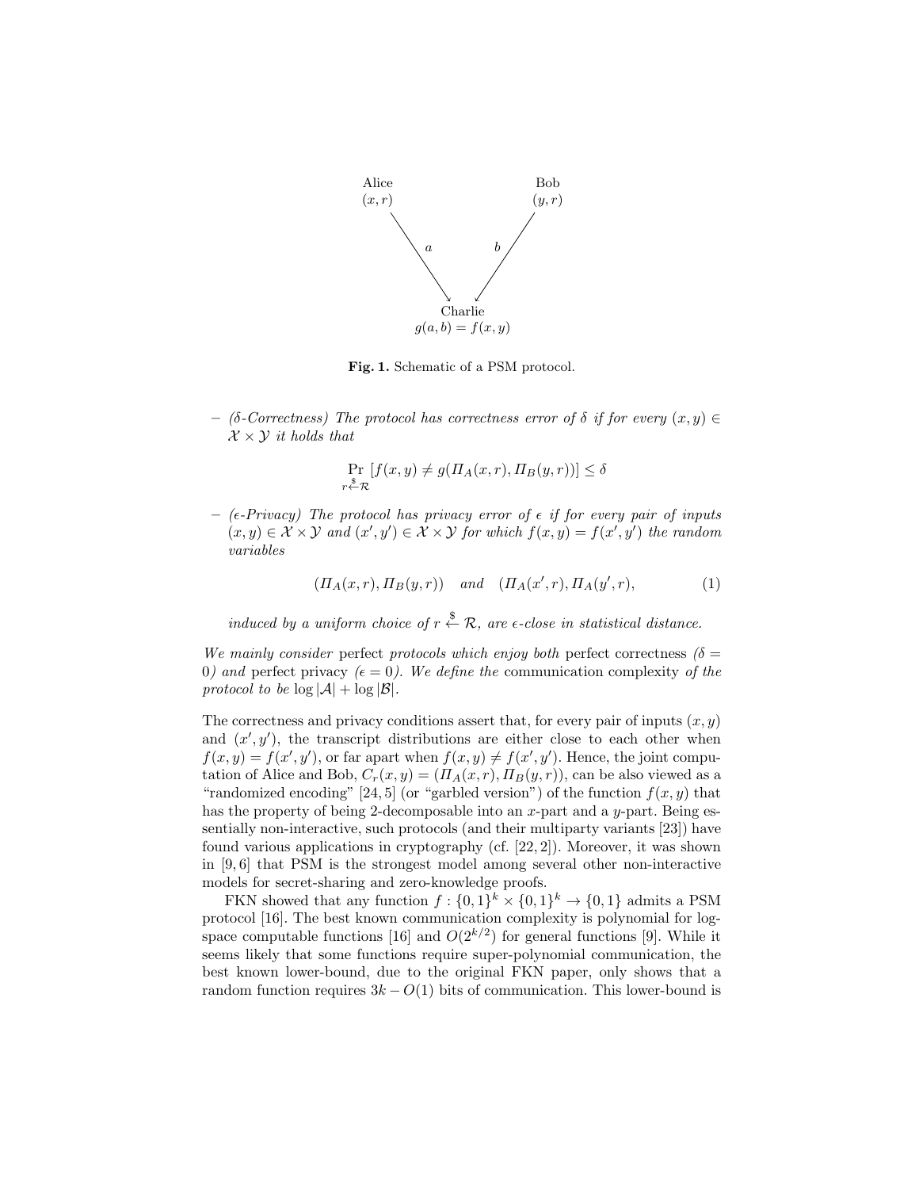**Fig. 1.** Schematic of a PSM protocol.

– *($\delta$-Correctness) The protocol has correctness error of $\delta$ if for every $(x, y) \in \mathcal{X} \times \mathcal{Y}$ it holds that*

$$\Pr_{r \xleftarrow{\$} \mathcal{R}} [f(x, y) \neq g(\Pi_A(x, r), \Pi_B(y, r))] \leq \delta$$

– *($\epsilon$-Privacy) The protocol has privacy error of $\epsilon$ if for every pair of inputs $(x, y) \in \mathcal{X} \times \mathcal{Y}$ and $(x', y') \in \mathcal{X} \times \mathcal{Y}$ for which $f(x, y) = f(x', y')$ the random variables*

$$(\Pi_A(x, r), \Pi_B(y, r)) \quad \text{and} \quad (\Pi_A(x', r), \Pi_A(y', r), \tag{1}$$

*induced by a uniform choice of $r \xleftarrow{\$} \mathcal{R}$, are $\epsilon$-close in statistical distance.*

*We mainly consider* perfect *protocols which enjoy both* perfect correctness *($\delta = 0$) and* perfect privacy *($\epsilon = 0$). We define the* communication complexity *of the protocol to be $\log |\mathcal{A}| + \log |\mathcal{B}|$.*

The correctness and privacy conditions assert that, for every pair of inputs $(x, y)$ and $(x', y')$, the transcript distributions are either close to each other when $f(x, y) = f(x', y')$, or far apart when $f(x, y) \neq f(x', y')$. Hence, the joint computation of Alice and Bob, $C_r(x, y) = (\Pi_A(x, r), \Pi_B(y, r))$, can be also viewed as a "randomized encoding" [24, 5] (or "garbled version") of the function $f(x, y)$ that has the property of being 2-decomposable into an $x$-part and a $y$-part. Being essentially non-interactive, such protocols (and their multiparty variants [23]) have found various applications in cryptography (cf. [22, 2]). Moreover, it was shown in [9, 6] that PSM is the strongest model among several other non-interactive models for secret-sharing and zero-knowledge proofs.

FKN showed that any function $f : \{0, 1\}^k \times \{0, 1\}^k \to \{0, 1\}$ admits a PSM protocol [16]. The best known communication complexity is polynomial for log-space computable functions [16] and $O(2^{k/2})$ for general functions [9]. While it seems likely that some functions require super-polynomial communication, the best known lower-bound, due to the original FKN paper, only shows that a random function requires $3k - O(1)$ bits of communication. This lower-bound is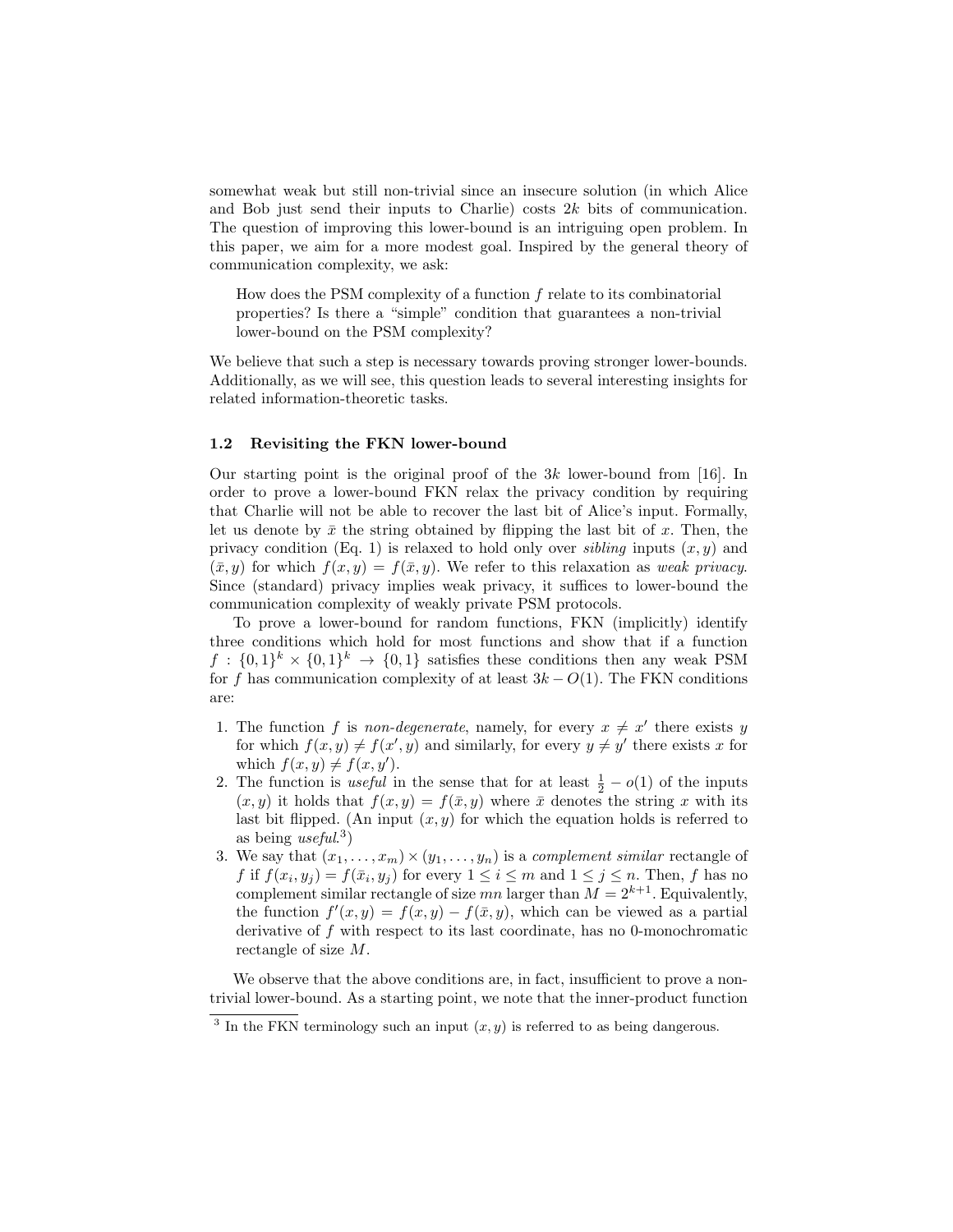somewhat weak but still non-trivial since an insecure solution (in which Alice and Bob just send their inputs to Charlie) costs $2k$ bits of communication. The question of improving this lower-bound is an intriguing open problem. In this paper, we aim for a more modest goal. Inspired by the general theory of communication complexity, we ask:

> How does the PSM complexity of a function $f$ relate to its combinatorial properties? Is there a "simple" condition that guarantees a non-trivial lower-bound on the PSM complexity?

We believe that such a step is necessary towards proving stronger lower-bounds. Additionally, as we will see, this question leads to several interesting insights for related information-theoretic tasks.

### 1.2 Revisiting the FKN lower-bound

Our starting point is the original proof of the $3k$ lower-bound from [16]. In order to prove a lower-bound FKN relax the privacy condition by requiring that Charlie will not be able to recover the last bit of Alice's input. Formally, let us denote by $\bar{x}$ the string obtained by flipping the last bit of $x$. Then, the privacy condition (Eq. 1) is relaxed to hold only over *sibling* inputs $(x, y)$ and $(\bar{x}, y)$ for which $f(x, y) = f(\bar{x}, y)$. We refer to this relaxation as *weak privacy*. Since (standard) privacy implies weak privacy, it suffices to lower-bound the communication complexity of weakly private PSM protocols.

To prove a lower-bound for random functions, FKN (implicitly) identify three conditions which hold for most functions and show that if a function $f : \{0,1\}^k \times \{0,1\}^k \rightarrow \{0,1\}$ satisfies these conditions then any weak PSM for $f$ has communication complexity of at least $3k - O(1)$. The FKN conditions are:

1. The function $f$ is *non-degenerate*, namely, for every $x \neq x'$ there exists $y$ for which $f(x, y) \neq f(x', y)$ and similarly, for every $y \neq y'$ there exists $x$ for which $f(x, y) \neq f(x, y')$.
2. The function is *useful* in the sense that for at least $\frac{1}{2} - o(1)$ of the inputs $(x, y)$ it holds that $f(x, y) = f(\bar{x}, y)$ where $\bar{x}$ denotes the string $x$ with its last bit flipped. (An input $(x, y)$ for which the equation holds is referred to as being *useful*.[3])
3. We say that $(x_1, \ldots, x_m) \times (y_1, \ldots, y_n)$ is a *complement similar* rectangle of $f$ if $f(x_i, y_j) = f(\bar{x}_i, y_j)$ for every $1 \leq i \leq m$ and $1 \leq j \leq n$. Then, $f$ has no complement similar rectangle of size $mn$ larger than $M = 2^{k+1}$. Equivalently, the function $f'(x, y) = f(x, y) - f(\bar{x}, y)$, which can be viewed as a partial derivative of $f$ with respect to its last coordinate, has no 0-monochromatic rectangle of size $M$.

We observe that the above conditions are, in fact, insufficient to prove a non-trivial lower-bound. As a starting point, we note that the inner-product function

[3] In the FKN terminology such an input $(x, y)$ is referred to as being dangerous.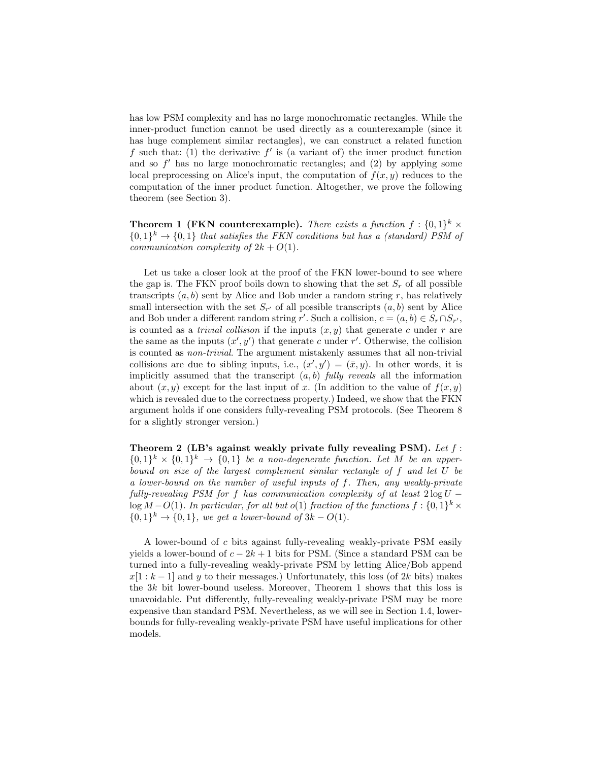has low PSM complexity and has no large monochromatic rectangles. While the inner-product function cannot be used directly as a counterexample (since it has huge complement similar rectangles), we can construct a related function $f$ such that: (1) the derivative $f'$ is (a variant of) the inner product function and so $f'$ has no large monochromatic rectangles; and (2) by applying some local preprocessing on Alice's input, the computation of $f(x, y)$ reduces to the computation of the inner product function. Altogether, we prove the following theorem (see Section 3).

**Theorem 1 (FKN counterexample).** *There exists a function $f : \{0,1\}^k \times \{0,1\}^k \to \{0,1\}$ that satisfies the FKN conditions but has a (standard) PSM of communication complexity of $2k + O(1)$.*

Let us take a closer look at the proof of the FKN lower-bound to see where the gap is. The FKN proof boils down to showing that the set $S_r$ of all possible transcripts $(a, b)$ sent by Alice and Bob under a random string $r$, has relatively small intersection with the set $S_{r'}$ of all possible transcripts $(a, b)$ sent by Alice and Bob under a different random string $r'$. Such a collision, $c = (a, b) \in S_r \cap S_{r'}$, is counted as a *trivial collision* if the inputs $(x, y)$ that generate $c$ under $r$ are the same as the inputs $(x', y')$ that generate $c$ under $r'$. Otherwise, the collision is counted as *non-trivial*. The argument mistakenly assumes that all non-trivial collisions are due to sibling inputs, i.e., $(x', y') = (\bar{x}, y)$. In other words, it is implicitly assumed that the transcript $(a, b)$ *fully reveals* all the information about $(x, y)$ except for the last input of $x$. (In addition to the value of $f(x, y)$ which is revealed due to the correctness property.) Indeed, we show that the FKN argument holds if one considers fully-revealing PSM protocols. (See Theorem 8 for a slightly stronger version.)

**Theorem 2 (LB's against weakly private fully revealing PSM).** *Let $f : \{0,1\}^k \times \{0,1\}^k \to \{0,1\}$ be a non-degenerate function. Let $M$ be an upper-bound on size of the largest complement similar rectangle of $f$ and let $U$ be a lower-bound on the number of useful inputs of $f$. Then, any weakly-private fully-revealing PSM for $f$ has communication complexity of at least $2 \log U - \log M - O(1)$. In particular, for all but $o(1)$ fraction of the functions $f : \{0,1\}^k \times \{0,1\}^k \to \{0,1\}$, we get a lower-bound of $3k - O(1)$.*

A lower-bound of $c$ bits against fully-revealing weakly-private PSM easily yields a lower-bound of $c - 2k + 1$ bits for PSM. (Since a standard PSM can be turned into a fully-revealing weakly-private PSM by letting Alice/Bob append $x[1 : k-1]$ and $y$ to their messages.) Unfortunately, this loss (of $2k$ bits) makes the $3k$ bit lower-bound useless. Moreover, Theorem 1 shows that this loss is unavoidable. Put differently, fully-revealing weakly-private PSM may be more expensive than standard PSM. Nevertheless, as we will see in Section 1.4, lower-bounds for fully-revealing weakly-private PSM have useful implications for other models.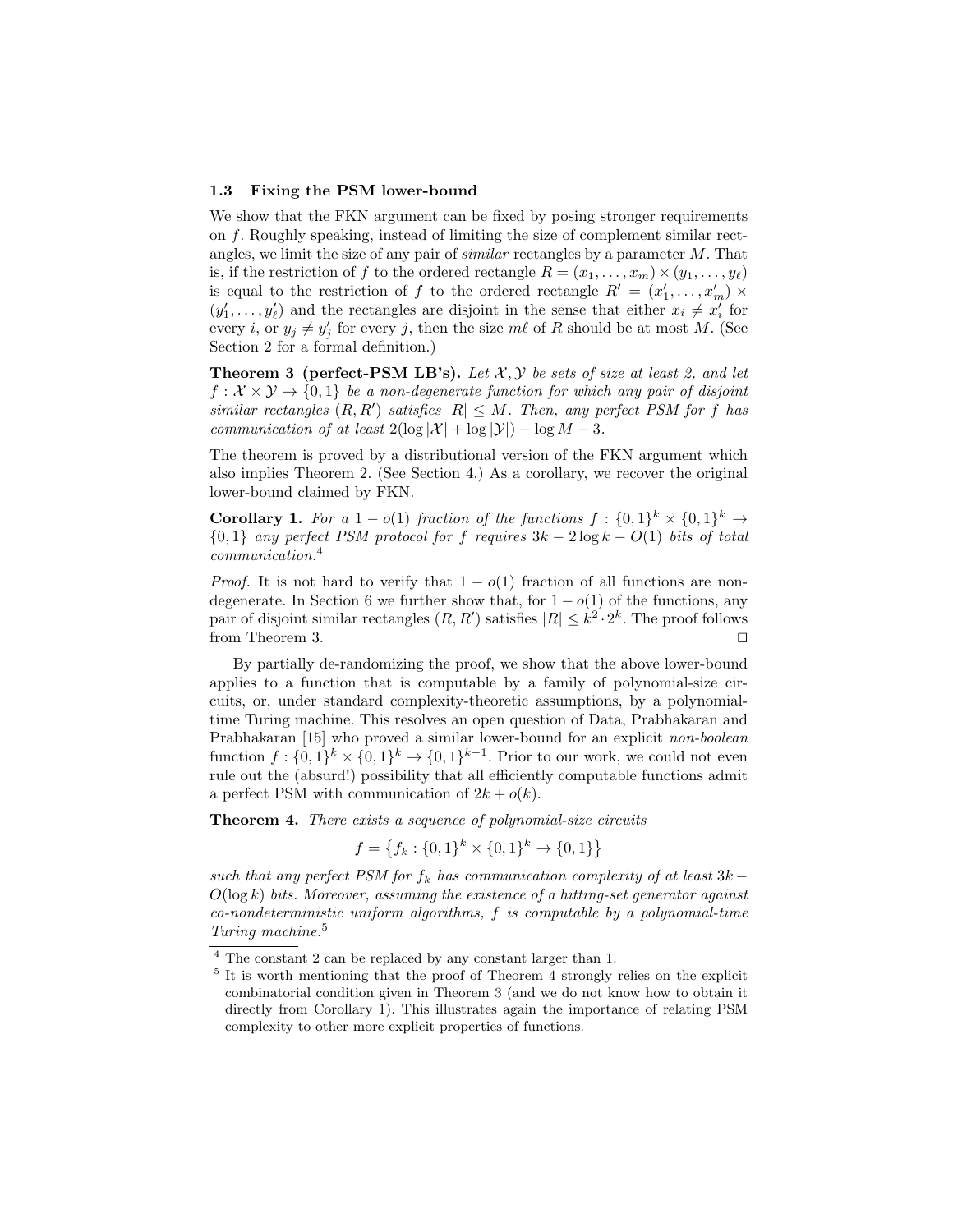### 1.3 Fixing the PSM lower-bound

We show that the FKN argument can be fixed by posing stronger requirements on $f$. Roughly speaking, instead of limiting the size of complement similar rectangles, we limit the size of any pair of *similar* rectangles by a parameter $M$. That is, if the restriction of $f$ to the ordered rectangle $R = (x_1, \dots, x_m) \times (y_1, \dots, y_\ell)$ is equal to the restriction of $f$ to the ordered rectangle $R' = (x'_1, \dots, x'_m) \times (y'_1, \dots, y'_\ell)$ and the rectangles are disjoint in the sense that either $x_i \neq x'_i$ for every $i$, or $y_j \neq y'_j$ for every $j$, then the size $m\ell$ of $R$ should be at most $M$. (See Section 2 for a formal definition.)

**Theorem 3 (perfect-PSM LB's).** *Let $\mathcal{X}, \mathcal{Y}$ be sets of size at least 2, and let $f : \mathcal{X} \times \mathcal{Y} \to \{0, 1\}$ be a non-degenerate function for which any pair of disjoint similar rectangles $(R, R')$ satisfies $|R| \leq M$. Then, any perfect PSM for $f$ has communication of at least $2(\log |\mathcal{X}| + \log |\mathcal{Y}|) - \log M - 3$.*

The theorem is proved by a distributional version of the FKN argument which also implies Theorem 2. (See Section 4.) As a corollary, we recover the original lower-bound claimed by FKN.

**Corollary 1.** *For a $1 - o(1)$ fraction of the functions $f : \{0,1\}^k \times \{0,1\}^k \to \{0, 1\}$ any perfect PSM protocol for $f$ requires $3k - 2\log k - O(1)$ bits of total communication.*[4]

*Proof.* It is not hard to verify that $1 - o(1)$ fraction of all functions are non-degenerate. In Section 6 we further show that, for $1 - o(1)$ of the functions, any pair of disjoint similar rectangles $(R, R')$ satisfies $|R| \leq k^2 \cdot 2^k$. The proof follows from Theorem 3. ◻

By partially de-randomizing the proof, we show that the above lower-bound applies to a function that is computable by a family of polynomial-size circuits, or, under standard complexity-theoretic assumptions, by a polynomial-time Turing machine. This resolves an open question of Data, Prabhakaran and Prabhakaran [15] who proved a similar lower-bound for an explicit *non-boolean* function $f : \{0,1\}^k \times \{0,1\}^k \to \{0,1\}^{k-1}$. Prior to our work, we could not even rule out the (absurd!) possibility that all efficiently computable functions admit a perfect PSM with communication of $2k + o(k)$.

**Theorem 4.** *There exists a sequence of polynomial-size circuits*

$$f = \left\{ f_k : \{0,1\}^k \times \{0,1\}^k \to \{0,1\} \right\}$$

*such that any perfect PSM for $f_k$ has communication complexity of at least $3k - O(\log k)$ bits. Moreover, assuming the existence of a hitting-set generator against co-nondeterministic uniform algorithms, $f$ is computable by a polynomial-time Turing machine.*[5]

---

[4] The constant 2 can be replaced by any constant larger than 1.

[5] It is worth mentioning that the proof of Theorem 4 strongly relies on the explicit combinatorial condition given in Theorem 3 (and we do not know how to obtain it directly from Corollary 1). This illustrates again the importance of relating PSM complexity to other more explicit properties of functions.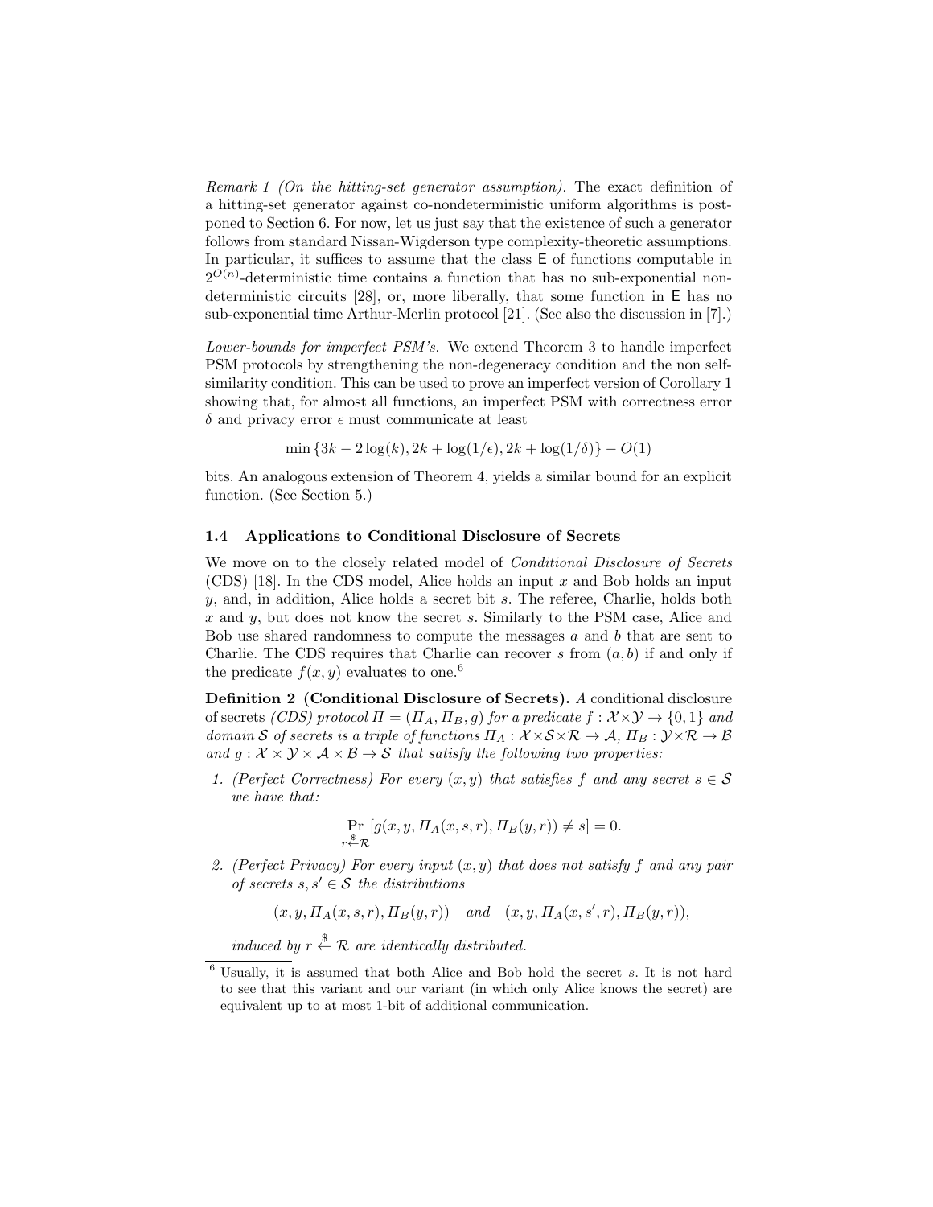*Remark 1 (On the hitting-set generator assumption).* The exact definition of a hitting-set generator against co-nondeterministic uniform algorithms is postponed to Section 6. For now, let us just say that the existence of such a generator follows from standard Nissan-Wigderson type complexity-theoretic assumptions. In particular, it suffices to assume that the class $\mathsf{E}$ of functions computable in $2^{O(n)}$-deterministic time contains a function that has no sub-exponential nondeterministic circuits [28], or, more liberally, that some function in $\mathsf{E}$ has no sub-exponential time Arthur-Merlin protocol [21]. (See also the discussion in [7].)

*Lower-bounds for imperfect PSM's.* We extend Theorem 3 to handle imperfect PSM protocols by strengthening the non-degeneracy condition and the non self-similarity condition. This can be used to prove an imperfect version of Corollary 1 showing that, for almost all functions, an imperfect PSM with correctness error $\delta$ and privacy error $\epsilon$ must communicate at least

$$\min\{3k - 2\log(k), 2k + \log(1/\epsilon), 2k + \log(1/\delta)\} - O(1)$$

bits. An analogous extension of Theorem 4, yields a similar bound for an explicit function. (See Section 5.)

### 1.4 Applications to Conditional Disclosure of Secrets

We move on to the closely related model of *Conditional Disclosure of Secrets* (CDS) [18]. In the CDS model, Alice holds an input $x$ and Bob holds an input $y$, and, in addition, Alice holds a secret bit $s$. The referee, Charlie, holds both $x$ and $y$, but does not know the secret $s$. Similarly to the PSM case, Alice and Bob use shared randomness to compute the messages $a$ and $b$ that are sent to Charlie. The CDS requires that Charlie can recover $s$ from $(a, b)$ if and only if the predicate $f(x, y)$ evaluates to one.[6]

**Definition 2 (Conditional Disclosure of Secrets).** *A* conditional disclosure of secrets *(CDS) protocol $\Pi = (\Pi_A, \Pi_B, g)$ for a predicate $f : \mathcal{X}\times\mathcal{Y} \to \{0, 1\}$ and domain $\mathcal{S}$ of secrets is a triple of functions $\Pi_A : \mathcal{X}\times\mathcal{S}\times\mathcal{R} \to \mathcal{A}$, $\Pi_B : \mathcal{Y}\times\mathcal{R} \to \mathcal{B}$ and $g : \mathcal{X} \times \mathcal{Y} \times \mathcal{A} \times \mathcal{B} \to \mathcal{S}$ that satisfy the following two properties:*

1. *(Perfect Correctness) For every $(x, y)$ that satisfies $f$ and any secret $s \in \mathcal{S}$ we have that:*

$$\Pr_{r \xleftarrow{\$} \mathcal{R}}[g(x, y, \Pi_A(x, s, r), \Pi_B(y, r)) \neq s] = 0.$$

2. *(Perfect Privacy) For every input $(x, y)$ that does not satisfy $f$ and any pair of secrets $s, s' \in \mathcal{S}$ the distributions*

$$(x, y, \Pi_A(x, s, r), \Pi_B(y, r)) \quad and \quad (x, y, \Pi_A(x, s', r), \Pi_B(y, r)),$$

*induced by $r \xleftarrow{\$} \mathcal{R}$ are identically distributed.*

[6] Usually, it is assumed that both Alice and Bob hold the secret $s$. It is not hard to see that this variant and our variant (in which only Alice knows the secret) are equivalent up to at most 1-bit of additional communication.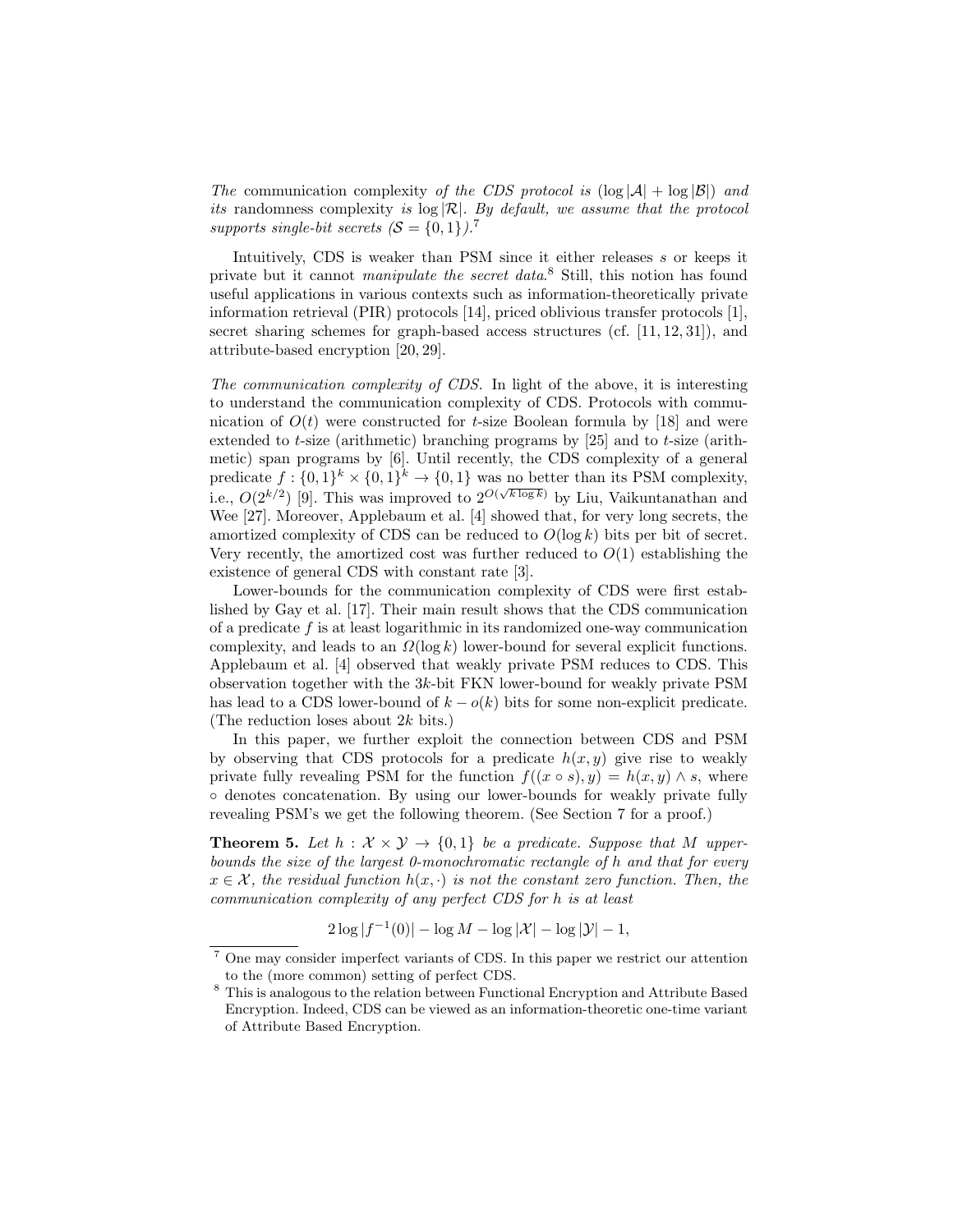*The* communication complexity *of the CDS protocol is* $(\log |\mathcal{A}| + \log |\mathcal{B}|)$ *and its* randomness complexity *is* $\log |\mathcal{R}|$. *By default, we assume that the protocol supports single-bit secrets* ($\mathcal{S} = \{0,1\}$).[7]

Intuitively, CDS is weaker than PSM since it either releases $s$ or keeps it private but it cannot *manipulate the secret data*.[8] Still, this notion has found useful applications in various contexts such as information-theoretically private information retrieval (PIR) protocols [14], priced oblivious transfer protocols [1], secret sharing schemes for graph-based access structures (cf. [11, 12, 31]), and attribute-based encryption [20, 29].

*The communication complexity of CDS.* In light of the above, it is interesting to understand the communication complexity of CDS. Protocols with communication of $O(t)$ were constructed for $t$-size Boolean formula by [18] and were extended to $t$-size (arithmetic) branching programs by [25] and to $t$-size (arithmetic) span programs by [6]. Until recently, the CDS complexity of a general predicate $f : \{0,1\}^k \times \{0,1\}^k \to \{0,1\}$ was no better than its PSM complexity, i.e., $O(2^{k/2})$ [9]. This was improved to $2^{O(\sqrt{k \log k})}$ by Liu, Vaikuntanathan and Wee [27]. Moreover, Applebaum et al. [4] showed that, for very long secrets, the amortized complexity of CDS can be reduced to $O(\log k)$ bits per bit of secret. Very recently, the amortized cost was further reduced to $O(1)$ establishing the existence of general CDS with constant rate [3].

Lower-bounds for the communication complexity of CDS were first established by Gay et al. [17]. Their main result shows that the CDS communication of a predicate $f$ is at least logarithmic in its randomized one-way communication complexity, and leads to an $\Omega(\log k)$ lower-bound for several explicit functions. Applebaum et al. [4] observed that weakly private PSM reduces to CDS. This observation together with the $3k$-bit FKN lower-bound for weakly private PSM has lead to a CDS lower-bound of $k - o(k)$ bits for some non-explicit predicate. (The reduction loses about $2k$ bits.)

In this paper, we further exploit the connection between CDS and PSM by observing that CDS protocols for a predicate $h(x,y)$ give rise to weakly private fully revealing PSM for the function $f((x \circ s), y) = h(x,y) \wedge s$, where $\circ$ denotes concatenation. By using our lower-bounds for weakly private fully revealing PSM's we get the following theorem. (See Section 7 for a proof.)

**Theorem 5.** *Let* $h : \mathcal{X} \times \mathcal{Y} \to \{0,1\}$ *be a predicate. Suppose that* $M$ *upper-bounds the size of the largest 0-monochromatic rectangle of* $h$ *and that for every* $x \in \mathcal{X}$, *the residual function* $h(x,\cdot)$ *is not the constant zero function. Then, the communication complexity of any perfect CDS for* $h$ *is at least*

$$2\log|f^{-1}(0)| - \log M - \log|\mathcal{X}| - \log|\mathcal{Y}| - 1,$$

[7] One may consider imperfect variants of CDS. In this paper we restrict our attention to the (more common) setting of perfect CDS.

[8] This is analogous to the relation between Functional Encryption and Attribute Based Encryption. Indeed, CDS can be viewed as an information-theoretic one-time variant of Attribute Based Encryption.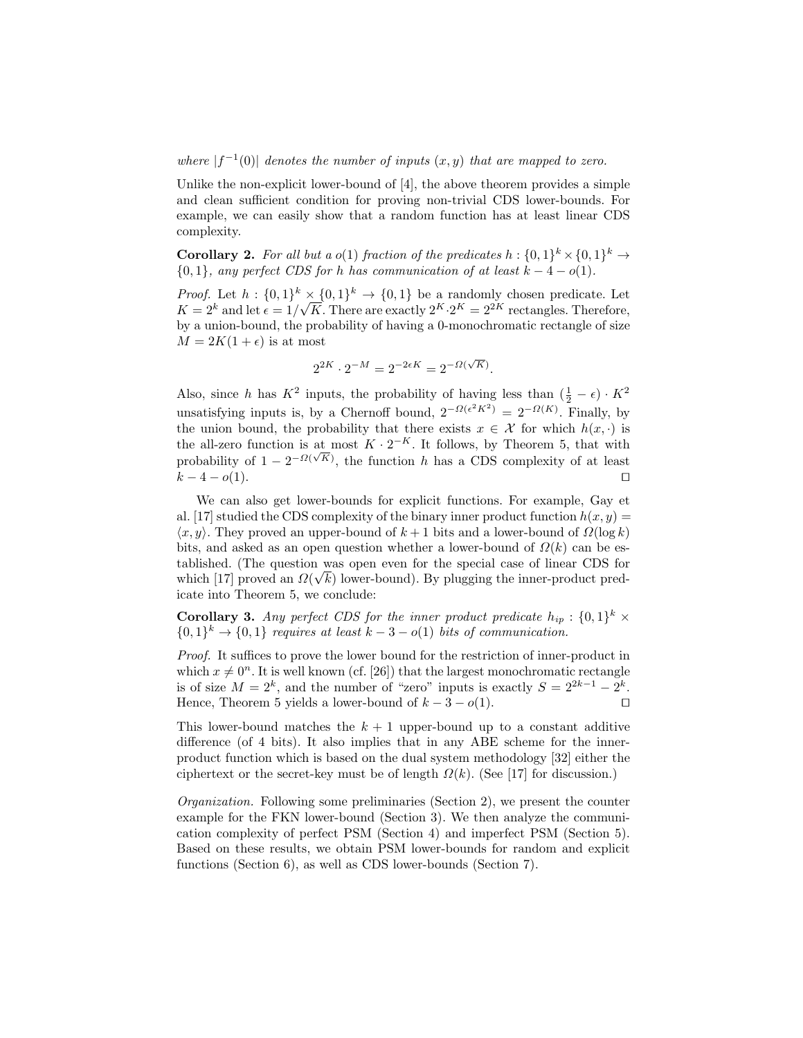*where $|f^{-1}(0)|$ denotes the number of inputs $(x, y)$ that are mapped to zero.*

Unlike the non-explicit lower-bound of [4], the above theorem provides a simple and clean sufficient condition for proving non-trivial CDS lower-bounds. For example, we can easily show that a random function has at least linear CDS complexity.

**Corollary 2.** *For all but a $o(1)$ fraction of the predicates $h : \{0,1\}^k \times \{0,1\}^k \to \{0,1\}$, any perfect CDS for $h$ has communication of at least $k - 4 - o(1)$.*

*Proof.* Let $h : \{0,1\}^k \times \{0,1\}^k \to \{0,1\}$ be a randomly chosen predicate. Let $K = 2^k$ and let $\epsilon = 1/\sqrt{K}$. There are exactly $2^K \cdot 2^K = 2^{2K}$ rectangles. Therefore, by a union-bound, the probability of having a 0-monochromatic rectangle of size $M = 2K(1 + \epsilon)$ is at most

$$2^{2K} \cdot 2^{-M} = 2^{-2\epsilon K} = 2^{-\Omega(\sqrt{K})}.$$

Also, since $h$ has $K^2$ inputs, the probability of having less than $(\frac{1}{2} - \epsilon) \cdot K^2$ unsatisfying inputs is, by a Chernoff bound, $2^{-\Omega(\epsilon^2 K^2)} = 2^{-\Omega(K)}$. Finally, by the union bound, the probability that there exists $x \in \mathcal{X}$ for which $h(x, \cdot)$ is the all-zero function is at most $K \cdot 2^{-K}$. It follows, by Theorem 5, that with probability of $1 - 2^{-\Omega(\sqrt{K})}$, the function $h$ has a CDS complexity of at least $k - 4 - o(1)$. ◻

We can also get lower-bounds for explicit functions. For example, Gay et al. [17] studied the CDS complexity of the binary inner product function $h(x, y) = \langle x, y \rangle$. They proved an upper-bound of $k + 1$ bits and a lower-bound of $\Omega(\log k)$ bits, and asked as an open question whether a lower-bound of $\Omega(k)$ can be established. (The question was open even for the special case of linear CDS for which [17] proved an $\Omega(\sqrt{k})$ lower-bound). By plugging the inner-product predicate into Theorem 5, we conclude:

**Corollary 3.** *Any perfect CDS for the inner product predicate $h_{ip} : \{0,1\}^k \times \{0,1\}^k \to \{0,1\}$ requires at least $k - 3 - o(1)$ bits of communication.*

*Proof.* It suffices to prove the lower bound for the restriction of inner-product in which $x \neq 0^n$. It is well known (cf. [26]) that the largest monochromatic rectangle is of size $M = 2^k$, and the number of "zero" inputs is exactly $S = 2^{2k-1} - 2^k$. Hence, Theorem 5 yields a lower-bound of $k - 3 - o(1)$. ◻

This lower-bound matches the $k + 1$ upper-bound up to a constant additive difference (of 4 bits). It also implies that in any ABE scheme for the inner-product function which is based on the dual system methodology [32] either the ciphertext or the secret-key must be of length $\Omega(k)$. (See [17] for discussion.)

*Organization.* Following some preliminaries (Section 2), we present the counter example for the FKN lower-bound (Section 3). We then analyze the communication complexity of perfect PSM (Section 4) and imperfect PSM (Section 5). Based on these results, we obtain PSM lower-bounds for random and explicit functions (Section 6), as well as CDS lower-bounds (Section 7).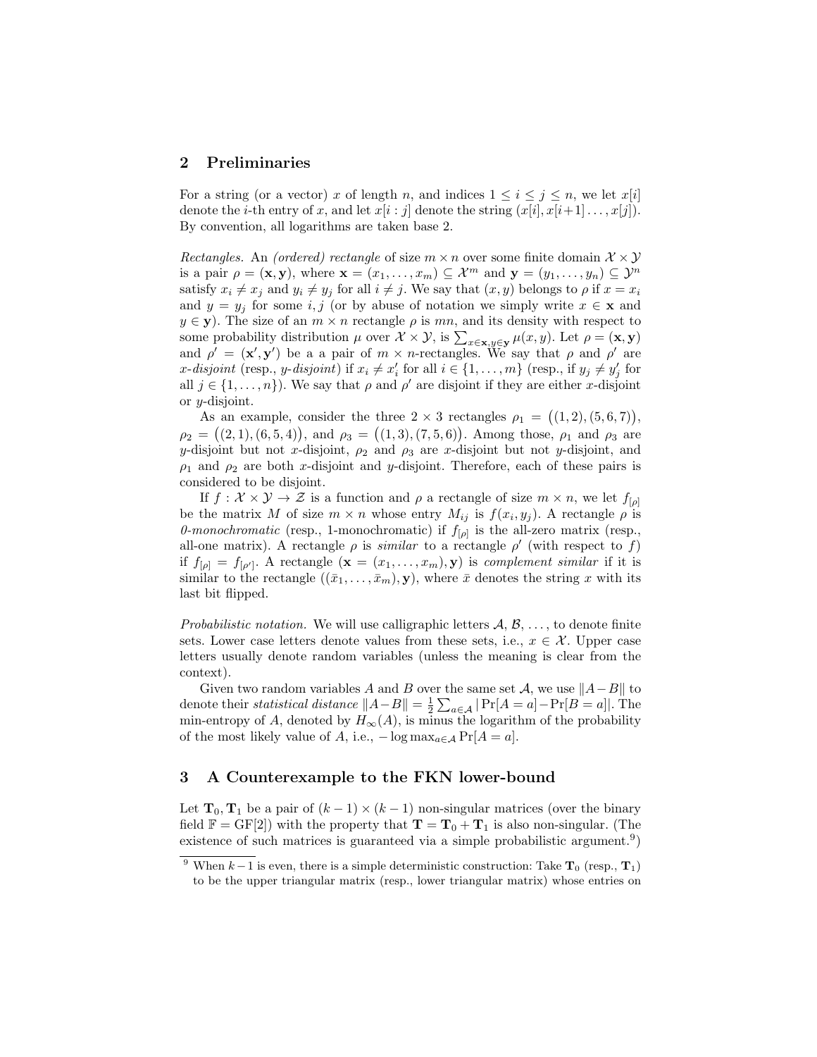## 2 Preliminaries

For a string (or a vector) $x$ of length $n$, and indices $1 \leq i \leq j \leq n$, we let $x[i]$ denote the $i$-th entry of $x$, and let $x[i:j]$ denote the string $(x[i], x[i+1] \ldots, x[j])$. By convention, all logarithms are taken base 2.

*Rectangles.* An *(ordered) rectangle* of size $m \times n$ over some finite domain $\mathcal{X} \times \mathcal{Y}$ is a pair $\rho = (\mathbf{x}, \mathbf{y})$, where $\mathbf{x} = (x_1, \ldots, x_m) \subseteq \mathcal{X}^m$ and $\mathbf{y} = (y_1, \ldots, y_n) \subseteq \mathcal{Y}^n$ satisfy $x_i \neq x_j$ and $y_i \neq y_j$ for all $i \neq j$. We say that $(x, y)$ belongs to $\rho$ if $x = x_i$ and $y = y_j$ for some $i, j$ (or by abuse of notation we simply write $x \in \mathbf{x}$ and $y \in \mathbf{y}$). The size of an $m \times n$ rectangle $\rho$ is $mn$, and its density with respect to some probability distribution $\mu$ over $\mathcal{X} \times \mathcal{Y}$, is $\sum_{x \in \mathbf{x}, y \in \mathbf{y}} \mu(x, y)$. Let $\rho = (\mathbf{x}, \mathbf{y})$ and $\rho' = (\mathbf{x}', \mathbf{y}')$ be a a pair of $m \times n$-rectangles. We say that $\rho$ and $\rho'$ are *x-disjoint* (resp., *y-disjoint*) if $x_i \neq x'_i$ for all $i \in \{1, \ldots, m\}$ (resp., if $y_j \neq y'_j$ for all $j \in \{1, \ldots, n\}$). We say that $\rho$ and $\rho'$ are disjoint if they are either $x$-disjoint or $y$-disjoint.

As an example, consider the three $2 \times 3$ rectangles $\rho_1 = \big((1,2),(5,6,7)\big)$, $\rho_2 = \big((2,1),(6,5,4)\big)$, and $\rho_3 = \big((1,3),(7,5,6)\big)$. Among those, $\rho_1$ and $\rho_3$ are $y$-disjoint but not $x$-disjoint, $\rho_2$ and $\rho_3$ are $x$-disjoint but not $y$-disjoint, and $\rho_1$ and $\rho_2$ are both $x$-disjoint and $y$-disjoint. Therefore, each of these pairs is considered to be disjoint.

If $f : \mathcal{X} \times \mathcal{Y} \to \mathcal{Z}$ is a function and $\rho$ a rectangle of size $m \times n$, we let $f_{[\rho]}$ be the matrix $M$ of size $m \times n$ whose entry $M_{ij}$ is $f(x_i, y_j)$. A rectangle $\rho$ is *0-monochromatic* (resp., 1-monochromatic) if $f_{[\rho]}$ is the all-zero matrix (resp., all-one matrix). A rectangle $\rho$ is *similar* to a rectangle $\rho'$ (with respect to $f$) if $f_{[\rho]} = f_{[\rho']}$. A rectangle $(\mathbf{x} = (x_1, \ldots, x_m), \mathbf{y})$ is *complement similar* if it is similar to the rectangle $((\bar{x}_1, \ldots, \bar{x}_m), \mathbf{y})$, where $\bar{x}$ denotes the string $x$ with its last bit flipped.

*Probabilistic notation.* We will use calligraphic letters $\mathcal{A}$, $\mathcal{B}$, ..., to denote finite sets. Lower case letters denote values from these sets, i.e., $x \in \mathcal{X}$. Upper case letters usually denote random variables (unless the meaning is clear from the context).

Given two random variables $A$ and $B$ over the same set $\mathcal{A}$, we use $\|A - B\|$ to denote their *statistical distance* $\|A - B\| = \frac{1}{2} \sum_{a \in \mathcal{A}} |\Pr[A = a] - \Pr[B = a]|$. The min-entropy of $A$, denoted by $H_\infty(A)$, is minus the logarithm of the probability of the most likely value of $A$, i.e., $-\log \max_{a \in \mathcal{A}} \Pr[A = a]$.

## 3 A Counterexample to the FKN lower-bound

Let $\mathbf{T}_0, \mathbf{T}_1$ be a pair of $(k-1) \times (k-1)$ non-singular matrices (over the binary field $\mathbb{F} = \mathrm{GF}[2]$) with the property that $\mathbf{T} = \mathbf{T}_0 + \mathbf{T}_1$ is also non-singular. (The existence of such matrices is guaranteed via a simple probabilistic argument.[9])

[9] When $k-1$ is even, there is a simple deterministic construction: Take $\mathbf{T}_0$ (resp., $\mathbf{T}_1$) to be the upper triangular matrix (resp., lower triangular matrix) whose entries on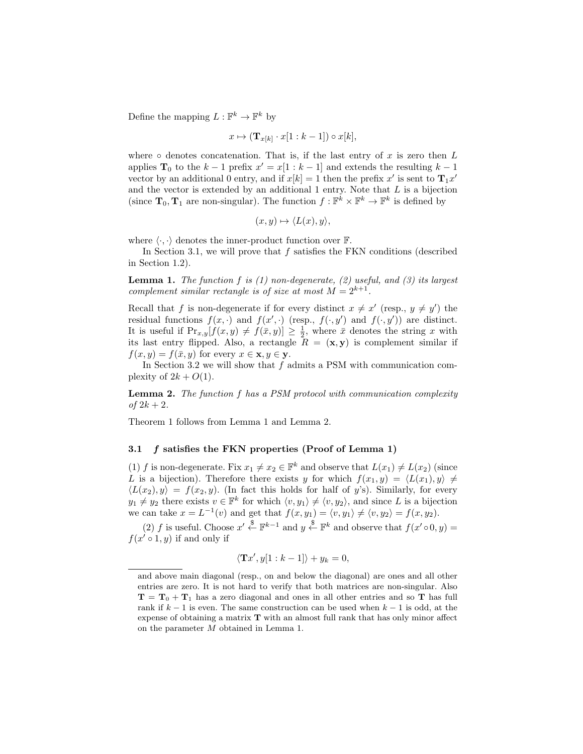Define the mapping $L : \mathbb{F}^k \to \mathbb{F}^k$ by

$$x \mapsto (\mathbf{T}_{x[k]} \cdot x[1:k-1]) \circ x[k],$$

where $\circ$ denotes concatenation. That is, if the last entry of $x$ is zero then $L$ applies $\mathbf{T}_0$ to the $k-1$ prefix $x' = x[1:k-1]$ and extends the resulting $k-1$ vector by an additional 0 entry, and if $x[k] = 1$ then the prefix $x'$ is sent to $\mathbf{T}_1 x'$ and the vector is extended by an additional 1 entry. Note that $L$ is a bijection (since $\mathbf{T}_0, \mathbf{T}_1$ are non-singular). The function $f : \mathbb{F}^k \times \mathbb{F}^k \to \mathbb{F}^k$ is defined by

$$(x, y) \mapsto \langle L(x), y \rangle,$$

where $\langle \cdot, \cdot \rangle$ denotes the inner-product function over $\mathbb{F}$.

In Section 3.1, we will prove that $f$ satisfies the FKN conditions (described in Section 1.2).

**Lemma 1.** *The function $f$ is (1) non-degenerate, (2) useful, and (3) its largest complement similar rectangle is of size at most $M = 2^{k+1}$.*

Recall that $f$ is non-degenerate if for every distinct $x \neq x'$ (resp., $y \neq y'$) the residual functions $f(x, \cdot)$ and $f(x', \cdot)$ (resp., $f(\cdot, y')$ and $f(\cdot, y')$) are distinct. It is useful if $\Pr_{x,y}[f(x, y) \neq f(\bar{x}, y)] \geq \frac{1}{2}$, where $\bar{x}$ denotes the string $x$ with its last entry flipped. Also, a rectangle $R = (\mathbf{x}, \mathbf{y})$ is complement similar if $f(x, y) = f(\bar{x}, y)$ for every $x \in \mathbf{x}, y \in \mathbf{y}$.

In Section 3.2 we will show that $f$ admits a PSM with communication complexity of $2k + O(1)$.

**Lemma 2.** *The function $f$ has a PSM protocol with communication complexity of $2k + 2$.*

Theorem 1 follows from Lemma 1 and Lemma 2.

### 3.1 $f$ satisfies the FKN properties (Proof of Lemma 1)

(1) $f$ is non-degenerate. Fix $x_1 \neq x_2 \in \mathbb{F}^k$ and observe that $L(x_1) \neq L(x_2)$ (since $L$ is a bijection). Therefore there exists $y$ for which $f(x_1, y) = \langle L(x_1), y \rangle \neq \langle L(x_2), y \rangle = f(x_2, y)$. (In fact this holds for half of $y$'s). Similarly, for every $y_1 \neq y_2$ there exists $v \in \mathbb{F}^k$ for which $\langle v, y_1 \rangle \neq \langle v, y_2 \rangle$, and since $L$ is a bijection we can take $x = L^{-1}(v)$ and get that $f(x, y_1) = \langle v, y_1 \rangle \neq \langle v, y_2 \rangle = f(x, y_2)$.

(2) $f$ is useful. Choose $x' \xleftarrow{\$} \mathbb{F}^{k-1}$ and $y \xleftarrow{\$} \mathbb{F}^k$ and observe that $f(x' \circ 0, y) = f(x' \circ 1, y)$ if and only if

$$\langle \mathbf{T}x', y[1:k-1] \rangle + y_k = 0,$$

---

and above main diagonal (resp., on and below the diagonal) are ones and all other entries are zero. It is not hard to verify that both matrices are non-singular. Also $\mathbf{T} = \mathbf{T}_0 + \mathbf{T}_1$ has a zero diagonal and ones in all other entries and so $\mathbf{T}$ has full rank if $k-1$ is even. The same construction can be used when $k-1$ is odd, at the expense of obtaining a matrix $\mathbf{T}$ with an almost full rank that has only minor affect on the parameter $M$ obtained in Lemma 1.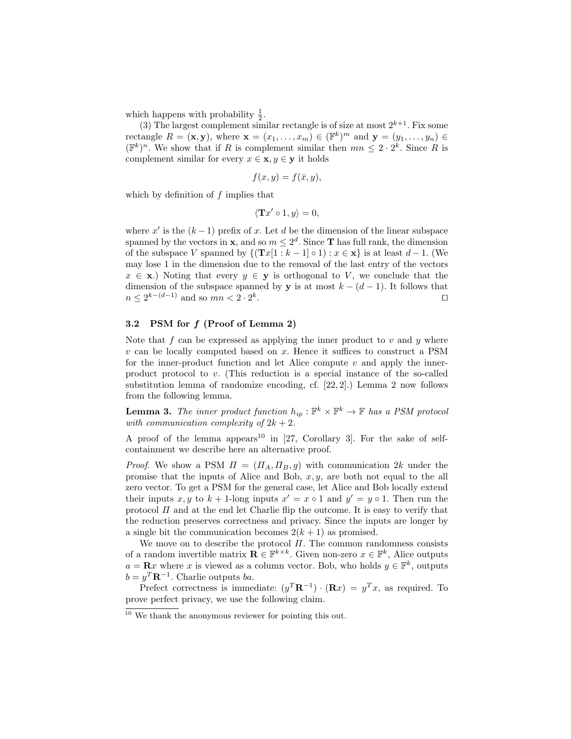which happens with probability $\frac{1}{2}$.

(3) The largest complement similar rectangle is of size at most $2^{k+1}$. Fix some rectangle $R = (\mathbf{x}, \mathbf{y})$, where $\mathbf{x} = (x_1, \ldots, x_m) \in (\mathbb{F}^k)^m$ and $\mathbf{y} = (y_1, \ldots, y_n) \in (\mathbb{F}^k)^n$. We show that if $R$ is complement similar then $mn \leq 2 \cdot 2^k$. Since $R$ is complement similar for every $x \in \mathbf{x}, y \in \mathbf{y}$ it holds

$$f(x, y) = f(\bar{x}, y),$$

which by definition of $f$ implies that

$$\langle \mathbf{T}x' \circ 1, y \rangle = 0,$$

where $x'$ is the $(k-1)$ prefix of $x$. Let $d$ be the dimension of the linear subspace spanned by the vectors in $\mathbf{x}$, and so $m \leq 2^d$. Since $\mathbf{T}$ has full rank, the dimension of the subspace $V$ spanned by $\{(\mathbf{T}x[1 : k-1] \circ 1) : x \in \mathbf{x}\}$ is at least $d-1$. (We may lose 1 in the dimension due to the removal of the last entry of the vectors $x \in \mathbf{x}$.) Noting that every $y \in \mathbf{y}$ is orthogonal to $V$, we conclude that the dimension of the subspace spanned by $\mathbf{y}$ is at most $k - (d-1)$. It follows that $n \leq 2^{k-(d-1)}$ and so $mn < 2 \cdot 2^k$. □

### 3.2 PSM for $f$ (Proof of Lemma 2)

Note that $f$ can be expressed as applying the inner product to $v$ and $y$ where $v$ can be locally computed based on $x$. Hence it suffices to construct a PSM for the inner-product function and let Alice compute $v$ and apply the inner-product protocol to $v$. (This reduction is a special instance of the so-called substitution lemma of randomize encoding, cf. [22, 2].) Lemma 2 now follows from the following lemma.

**Lemma 3.** *The inner product function $h_{ip} : \mathbb{F}^k \times \mathbb{F}^k \to \mathbb{F}$ has a PSM protocol with communication complexity of $2k + 2$.*

A proof of the lemma appears[10] in [27, Corollary 3]. For the sake of self-containment we describe here an alternative proof.

*Proof.* We show a PSM $\Pi = (\Pi_A, \Pi_B, g)$ with communication $2k$ under the promise that the inputs of Alice and Bob, $x, y$, are both not equal to the all zero vector. To get a PSM for the general case, let Alice and Bob locally extend their inputs $x, y$ to $k+1$-long inputs $x' = x \circ 1$ and $y' = y \circ 1$. Then run the protocol $\Pi$ and at the end let Charlie flip the outcome. It is easy to verify that the reduction preserves correctness and privacy. Since the inputs are longer by a single bit the communication becomes $2(k+1)$ as promised.

We move on to describe the protocol $\Pi$. The common randomness consists of a random invertible matrix $\mathbf{R} \in \mathbb{F}^{k \times k}$. Given non-zero $x \in \mathbb{F}^k$, Alice outputs $a = \mathbf{R}x$ where $x$ is viewed as a column vector. Bob, who holds $y \in \mathbb{F}^k$, outputs $b = y^T \mathbf{R}^{-1}$. Charlie outputs $ba$.

Prefect correctness is immediate: $(y^T \mathbf{R}^{-1}) \cdot (\mathbf{R}x) = y^T x$, as required. To prove perfect privacy, we use the following claim.

[10] We thank the anonymous reviewer for pointing this out.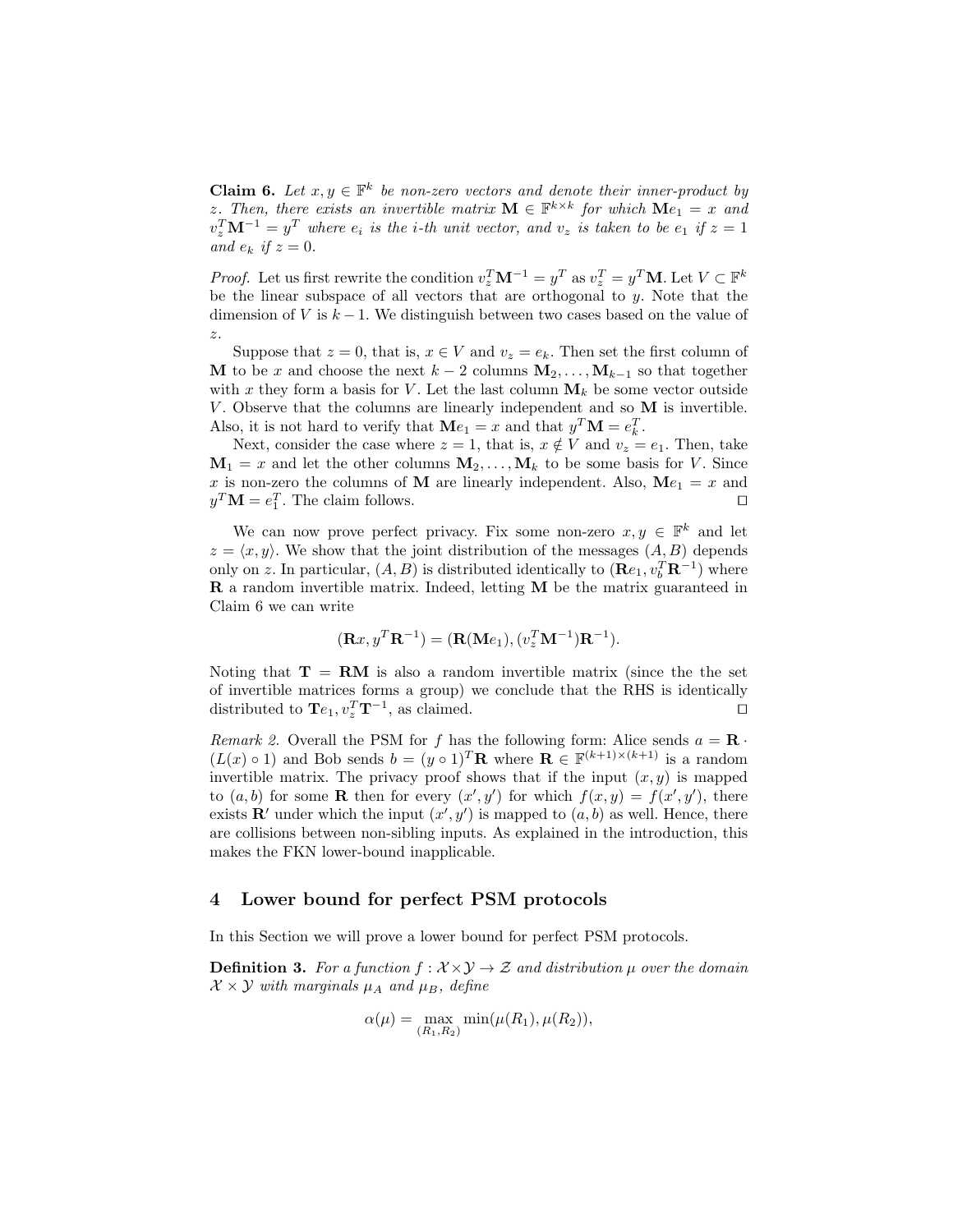**Claim 6.** *Let $x, y \in \mathbb{F}^k$ be non-zero vectors and denote their inner-product by $z$. Then, there exists an invertible matrix $\mathbf{M} \in \mathbb{F}^{k\times k}$ for which $\mathbf{M}e_1 = x$ and $v_z^T \mathbf{M}^{-1} = y^T$ where $e_i$ is the $i$-th unit vector, and $v_z$ is taken to be $e_1$ if $z = 1$ and $e_k$ if $z = 0$.*

*Proof.* Let us first rewrite the condition $v_z^T \mathbf{M}^{-1} = y^T$ as $v_z^T = y^T \mathbf{M}$. Let $V \subset \mathbb{F}^k$ be the linear subspace of all vectors that are orthogonal to $y$. Note that the dimension of $V$ is $k - 1$. We distinguish between two cases based on the value of $z$.

Suppose that $z = 0$, that is, $x \in V$ and $v_z = e_k$. Then set the first column of $\mathbf{M}$ to be $x$ and choose the next $k - 2$ columns $\mathbf{M}_2, \ldots, \mathbf{M}_{k-1}$ so that together with $x$ they form a basis for $V$. Let the last column $\mathbf{M}_k$ be some vector outside $V$. Observe that the columns are linearly independent and so $\mathbf{M}$ is invertible. Also, it is not hard to verify that $\mathbf{M}e_1 = x$ and that $y^T \mathbf{M} = e_k^T$.

Next, consider the case where $z = 1$, that is, $x \notin V$ and $v_z = e_1$. Then, take $\mathbf{M}_1 = x$ and let the other columns $\mathbf{M}_2, \ldots, \mathbf{M}_k$ to be some basis for $V$. Since $x$ is non-zero the columns of $\mathbf{M}$ are linearly independent. Also, $\mathbf{M}e_1 = x$ and $y^T \mathbf{M} = e_1^T$. The claim follows. □

We can now prove perfect privacy. Fix some non-zero $x, y \in \mathbb{F}^k$ and let $z = \langle x, y \rangle$. We show that the joint distribution of the messages $(A, B)$ depends only on $z$. In particular, $(A, B)$ is distributed identically to $(\mathbf{R}e_1, v_b^T \mathbf{R}^{-1})$ where $\mathbf{R}$ a random invertible matrix. Indeed, letting $\mathbf{M}$ be the matrix guaranteed in Claim 6 we can write

$$(\mathbf{R}x, y^T \mathbf{R}^{-1}) = (\mathbf{R}(\mathbf{M}e_1), (v_z^T \mathbf{M}^{-1})\mathbf{R}^{-1}).$$

Noting that $\mathbf{T} = \mathbf{R}\mathbf{M}$ is also a random invertible matrix (since the the set of invertible matrices forms a group) we conclude that the RHS is identically distributed to $\mathbf{T}e_1, v_z^T \mathbf{T}^{-1}$, as claimed. □

*Remark 2.* Overall the PSM for $f$ has the following form: Alice sends $a = \mathbf{R} \cdot (L(x) \circ 1)$ and Bob sends $b = (y \circ 1)^T \mathbf{R}$ where $\mathbf{R} \in \mathbb{F}^{(k+1)\times(k+1)}$ is a random invertible matrix. The privacy proof shows that if the input $(x, y)$ is mapped to $(a, b)$ for some $\mathbf{R}$ then for every $(x', y')$ for which $f(x, y) = f(x', y')$, there exists $\mathbf{R}'$ under which the input $(x', y')$ is mapped to $(a, b)$ as well. Hence, there are collisions between non-sibling inputs. As explained in the introduction, this makes the FKN lower-bound inapplicable.

## 4 Lower bound for perfect PSM protocols

In this Section we will prove a lower bound for perfect PSM protocols.

**Definition 3.** *For a function $f : \mathcal{X} \times \mathcal{Y} \to \mathcal{Z}$ and distribution $\mu$ over the domain $\mathcal{X} \times \mathcal{Y}$ with marginals $\mu_A$ and $\mu_B$, define*

$$\alpha(\mu) = \max_{(R_1,R_2)} \min(\mu(R_1), \mu(R_2)),$$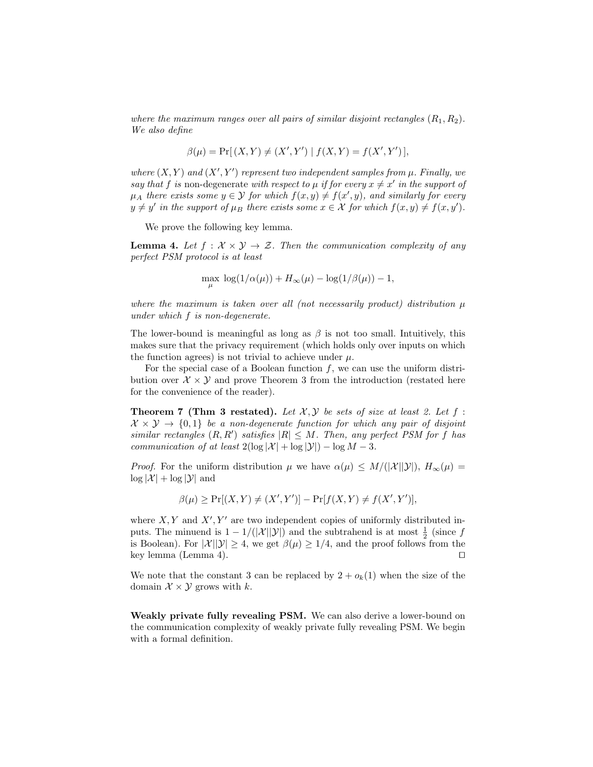*where the maximum ranges over all pairs of similar disjoint rectangles* $(R_1, R_2)$. *We also define*

$$\beta(\mu) = \Pr[\,(X,Y) \neq (X',Y') \mid f(X,Y) = f(X',Y')\,],$$

*where* $(X,Y)$ *and* $(X',Y')$ *represent two independent samples from* $\mu$. *Finally, we say that* $f$ *is* non-degenerate *with respect to* $\mu$ *if for every* $x \neq x'$ *in the support of* $\mu_A$ *there exists some* $y \in \mathcal{Y}$ *for which* $f(x,y) \neq f(x',y)$*, and similarly for every* $y \neq y'$ *in the support of* $\mu_B$ *there exists some* $x \in \mathcal{X}$ *for which* $f(x,y) \neq f(x,y')$.

We prove the following key lemma.

**Lemma 4.** *Let* $f : \mathcal{X} \times \mathcal{Y} \to \mathcal{Z}$. *Then the communication complexity of any perfect PSM protocol is at least*

$$\max_{\mu}\ \log(1/\alpha(\mu)) + H_\infty(\mu) - \log(1/\beta(\mu)) - 1,$$

*where the maximum is taken over all (not necessarily product) distribution* $\mu$ *under which* $f$ *is non-degenerate.*

The lower-bound is meaningful as long as $\beta$ is not too small. Intuitively, this makes sure that the privacy requirement (which holds only over inputs on which the function agrees) is not trivial to achieve under $\mu$.

For the special case of a Boolean function $f$, we can use the uniform distribution over $\mathcal{X} \times \mathcal{Y}$ and prove Theorem 3 from the introduction (restated here for the convenience of the reader).

**Theorem 7 (Thm 3 restated).** *Let* $\mathcal{X}, \mathcal{Y}$ *be sets of size at least 2. Let* $f : \mathcal{X} \times \mathcal{Y} \to \{0,1\}$ *be a non-degenerate function for which any pair of disjoint similar rectangles* $(R, R')$ *satisfies* $|R| \leq M$. *Then, any perfect PSM for* $f$ *has communication of at least* $2(\log|\mathcal{X}| + \log|\mathcal{Y}|) - \log M - 3$.

*Proof.* For the uniform distribution $\mu$ we have $\alpha(\mu) \leq M/(|\mathcal{X}||\mathcal{Y}|)$, $H_\infty(\mu) = \log|\mathcal{X}| + \log|\mathcal{Y}|$ and

$$\beta(\mu) \geq \Pr[(X,Y) \neq (X',Y')] - \Pr[f(X,Y) \neq f(X',Y')],$$

where $X,Y$ and $X',Y'$ are two independent copies of uniformly distributed inputs. The minuend is $1 - 1/(|\mathcal{X}||\mathcal{Y}|)$ and the subtrahend is at most $\frac{1}{2}$ (since $f$ is Boolean). For $|\mathcal{X}||\mathcal{Y}| \geq 4$, we get $\beta(\mu) \geq 1/4$, and the proof follows from the key lemma (Lemma 4). $\square$

We note that the constant 3 can be replaced by $2 + o_k(1)$ when the size of the domain $\mathcal{X} \times \mathcal{Y}$ grows with $k$.

**Weakly private fully revealing PSM.** We can also derive a lower-bound on the communication complexity of weakly private fully revealing PSM. We begin with a formal definition.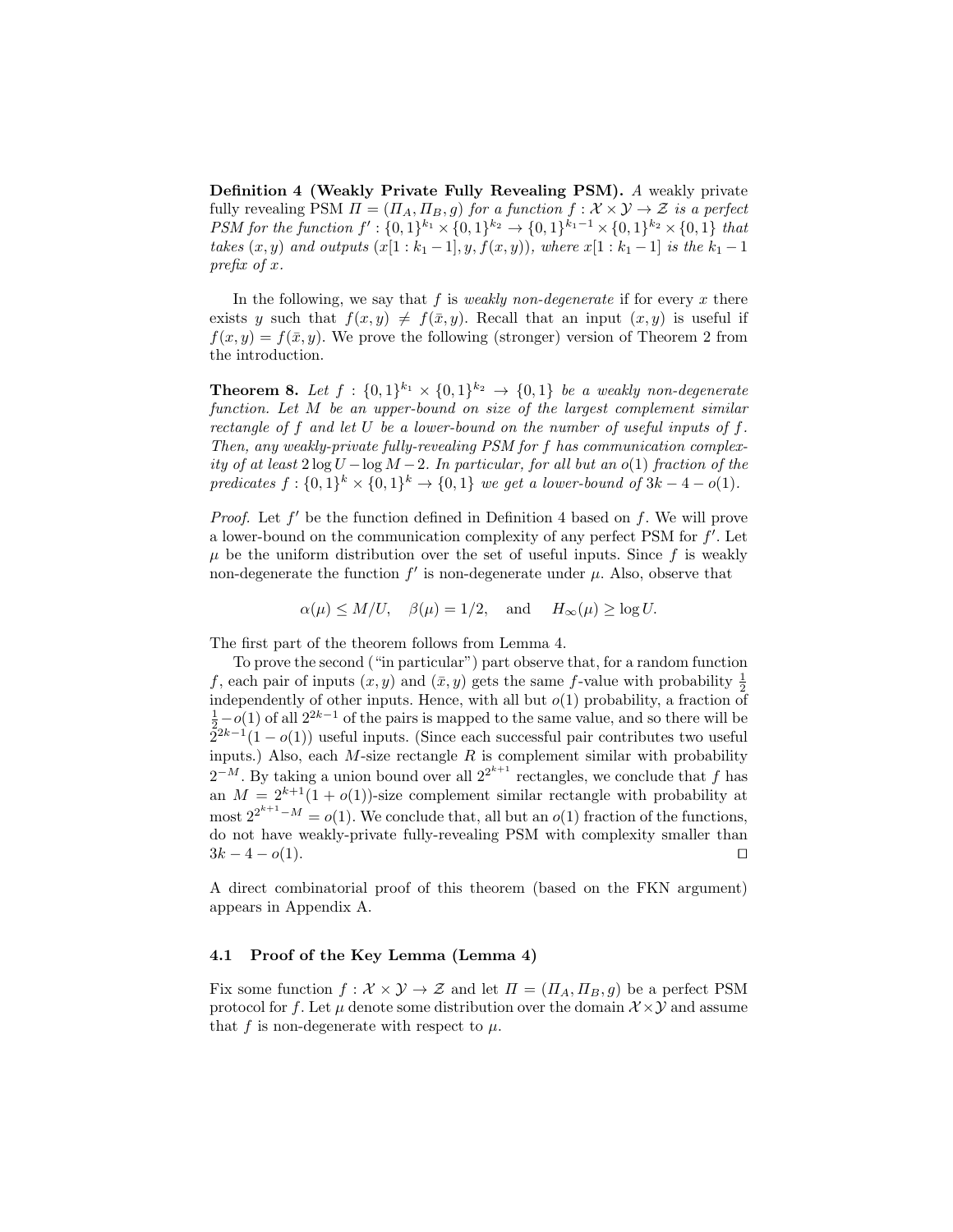**Definition 4 (Weakly Private Fully Revealing PSM).** *A* weakly private fully revealing PSM $\Pi = (\Pi_A, \Pi_B, g)$ *for a function* $f : \mathcal{X} \times \mathcal{Y} \to \mathcal{Z}$ *is a perfect PSM for the function* $f' : \{0,1\}^{k_1} \times \{0,1\}^{k_2} \to \{0,1\}^{k_1-1} \times \{0,1\}^{k_2} \times \{0,1\}$ *that takes* $(x, y)$ *and outputs* $(x[1 : k_1 - 1], y, f(x, y))$*, where* $x[1 : k_1 - 1]$ *is the* $k_1 - 1$ *prefix of* $x$*.*

In the following, we say that $f$ is *weakly non-degenerate* if for every $x$ there exists $y$ such that $f(x, y) \neq f(\bar{x}, y)$. Recall that an input $(x, y)$ is useful if $f(x, y) = f(\bar{x}, y)$. We prove the following (stronger) version of Theorem 2 from the introduction.

**Theorem 8.** *Let* $f : \{0,1\}^{k_1} \times \{0,1\}^{k_2} \to \{0,1\}$ *be a weakly non-degenerate function. Let* $M$ *be an upper-bound on size of the largest complement similar rectangle of* $f$ *and let* $U$ *be a lower-bound on the number of useful inputs of* $f$*. Then, any weakly-private fully-revealing PSM for* $f$ *has communication complexity of at least* $2 \log U - \log M - 2$*. In particular, for all but an* $o(1)$ *fraction of the predicates* $f : \{0,1\}^k \times \{0,1\}^k \to \{0,1\}$ *we get a lower-bound of* $3k - 4 - o(1)$*.*

*Proof.* Let $f'$ be the function defined in Definition 4 based on $f$. We will prove a lower-bound on the communication complexity of any perfect PSM for $f'$. Let $\mu$ be the uniform distribution over the set of useful inputs. Since $f$ is weakly non-degenerate the function $f'$ is non-degenerate under $\mu$. Also, observe that

$$\alpha(\mu) \leq M/U, \quad \beta(\mu) = 1/2, \quad \text{and} \quad H_\infty(\mu) \geq \log U.$$

The first part of the theorem follows from Lemma 4.

To prove the second ("in particular") part observe that, for a random function $f$, each pair of inputs $(x, y)$ and $(\bar{x}, y)$ gets the same $f$-value with probability $\frac{1}{2}$ independently of other inputs. Hence, with all but $o(1)$ probability, a fraction of $\frac{1}{2} - o(1)$ of all $2^{2k-1}$ of the pairs is mapped to the same value, and so there will be $2^{2k-1}(1 - o(1))$ useful inputs. (Since each successful pair contributes two useful inputs.) Also, each $M$-size rectangle $R$ is complement similar with probability $2^{-M}$. By taking a union bound over all $2^{2^{k+1}}$ rectangles, we conclude that $f$ has an $M = 2^{k+1}(1 + o(1))$-size complement similar rectangle with probability at most $2^{2^{k+1} - M} = o(1)$. We conclude that, all but an $o(1)$ fraction of the functions, do not have weakly-private fully-revealing PSM with complexity smaller than $3k - 4 - o(1)$. □

A direct combinatorial proof of this theorem (based on the FKN argument) appears in Appendix A.

### 4.1 Proof of the Key Lemma (Lemma 4)

Fix some function $f : \mathcal{X} \times \mathcal{Y} \to \mathcal{Z}$ and let $\Pi = (\Pi_A, \Pi_B, g)$ be a perfect PSM protocol for $f$. Let $\mu$ denote some distribution over the domain $\mathcal{X} \times \mathcal{Y}$ and assume that $f$ is non-degenerate with respect to $\mu$.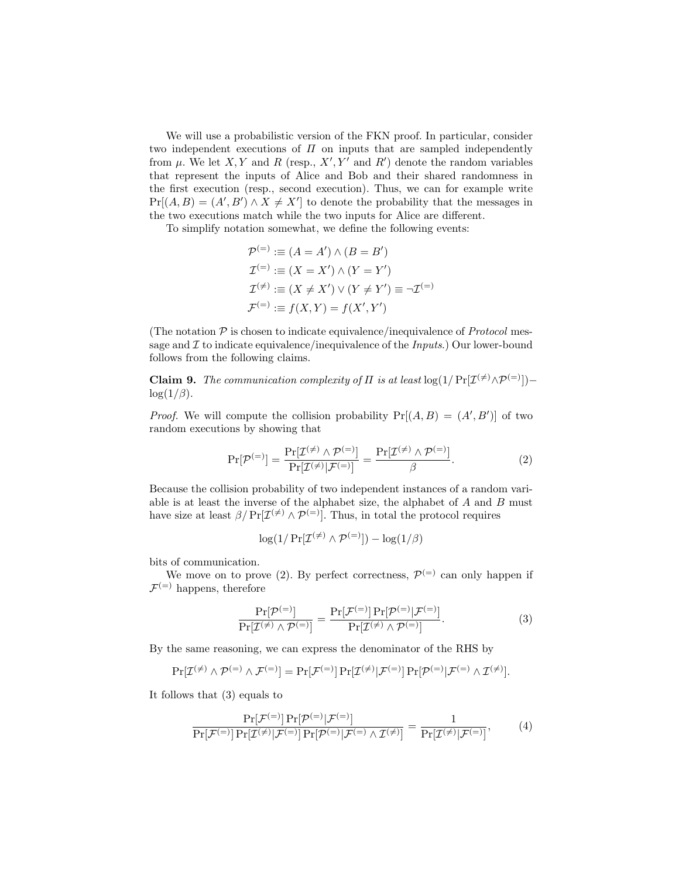We will use a probabilistic version of the FKN proof. In particular, consider two independent executions of $\Pi$ on inputs that are sampled independently from $\mu$. We let $X, Y$ and $R$ (resp., $X', Y'$ and $R'$) denote the random variables that represent the inputs of Alice and Bob and their shared randomness in the first execution (resp., second execution). Thus, we can for example write $\Pr[(A, B) = (A', B') \wedge X \neq X']$ to denote the probability that the messages in the two executions match while the two inputs for Alice are different.

To simplify notation somewhat, we define the following events:

$$\mathcal{P}^{(=)} :\equiv (A = A') \wedge (B = B')$$
$$\mathcal{I}^{(=)} :\equiv (X = X') \wedge (Y = Y')$$
$$\mathcal{I}^{(\neq)} :\equiv (X \neq X') \vee (Y \neq Y') \equiv \neg\mathcal{I}^{(=)}$$
$$\mathcal{F}^{(=)} :\equiv f(X, Y) = f(X', Y')$$

(The notation $\mathcal{P}$ is chosen to indicate equivalence/inequivalence of *Protocol* message and $\mathcal{I}$ to indicate equivalence/inequivalence of the *Inputs*.) Our lower-bound follows from the following claims.

**Claim 9.** *The communication complexity of* $\Pi$ *is at least* $\log(1/\Pr[\mathcal{I}^{(\neq)} \wedge \mathcal{P}^{(=)}]) - \log(1/\beta)$.

*Proof.* We will compute the collision probability $\Pr[(A, B) = (A', B')]$ of two random executions by showing that

$$\Pr[\mathcal{P}^{(=)}] = \frac{\Pr[\mathcal{I}^{(\neq)} \wedge \mathcal{P}^{(=)}]}{\Pr[\mathcal{I}^{(\neq)} | \mathcal{F}^{(=)}]} = \frac{\Pr[\mathcal{I}^{(\neq)} \wedge \mathcal{P}^{(=)}]}{\beta}. \tag{2}$$

Because the collision probability of two independent instances of a random variable is at least the inverse of the alphabet size, the alphabet of $A$ and $B$ must have size at least $\beta / \Pr[\mathcal{I}^{(\neq)} \wedge \mathcal{P}^{(=)}]$. Thus, in total the protocol requires

$$\log(1/\Pr[\mathcal{I}^{(\neq)} \wedge \mathcal{P}^{(=)}]) - \log(1/\beta)$$

bits of communication.

We move on to prove (2). By perfect correctness, $\mathcal{P}^{(=)}$ can only happen if $\mathcal{F}^{(=)}$ happens, therefore

$$\frac{\Pr[\mathcal{P}^{(=)}]}{\Pr[\mathcal{I}^{(\neq)} \wedge \mathcal{P}^{(=)}]} = \frac{\Pr[\mathcal{F}^{(=)}] \Pr[\mathcal{P}^{(=)} | \mathcal{F}^{(=)}]}{\Pr[\mathcal{I}^{(\neq)} \wedge \mathcal{P}^{(=)}]}. \tag{3}$$

By the same reasoning, we can express the denominator of the RHS by

$$\Pr[\mathcal{I}^{(\neq)} \wedge \mathcal{P}^{(=)} \wedge \mathcal{F}^{(=)}] = \Pr[\mathcal{F}^{(=)}] \Pr[\mathcal{I}^{(\neq)} | \mathcal{F}^{(=)}] \Pr[\mathcal{P}^{(=)} | \mathcal{F}^{(=)} \wedge \mathcal{I}^{(\neq)}].$$

It follows that (3) equals to

$$\frac{\Pr[\mathcal{F}^{(=)}] \Pr[\mathcal{P}^{(=)} | \mathcal{F}^{(=)}]}{\Pr[\mathcal{F}^{(=)}] \Pr[\mathcal{I}^{(\neq)} | \mathcal{F}^{(=)}] \Pr[\mathcal{P}^{(=)} | \mathcal{F}^{(=)} \wedge \mathcal{I}^{(\neq)}]} = \frac{1}{\Pr[\mathcal{I}^{(\neq)} | \mathcal{F}^{(=)}]}, \tag{4}$$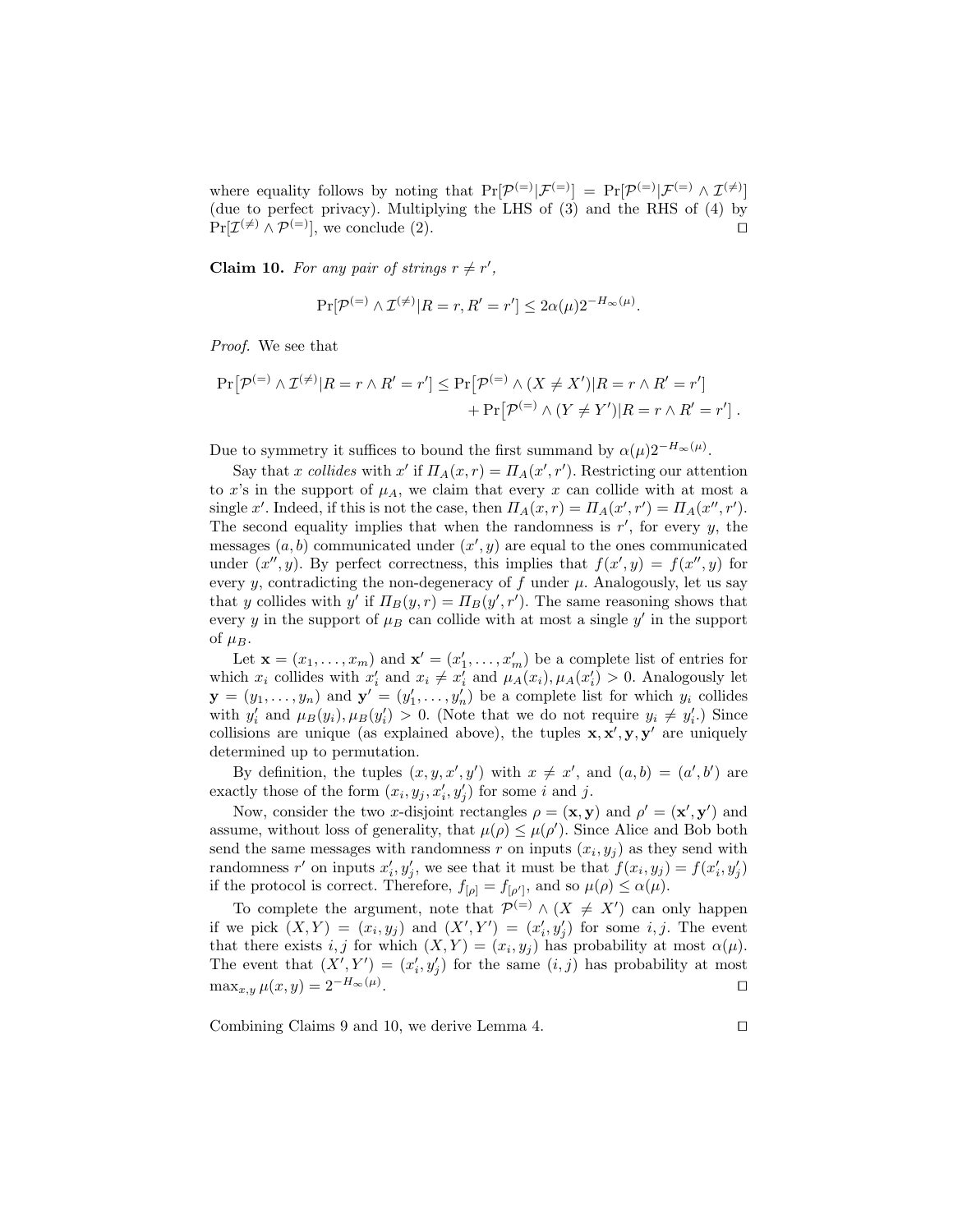where equality follows by noting that $\Pr[\mathcal{P}^{(=)}|\mathcal{F}^{(=)}] = \Pr[\mathcal{P}^{(=)}|\mathcal{F}^{(=)} \wedge \mathcal{I}^{(\neq)}]$ (due to perfect privacy). Multiplying the LHS of (3) and the RHS of (4) by $\Pr[\mathcal{I}^{(\neq)} \wedge \mathcal{P}^{(=)}]$, we conclude (2). $\square$

**Claim 10.** *For any pair of strings $r \neq r'$,*

$$\Pr[\mathcal{P}^{(=)} \wedge \mathcal{I}^{(\neq)}|R = r, R' = r'] \leq 2\alpha(\mu)2^{-H_\infty(\mu)}.$$

*Proof.* We see that

$$\Pr\big[\mathcal{P}^{(=)} \wedge \mathcal{I}^{(\neq)}|R = r \wedge R' = r'\big] \leq \Pr\big[\mathcal{P}^{(=)} \wedge (X \neq X')|R = r \wedge R' = r'\big] + \Pr\big[\mathcal{P}^{(=)} \wedge (Y \neq Y')|R = r \wedge R' = r'\big]\,.$$

Due to symmetry it suffices to bound the first summand by $\alpha(\mu)2^{-H_\infty(\mu)}$.

Say that $x$ *collides* with $x'$ if $\Pi_A(x, r) = \Pi_A(x', r')$. Restricting our attention to $x$'s in the support of $\mu_A$, we claim that every $x$ can collide with at most a single $x'$. Indeed, if this is not the case, then $\Pi_A(x, r) = \Pi_A(x', r') = \Pi_A(x'', r')$. The second equality implies that when the randomness is $r'$, for every $y$, the messages $(a, b)$ communicated under $(x', y)$ are equal to the ones communicated under $(x'', y)$. By perfect correctness, this implies that $f(x', y) = f(x'', y)$ for every $y$, contradicting the non-degeneracy of $f$ under $\mu$. Analogously, let us say that $y$ collides with $y'$ if $\Pi_B(y, r) = \Pi_B(y', r')$. The same reasoning shows that every $y$ in the support of $\mu_B$ can collide with at most a single $y'$ in the support of $\mu_B$.

Let $\mathbf{x} = (x_1, \ldots, x_m)$ and $\mathbf{x}' = (x'_1, \ldots, x'_m)$ be a complete list of entries for which $x_i$ collides with $x'_i$ and $x_i \neq x'_i$ and $\mu_A(x_i), \mu_A(x'_i) > 0$. Analogously let $\mathbf{y} = (y_1, \ldots, y_n)$ and $\mathbf{y}' = (y'_1, \ldots, y'_n)$ be a complete list for which $y_i$ collides with $y'_i$ and $\mu_B(y_i), \mu_B(y'_i) > 0$. (Note that we do not require $y_i \neq y'_i$.) Since collisions are unique (as explained above), the tuples $\mathbf{x}, \mathbf{x}', \mathbf{y}, \mathbf{y}'$ are uniquely determined up to permutation.

By definition, the tuples $(x, y, x', y')$ with $x \neq x'$, and $(a, b) = (a', b')$ are exactly those of the form $(x_i, y_j, x'_i, y'_j)$ for some $i$ and $j$.

Now, consider the two $x$-disjoint rectangles $\rho = (\mathbf{x}, \mathbf{y})$ and $\rho' = (\mathbf{x}', \mathbf{y}')$ and assume, without loss of generality, that $\mu(\rho) \leq \mu(\rho')$. Since Alice and Bob both send the same messages with randomness $r$ on inputs $(x_i, y_j)$ as they send with randomness $r'$ on inputs $x'_i, y'_j$, we see that it must be that $f(x_i, y_j) = f(x'_i, y'_j)$ if the protocol is correct. Therefore, $f_{[\rho]} = f_{[\rho']}$, and so $\mu(\rho) \leq \alpha(\mu)$.

To complete the argument, note that $\mathcal{P}^{(=)} \wedge (X \neq X')$ can only happen if we pick $(X, Y) = (x_i, y_j)$ and $(X', Y') = (x'_i, y'_j)$ for some $i, j$. The event that there exists $i, j$ for which $(X, Y) = (x_i, y_j)$ has probability at most $\alpha(\mu)$. The event that $(X', Y') = (x'_i, y'_j)$ for the same $(i, j)$ has probability at most $\max_{x,y} \mu(x, y) = 2^{-H_\infty(\mu)}$. $\square$

Combining Claims 9 and 10, we derive Lemma 4. $\square$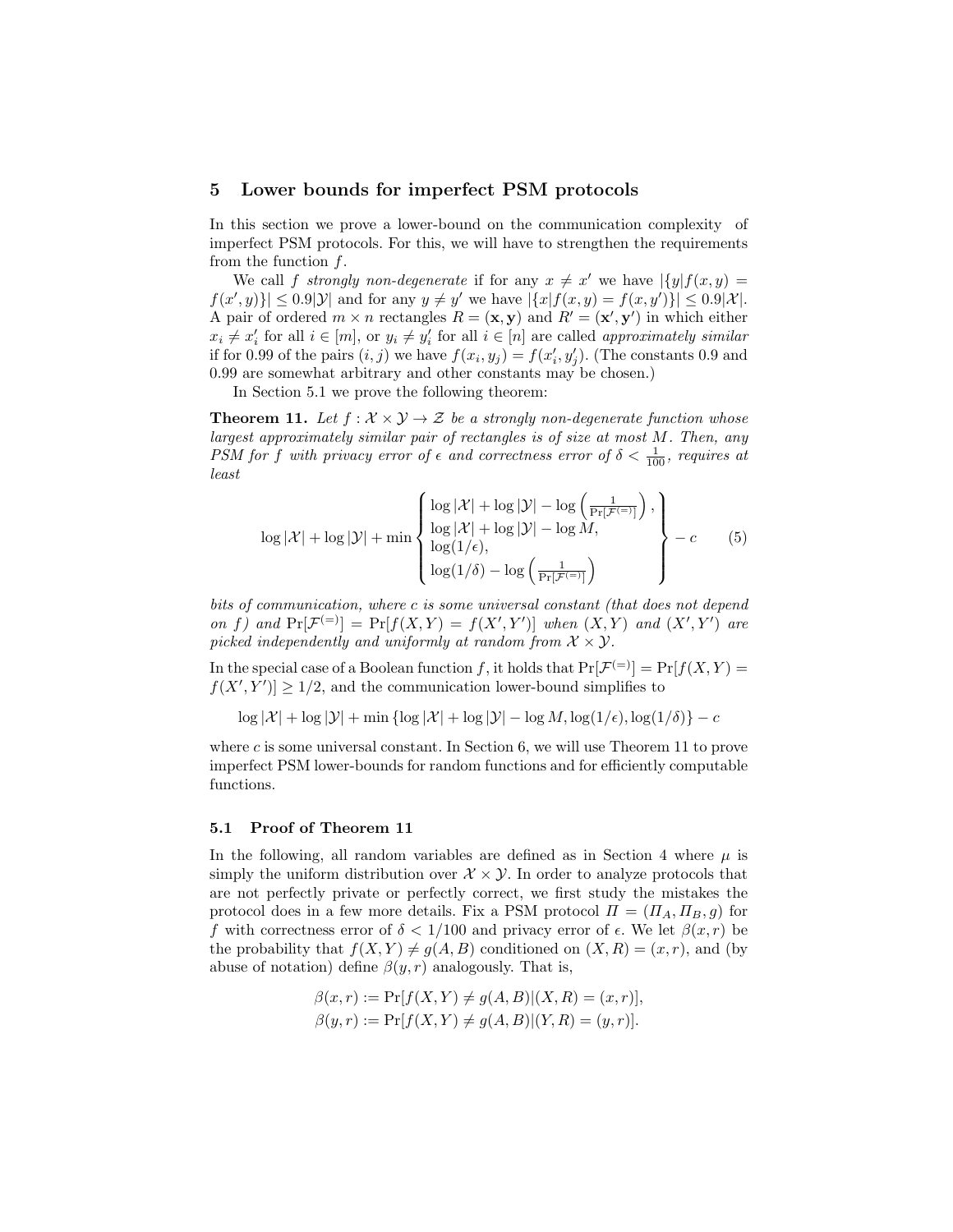## 5 Lower bounds for imperfect PSM protocols

In this section we prove a lower-bound on the communication complexity of imperfect PSM protocols. For this, we will have to strengthen the requirements from the function $f$.

We call $f$ *strongly non-degenerate* if for any $x \neq x'$ we have $|\{y|f(x,y) = f(x',y)\}| \leq 0.9|\mathcal{Y}|$ and for any $y \neq y'$ we have $|\{x|f(x,y) = f(x,y')\}| \leq 0.9|\mathcal{X}|$. A pair of ordered $m \times n$ rectangles $R = (\mathbf{x}, \mathbf{y})$ and $R' = (\mathbf{x}', \mathbf{y}')$ in which either $x_i \neq x'_i$ for all $i \in [m]$, or $y_i \neq y'_i$ for all $i \in [n]$ are called *approximately similar* if for 0.99 of the pairs $(i,j)$ we have $f(x_i, y_j) = f(x'_i, y'_j)$. (The constants 0.9 and 0.99 are somewhat arbitrary and other constants may be chosen.)

In Section 5.1 we prove the following theorem:

**Theorem 11.** *Let $f : \mathcal{X} \times \mathcal{Y} \to \mathcal{Z}$ be a strongly non-degenerate function whose largest approximately similar pair of rectangles is of size at most $M$. Then, any PSM for $f$ with privacy error of $\epsilon$ and correctness error of $\delta < \frac{1}{100}$, requires at least*

$$\log|\mathcal{X}| + \log|\mathcal{Y}| + \min \left\{ \begin{array}{l} \log|\mathcal{X}| + \log|\mathcal{Y}| - \log\left(\frac{1}{\Pr[\mathcal{F}^{(=)}]}\right), \\ \log|\mathcal{X}| + \log|\mathcal{Y}| - \log M, \\ \log(1/\epsilon), \\ \log(1/\delta) - \log\left(\frac{1}{\Pr[\mathcal{F}^{(=)}]}\right) \end{array} \right\} - c \qquad (5)$$

*bits of communication, where $c$ is some universal constant (that does not depend on $f$) and $\Pr[\mathcal{F}^{(=)}] = \Pr[f(X,Y) = f(X',Y')]$ when $(X,Y)$ and $(X',Y')$ are picked independently and uniformly at random from $\mathcal{X} \times \mathcal{Y}$.*

In the special case of a Boolean function $f$, it holds that $\Pr[\mathcal{F}^{(=)}] = \Pr[f(X,Y) = f(X',Y')] \geq 1/2$, and the communication lower-bound simplifies to

$$\log|\mathcal{X}| + \log|\mathcal{Y}| + \min\{\log|\mathcal{X}| + \log|\mathcal{Y}| - \log M, \log(1/\epsilon), \log(1/\delta)\} - c$$

where $c$ is some universal constant. In Section 6, we will use Theorem 11 to prove imperfect PSM lower-bounds for random functions and for efficiently computable functions.

### 5.1 Proof of Theorem 11

In the following, all random variables are defined as in Section 4 where $\mu$ is simply the uniform distribution over $\mathcal{X} \times \mathcal{Y}$. In order to analyze protocols that are not perfectly private or perfectly correct, we first study the mistakes the protocol does in a few more details. Fix a PSM protocol $\Pi = (\Pi_A, \Pi_B, g)$ for $f$ with correctness error of $\delta < 1/100$ and privacy error of $\epsilon$. We let $\beta(x,r)$ be the probability that $f(X,Y) \neq g(A,B)$ conditioned on $(X,R) = (x,r)$, and (by abuse of notation) define $\beta(y,r)$ analogously. That is,

$$\beta(x,r) := \Pr[f(X,Y) \neq g(A,B) | (X,R) = (x,r)],$$
$$\beta(y,r) := \Pr[f(X,Y) \neq g(A,B) | (Y,R) = (y,r)].$$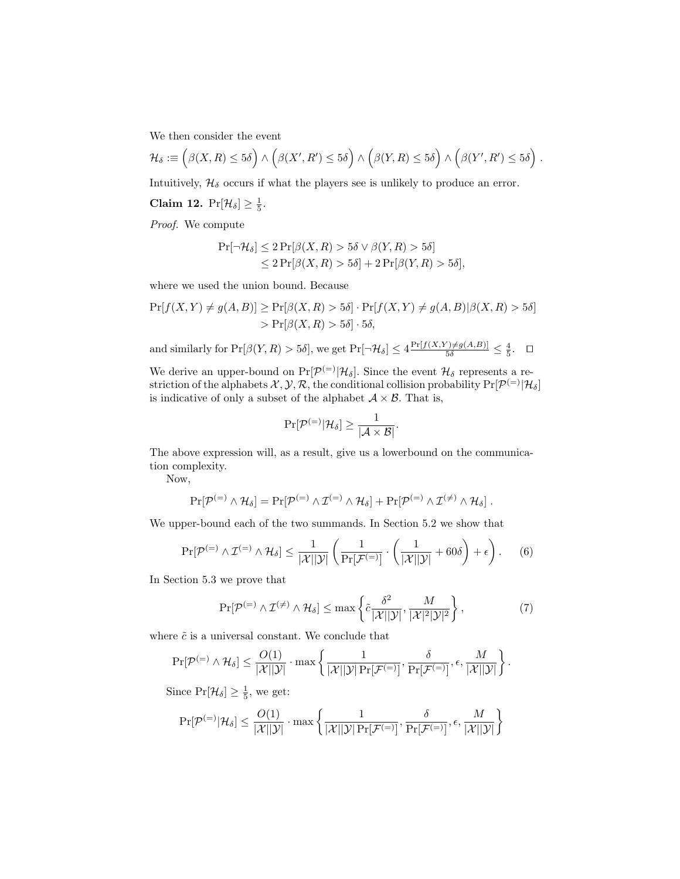We then consider the event

$$\mathcal{H}_\delta :\equiv \Big(\beta(X,R) \le 5\delta\Big) \wedge \Big(\beta(X',R') \le 5\delta\Big) \wedge \Big(\beta(Y,R) \le 5\delta\Big) \wedge \Big(\beta(Y',R') \le 5\delta\Big) \,.$$

Intuitively, $\mathcal{H}_\delta$ occurs if what the players see is unlikely to produce an error.

**Claim 12.** $\Pr[\mathcal{H}_\delta] \ge \frac{1}{5}$.

*Proof.* We compute

$$\begin{aligned}\Pr[\neg \mathcal{H}_\delta] &\le 2\Pr[\beta(X,R) > 5\delta \vee \beta(Y,R) > 5\delta] \\ &\le 2\Pr[\beta(X,R) > 5\delta] + 2\Pr[\beta(Y,R) > 5\delta],\end{aligned}$$

where we used the union bound. Because

$$\begin{aligned}\Pr[f(X,Y) \neq g(A,B)] &\ge \Pr[\beta(X,R) > 5\delta] \cdot \Pr[f(X,Y) \neq g(A,B) | \beta(X,R) > 5\delta] \\ &> \Pr[\beta(X,R) > 5\delta] \cdot 5\delta,\end{aligned}$$

and similarly for $\Pr[\beta(Y,R) > 5\delta]$, we get $\Pr[\neg \mathcal{H}_\delta] \le 4\frac{\Pr[f(X,Y)\neq g(A,B)]}{5\delta} \le \frac{4}{5}$. $\square$

We derive an upper-bound on $\Pr[\mathcal{P}^{(=)} | \mathcal{H}_\delta]$. Since the event $\mathcal{H}_\delta$ represents a restriction of the alphabets $\mathcal{X}, \mathcal{Y}, \mathcal{R}$, the conditional collision probability $\Pr[\mathcal{P}^{(=)} | \mathcal{H}_\delta]$ is indicative of only a subset of the alphabet $\mathcal{A} \times \mathcal{B}$. That is,

$$\Pr[\mathcal{P}^{(=)} | \mathcal{H}_\delta] \ge \frac{1}{|\mathcal{A} \times \mathcal{B}|}.$$

The above expression will, as a result, give us a lowerbound on the communication complexity.

Now,

$$\Pr[\mathcal{P}^{(=)} \wedge \mathcal{H}_\delta] = \Pr[\mathcal{P}^{(=)} \wedge \mathcal{I}^{(=)} \wedge \mathcal{H}_\delta] + \Pr[\mathcal{P}^{(=)} \wedge \mathcal{I}^{(\neq)} \wedge \mathcal{H}_\delta] \,.$$

We upper-bound each of the two summands. In Section 5.2 we show that

$$\Pr[\mathcal{P}^{(=)} \wedge \mathcal{I}^{(=)} \wedge \mathcal{H}_\delta] \le \frac{1}{|\mathcal{X}||\mathcal{Y}|}\left(\frac{1}{\Pr[\mathcal{F}^{(=)}]} \cdot \left(\frac{1}{|\mathcal{X}||\mathcal{Y}|} + 60\delta\right) + \epsilon\right). \tag{6}$$

In Section 5.3 we prove that

$$\Pr[\mathcal{P}^{(=)} \wedge \mathcal{I}^{(\neq)} \wedge \mathcal{H}_\delta] \le \max\left\{\tilde{c}\frac{\delta^2}{|\mathcal{X}||\mathcal{Y}|}, \frac{M}{|\mathcal{X}|^2|\mathcal{Y}|^2}\right\}, \tag{7}$$

where $\tilde{c}$ is a universal constant. We conclude that

$$\Pr[\mathcal{P}^{(=)} \wedge \mathcal{H}_\delta] \le \frac{O(1)}{|\mathcal{X}||\mathcal{Y}|} \cdot \max\left\{\frac{1}{|\mathcal{X}||\mathcal{Y}|\Pr[\mathcal{F}^{(=)}]}, \frac{\delta}{\Pr[\mathcal{F}^{(=)}]}, \epsilon, \frac{M}{|\mathcal{X}||\mathcal{Y}|}\right\}.$$

Since $\Pr[\mathcal{H}_\delta] \ge \frac{1}{5}$, we get:

$$\Pr[\mathcal{P}^{(=)} | \mathcal{H}_\delta] \le \frac{O(1)}{|\mathcal{X}||\mathcal{Y}|} \cdot \max\left\{\frac{1}{|\mathcal{X}||\mathcal{Y}|\Pr[\mathcal{F}^{(=)}]}, \frac{\delta}{\Pr[\mathcal{F}^{(=)}]}, \epsilon, \frac{M}{|\mathcal{X}||\mathcal{Y}|}\right\}$$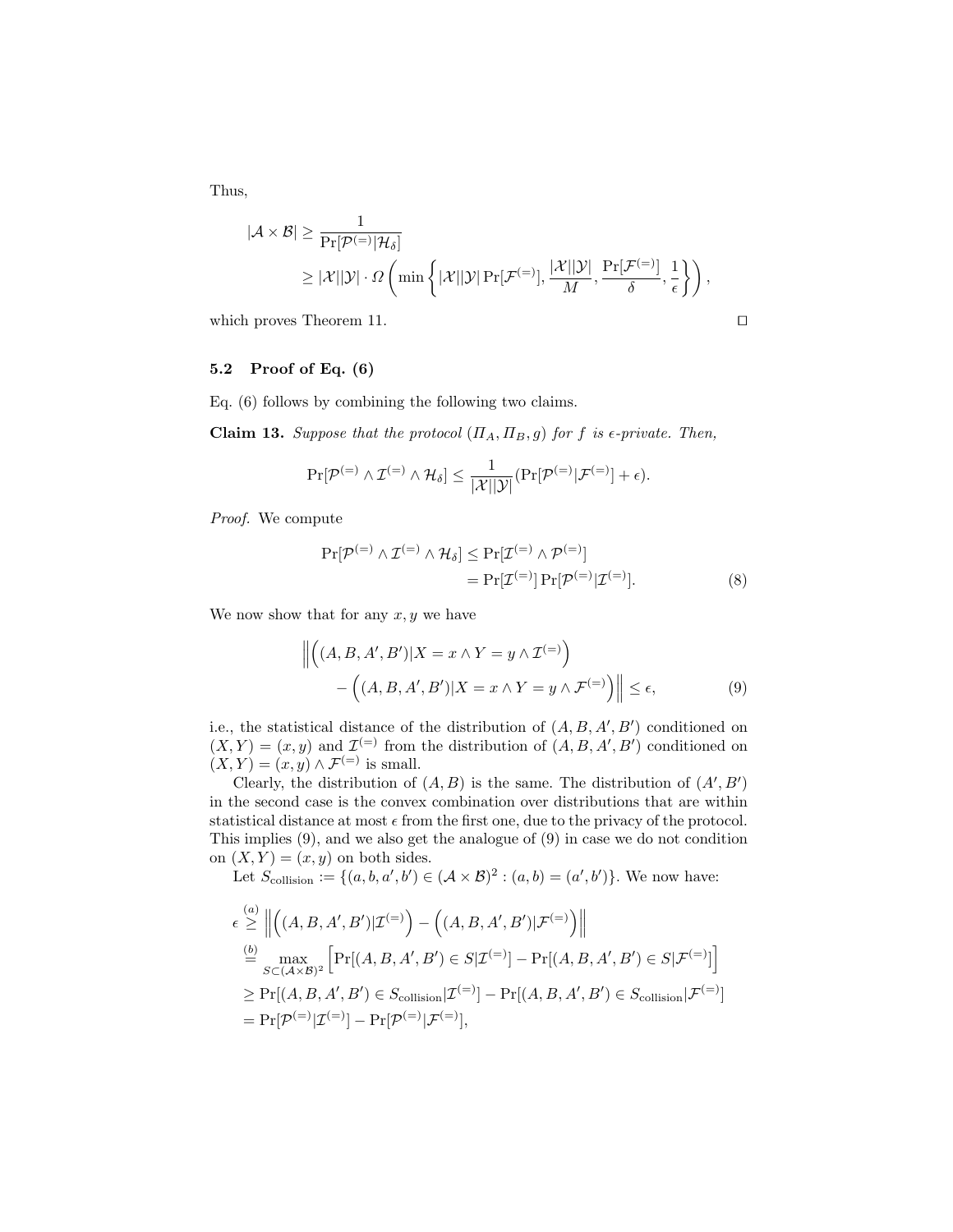Thus,

$$
\begin{aligned}
|\mathcal{A} \times \mathcal{B}| &\geq \frac{1}{\Pr[\mathcal{P}^{(=)}|\mathcal{H}_\delta]} \\
&\geq |\mathcal{X}||\mathcal{Y}| \cdot \Omega\left(\min\left\{|\mathcal{X}||\mathcal{Y}| \Pr[\mathcal{F}^{(=)}], \frac{|\mathcal{X}||\mathcal{Y}|}{M}, \frac{\Pr[\mathcal{F}^{(=)}]}{\delta}, \frac{1}{\epsilon}\right\}\right),
\end{aligned}
$$

which proves Theorem 11. □

### 5.2 Proof of Eq. (6)

Eq. (6) follows by combining the following two claims.

**Claim 13.** *Suppose that the protocol $(\Pi_A, \Pi_B, g)$ for $f$ is $\epsilon$-private. Then,*

$$
\Pr[\mathcal{P}^{(=)} \wedge \mathcal{I}^{(=)} \wedge \mathcal{H}_\delta] \leq \frac{1}{|\mathcal{X}||\mathcal{Y}|}(\Pr[\mathcal{P}^{(=)}|\mathcal{F}^{(=)}] + \epsilon).
$$

*Proof.* We compute

$$
\begin{aligned}
\Pr[\mathcal{P}^{(=)} \wedge \mathcal{I}^{(=)} \wedge \mathcal{H}_\delta] &\leq \Pr[\mathcal{I}^{(=)} \wedge \mathcal{P}^{(=)}] \\
&= \Pr[\mathcal{I}^{(=)}] \Pr[\mathcal{P}^{(=)}|\mathcal{I}^{(=)}]. \qquad (8)
\end{aligned}
$$

We now show that for any $x, y$ we have

$$
\begin{aligned}
\Big\| \Big( (A, B, A', B') | X = x \wedge Y = y \wedge \mathcal{I}^{(=)} \Big) \\
- \Big( (A, B, A', B') | X = x \wedge Y = y \wedge \mathcal{F}^{(=)} \Big) \Big\| \leq \epsilon, \qquad (9)
\end{aligned}
$$

i.e., the statistical distance of the distribution of $(A, B, A', B')$ conditioned on $(X, Y) = (x, y)$ and $\mathcal{I}^{(=)}$ from the distribution of $(A, B, A', B')$ conditioned on $(X, Y) = (x, y) \wedge \mathcal{F}^{(=)}$ is small.

Clearly, the distribution of $(A, B)$ is the same. The distribution of $(A', B')$ in the second case is the convex combination over distributions that are within statistical distance at most $\epsilon$ from the first one, due to the privacy of the protocol. This implies (9), and we also get the analogue of (9) in case we do not condition on $(X, Y) = (x, y)$ on both sides.

Let $S_{\text{collision}} := \{(a, b, a', b') \in (\mathcal{A} \times \mathcal{B})^2 : (a, b) = (a', b')\}$. We now have:

$$
\begin{aligned}
\epsilon &\stackrel{(a)}{\geq} \Big\| \Big( (A, B, A', B') | \mathcal{I}^{(=)} \Big) - \Big( (A, B, A', B') | \mathcal{F}^{(=)} \Big) \Big\| \\
&\stackrel{(b)}{=} \max_{S \subset (\mathcal{A} \times \mathcal{B})^2} \Big[ \Pr[(A, B, A', B') \in S | \mathcal{I}^{(=)}] - \Pr[(A, B, A', B') \in S | \mathcal{F}^{(=)}] \Big] \\
&\geq \Pr[(A, B, A', B') \in S_{\text{collision}} | \mathcal{I}^{(=)}] - \Pr[(A, B, A', B') \in S_{\text{collision}} | \mathcal{F}^{(=)}] \\
&= \Pr[\mathcal{P}^{(=)} | \mathcal{I}^{(=)}] - \Pr[\mathcal{P}^{(=)} | \mathcal{F}^{(=)}],
\end{aligned}
$$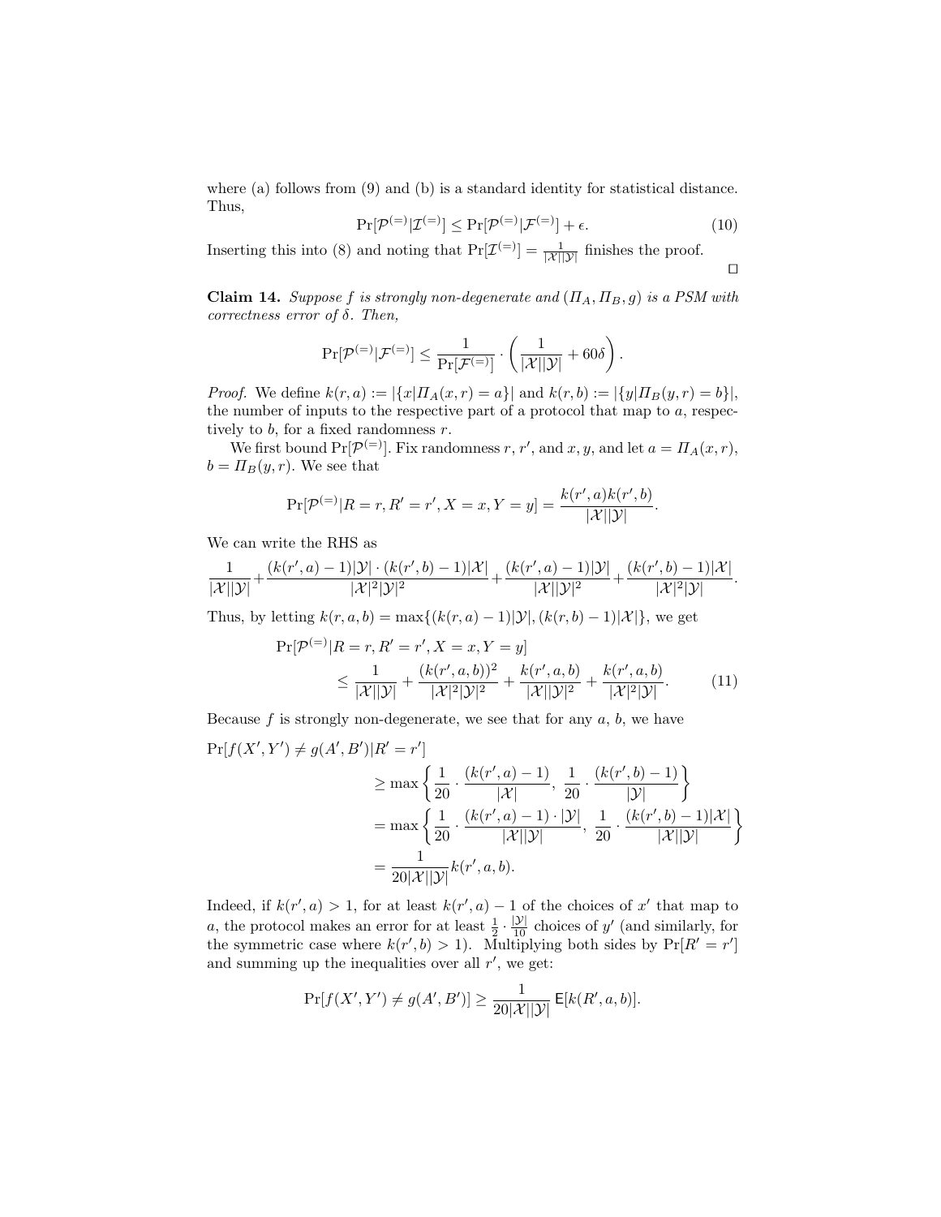where (a) follows from (9) and (b) is a standard identity for statistical distance. Thus,

$$\Pr[\mathcal{P}^{(=)}|\mathcal{I}^{(=)}] \leq \Pr[\mathcal{P}^{(=)}|\mathcal{F}^{(=)}] + \epsilon. \tag{10}$$

Inserting this into (8) and noting that $\Pr[\mathcal{I}^{(=)}] = \frac{1}{|\mathcal{X}||\mathcal{Y}|}$ finishes the proof. ◻

**Claim 14.** *Suppose $f$ is strongly non-degenerate and $(\Pi_A, \Pi_B, g)$ is a PSM with correctness error of $\delta$. Then,*

$$\Pr[\mathcal{P}^{(=)}|\mathcal{F}^{(=)}] \leq \frac{1}{\Pr[\mathcal{F}^{(=)}]} \cdot \left( \frac{1}{|\mathcal{X}||\mathcal{Y}|} + 60\delta \right).$$

*Proof.* We define $k(r,a) := |\{x|\Pi_A(x,r) = a\}|$ and $k(r,b) := |\{y|\Pi_B(y,r) = b\}|$, the number of inputs to the respective part of a protocol that map to $a$, respectively to $b$, for a fixed randomness $r$.

We first bound $\Pr[\mathcal{P}^{(=)}]$. Fix randomness $r$, $r'$, and $x, y$, and let $a = \Pi_A(x,r)$, $b = \Pi_B(y,r)$. We see that

$$\Pr[\mathcal{P}^{(=)}|R = r, R' = r', X = x, Y = y] = \frac{k(r',a)k(r',b)}{|\mathcal{X}||\mathcal{Y}|}.$$

We can write the RHS as

$$\frac{1}{|\mathcal{X}||\mathcal{Y}|} + \frac{(k(r',a)-1)|\mathcal{Y}| \cdot (k(r',b)-1)|\mathcal{X}|}{|\mathcal{X}|^2|\mathcal{Y}|^2} + \frac{(k(r',a)-1)|\mathcal{Y}|}{|\mathcal{X}||\mathcal{Y}|^2} + \frac{(k(r',b)-1)|\mathcal{X}|}{|\mathcal{X}|^2|\mathcal{Y}|}.$$

Thus, by letting $k(r,a,b) = \max\{(k(r,a)-1)|\mathcal{Y}|, (k(r,b)-1)|\mathcal{X}|\}$, we get

$$\begin{aligned}
&\Pr[\mathcal{P}^{(=)}|R = r, R' = r', X = x, Y = y] \\
&\qquad \leq \frac{1}{|\mathcal{X}||\mathcal{Y}|} + \frac{(k(r',a,b))^2}{|\mathcal{X}|^2|\mathcal{Y}|^2} + \frac{k(r',a,b)}{|\mathcal{X}||\mathcal{Y}|^2} + \frac{k(r',a,b)}{|\mathcal{X}|^2|\mathcal{Y}|}.
\end{aligned} \tag{11}$$

Because $f$ is strongly non-degenerate, we see that for any $a$, $b$, we have

$$\begin{aligned}
\Pr[f(X',Y') \neq g(A',B')|R' = r'] \\
&\geq \max\left\{ \frac{1}{20} \cdot \frac{(k(r',a)-1)}{|\mathcal{X}|}, \frac{1}{20} \cdot \frac{(k(r',b)-1)}{|\mathcal{Y}|} \right\} \\
&= \max\left\{ \frac{1}{20} \cdot \frac{(k(r',a)-1) \cdot |\mathcal{Y}|}{|\mathcal{X}||\mathcal{Y}|}, \frac{1}{20} \cdot \frac{(k(r',b)-1)|\mathcal{X}|}{|\mathcal{X}||\mathcal{Y}|} \right\} \\
&= \frac{1}{20|\mathcal{X}||\mathcal{Y}|} k(r',a,b).
\end{aligned}$$

Indeed, if $k(r',a) > 1$, for at least $k(r',a) - 1$ of the choices of $x'$ that map to $a$, the protocol makes an error for at least $\frac{1}{2} \cdot \frac{|\mathcal{Y}|}{10}$ choices of $y'$ (and similarly, for the symmetric case where $k(r',b) > 1$). Multiplying both sides by $\Pr[R' = r']$ and summing up the inequalities over all $r'$, we get:

$$\Pr[f(X',Y') \neq g(A',B')] \geq \frac{1}{20|\mathcal{X}||\mathcal{Y}|} \mathsf{E}[k(R',a,b)].$$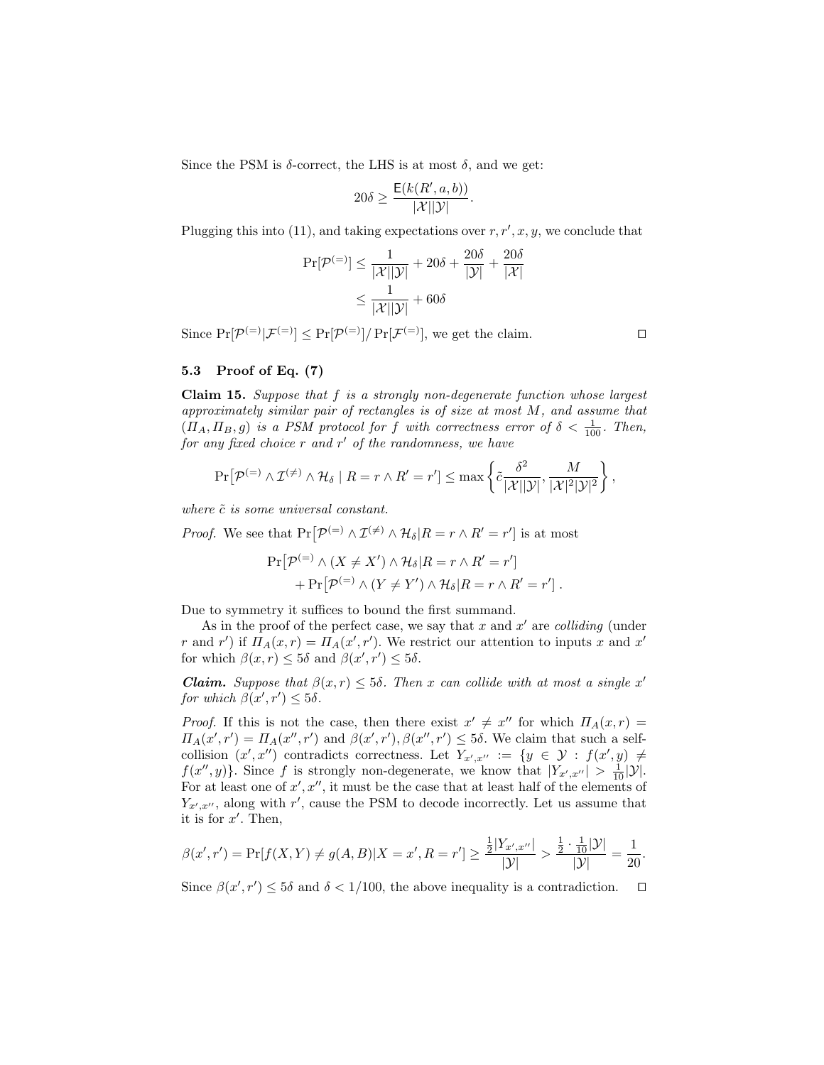Since the PSM is $\delta$-correct, the LHS is at most $\delta$, and we get:

$$20\delta \geq \frac{\mathsf{E}(k(R', a, b))}{|\mathcal{X}||\mathcal{Y}|}.$$

Plugging this into (11), and taking expectations over $r, r', x, y$, we conclude that

$$\begin{aligned}\Pr[\mathcal{P}^{(=)}] &\leq \frac{1}{|\mathcal{X}||\mathcal{Y}|} + 20\delta + \frac{20\delta}{|\mathcal{Y}|} + \frac{20\delta}{|\mathcal{X}|} \\ &\leq \frac{1}{|\mathcal{X}||\mathcal{Y}|} + 60\delta\end{aligned}$$

Since $\Pr[\mathcal{P}^{(=)}|\mathcal{F}^{(=)}] \leq \Pr[\mathcal{P}^{(=)}]/\Pr[\mathcal{F}^{(=)}]$, we get the claim. ◻

### 5.3 Proof of Eq. (7)

**Claim 15.** *Suppose that $f$ is a strongly non-degenerate function whose largest approximately similar pair of rectangles is of size at most $M$, and assume that $(\Pi_A, \Pi_B, g)$ is a PSM protocol for $f$ with correctness error of $\delta < \frac{1}{100}$. Then, for any fixed choice $r$ and $r'$ of the randomness, we have*

$$\Pr\left[\mathcal{P}^{(=)} \wedge \mathcal{I}^{(\neq)} \wedge \mathcal{H}_\delta \mid R = r \wedge R' = r'\right] \leq \max\left\{\tilde{c}\frac{\delta^2}{|\mathcal{X}||\mathcal{Y}|}, \frac{M}{|\mathcal{X}|^2|\mathcal{Y}|^2}\right\},$$

*where $\tilde{c}$ is some universal constant.*

*Proof.* We see that $\Pr\left[\mathcal{P}^{(=)} \wedge \mathcal{I}^{(\neq)} \wedge \mathcal{H}_\delta | R = r \wedge R' = r'\right]$ is at most

$$\begin{aligned}&\Pr\left[\mathcal{P}^{(=)} \wedge (X \neq X') \wedge \mathcal{H}_\delta | R = r \wedge R' = r'\right] \\ &\quad + \Pr\left[\mathcal{P}^{(=)} \wedge (Y \neq Y') \wedge \mathcal{H}_\delta | R = r \wedge R' = r'\right].\end{aligned}$$

Due to symmetry it suffices to bound the first summand.

As in the proof of the perfect case, we say that $x$ and $x'$ are *colliding* (under $r$ and $r'$) if $\Pi_A(x, r) = \Pi_A(x', r')$. We restrict our attention to inputs $x$ and $x'$ for which $\beta(x, r) \leq 5\delta$ and $\beta(x', r') \leq 5\delta$.

***Claim.*** *Suppose that $\beta(x, r) \leq 5\delta$. Then $x$ can collide with at most a single $x'$ for which $\beta(x', r') \leq 5\delta$.*

*Proof.* If this is not the case, then there exist $x' \neq x''$ for which $\Pi_A(x, r) = \Pi_A(x', r') = \Pi_A(x'', r')$ and $\beta(x', r'), \beta(x'', r') \leq 5\delta$. We claim that such a self-collision $(x', x'')$ contradicts correctness. Let $Y_{x',x''} := \{y \in \mathcal{Y} : f(x', y) \neq f(x'', y)\}$. Since $f$ is strongly non-degenerate, we know that $|Y_{x',x''}| > \frac{1}{10}|\mathcal{Y}|$. For at least one of $x', x''$, it must be the case that at least half of the elements of $Y_{x',x''}$, along with $r'$, cause the PSM to decode incorrectly. Let us assume that it is for $x'$. Then,

$$\beta(x', r') = \Pr[f(X, Y) \neq g(A, B) | X = x', R = r'] \geq \frac{\frac{1}{2}|Y_{x',x''}|}{|\mathcal{Y}|} > \frac{\frac{1}{2} \cdot \frac{1}{10}|\mathcal{Y}|}{|\mathcal{Y}|} = \frac{1}{20}.$$

Since $\beta(x', r') \leq 5\delta$ and $\delta < 1/100$, the above inequality is a contradiction. ◻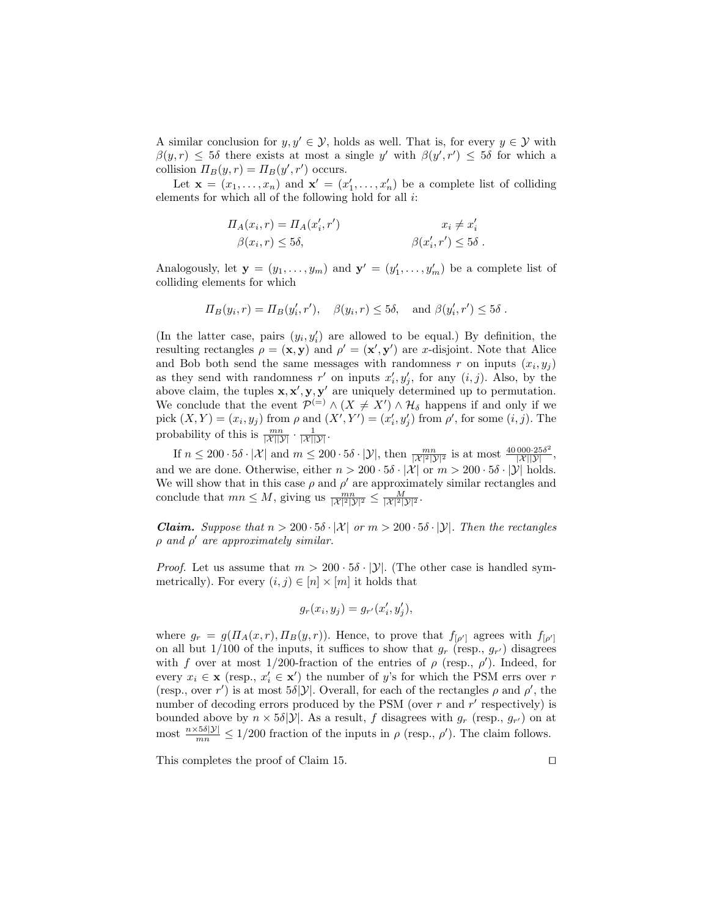A similar conclusion for $y, y' \in \mathcal{Y}$, holds as well. That is, for every $y \in \mathcal{Y}$ with $\beta(y, r) \leq 5\delta$ there exists at most a single $y'$ with $\beta(y', r') \leq 5\delta$ for which a collision $\Pi_B(y, r) = \Pi_B(y', r')$ occurs.

Let $\mathbf{x} = (x_1, \dots, x_n)$ and $\mathbf{x}' = (x'_1, \dots, x'_n)$ be a complete list of colliding elements for which all of the following hold for all $i$:

$$\Pi_A(x_i, r) = \Pi_A(x'_i, r') \qquad\qquad x_i \neq x'_i$$
$$\beta(x_i, r) \leq 5\delta, \qquad\qquad \beta(x'_i, r') \leq 5\delta \;.$$

Analogously, let $\mathbf{y} = (y_1, \dots, y_m)$ and $\mathbf{y}' = (y'_1, \dots, y'_m)$ be a complete list of colliding elements for which

$$\Pi_B(y_i, r) = \Pi_B(y'_i, r'), \quad \beta(y_i, r) \leq 5\delta, \quad \text{and } \beta(y'_i, r') \leq 5\delta \;.$$

(In the latter case, pairs $(y_i, y'_i)$ are allowed to be equal.) By definition, the resulting rectangles $\rho = (\mathbf{x}, \mathbf{y})$ and $\rho' = (\mathbf{x}', \mathbf{y}')$ are $x$-disjoint. Note that Alice and Bob both send the same messages with randomness $r$ on inputs $(x_i, y_j)$ as they send with randomness $r'$ on inputs $x'_i, y'_j$, for any $(i, j)$. Also, by the above claim, the tuples $\mathbf{x}, \mathbf{x}', \mathbf{y}, \mathbf{y}'$ are uniquely determined up to permutation. We conclude that the event $\mathcal{P}^{(=)} \wedge (X \neq X') \wedge \mathcal{H}_\delta$ happens if and only if we pick $(X, Y) = (x_i, y_j)$ from $\rho$ and $(X', Y') = (x'_i, y'_j)$ from $\rho'$, for some $(i, j)$. The probability of this is $\frac{mn}{|\mathcal{X}||\mathcal{Y}|} \cdot \frac{1}{|\mathcal{X}||\mathcal{Y}|}$.

If $n \leq 200 \cdot 5\delta \cdot |\mathcal{X}|$ and $m \leq 200 \cdot 5\delta \cdot |\mathcal{Y}|$, then $\frac{mn}{|\mathcal{X}|^2|\mathcal{Y}|^2}$ is at most $\frac{40\,000 \cdot 25\delta^2}{|\mathcal{X}||\mathcal{Y}|}$, and we are done. Otherwise, either $n > 200 \cdot 5\delta \cdot |\mathcal{X}|$ or $m > 200 \cdot 5\delta \cdot |\mathcal{Y}|$ holds. We will show that in this case $\rho$ and $\rho'$ are approximately similar rectangles and conclude that $mn \leq M$, giving us $\frac{mn}{|\mathcal{X}|^2|\mathcal{Y}|^2} \leq \frac{M}{|\mathcal{X}|^2|\mathcal{Y}|^2}$.

***Claim.*** *Suppose that $n > 200 \cdot 5\delta \cdot |\mathcal{X}|$ or $m > 200 \cdot 5\delta \cdot |\mathcal{Y}|$. Then the rectangles $\rho$ and $\rho'$ are approximately similar.*

*Proof.* Let us assume that $m > 200 \cdot 5\delta \cdot |\mathcal{Y}|$. (The other case is handled symmetrically). For every $(i, j) \in [n] \times [m]$ it holds that

$$g_r(x_i, y_j) = g_{r'}(x'_i, y'_j),$$

where $g_r = g(\Pi_A(x, r), \Pi_B(y, r))$. Hence, to prove that $f_{[\rho']}$ agrees with $f_{[\rho']}$ on all but $1/100$ of the inputs, it suffices to show that $g_r$ (resp., $g_{r'}$) disagrees with $f$ over at most $1/200$-fraction of the entries of $\rho$ (resp., $\rho'$). Indeed, for every $x_i \in \mathbf{x}$ (resp., $x'_i \in \mathbf{x}'$) the number of $y$'s for which the PSM errs over $r$ (resp., over $r'$) is at most $5\delta|\mathcal{Y}|$. Overall, for each of the rectangles $\rho$ and $\rho'$, the number of decoding errors produced by the PSM (over $r$ and $r'$ respectively) is bounded above by $n \times 5\delta|\mathcal{Y}|$. As a result, $f$ disagrees with $g_r$ (resp., $g_{r'}$) on at most $\frac{n \times 5\delta|\mathcal{Y}|}{mn} \leq 1/200$ fraction of the inputs in $\rho$ (resp., $\rho'$). The claim follows.

This completes the proof of Claim 15. $\square$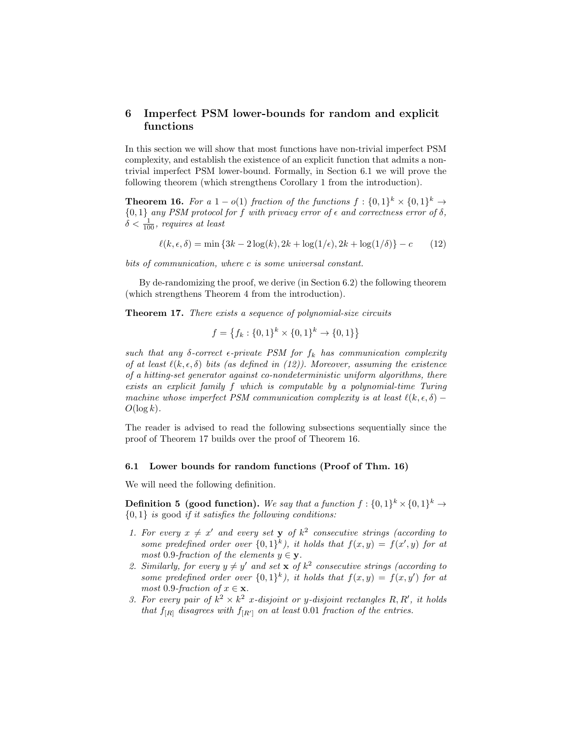## 6 Imperfect PSM lower-bounds for random and explicit functions

In this section we will show that most functions have non-trivial imperfect PSM complexity, and establish the existence of an explicit function that admits a non-trivial imperfect PSM lower-bound. Formally, in Section 6.1 we will prove the following theorem (which strengthens Corollary 1 from the introduction).

**Theorem 16.** *For a $1 - o(1)$ fraction of the functions $f : \{0,1\}^k \times \{0,1\}^k \to \{0,1\}$ any PSM protocol for $f$ with privacy error of $\epsilon$ and correctness error of $\delta$, $\delta < \frac{1}{100}$, requires at least*

$$\ell(k, \epsilon, \delta) = \min\{3k - 2\log(k), 2k + \log(1/\epsilon), 2k + \log(1/\delta)\} - c \tag{12}$$

*bits of communication, where $c$ is some universal constant.*

By de-randomizing the proof, we derive (in Section 6.2) the following theorem (which strengthens Theorem 4 from the introduction).

**Theorem 17.** *There exists a sequence of polynomial-size circuits*

$$f = \left\{f_k : \{0,1\}^k \times \{0,1\}^k \to \{0,1\}\right\}$$

*such that any $\delta$-correct $\epsilon$-private PSM for $f_k$ has communication complexity of at least $\ell(k, \epsilon, \delta)$ bits (as defined in (12)). Moreover, assuming the existence of a hitting-set generator against co-nondeterministic uniform algorithms, there exists an explicit family $f$ which is computable by a polynomial-time Turing machine whose imperfect PSM communication complexity is at least $\ell(k, \epsilon, \delta) - O(\log k)$.*

The reader is advised to read the following subsections sequentially since the proof of Theorem 17 builds over the proof of Theorem 16.

### 6.1 Lower bounds for random functions (Proof of Thm. 16)

We will need the following definition.

**Definition 5 (good function).** *We say that a function $f : \{0,1\}^k \times \{0,1\}^k \to \{0,1\}$ is* good *if it satisfies the following conditions:*

1. *For every $x \neq x'$ and every set $\mathbf{y}$ of $k^2$ consecutive strings (according to some predefined order over $\{0,1\}^k$), it holds that $f(x,y) = f(x',y)$ for at most 0.9-fraction of the elements $y \in \mathbf{y}$.*
2. *Similarly, for every $y \neq y'$ and set $\mathbf{x}$ of $k^2$ consecutive strings (according to some predefined order over $\{0,1\}^k$), it holds that $f(x,y) = f(x,y')$ for at most 0.9-fraction of $x \in \mathbf{x}$.*
3. *For every pair of $k^2 \times k^2$ $x$-disjoint or $y$-disjoint rectangles $R, R'$, it holds that $f_{[R]}$ disagrees with $f_{[R']}$ on at least 0.01 fraction of the entries.*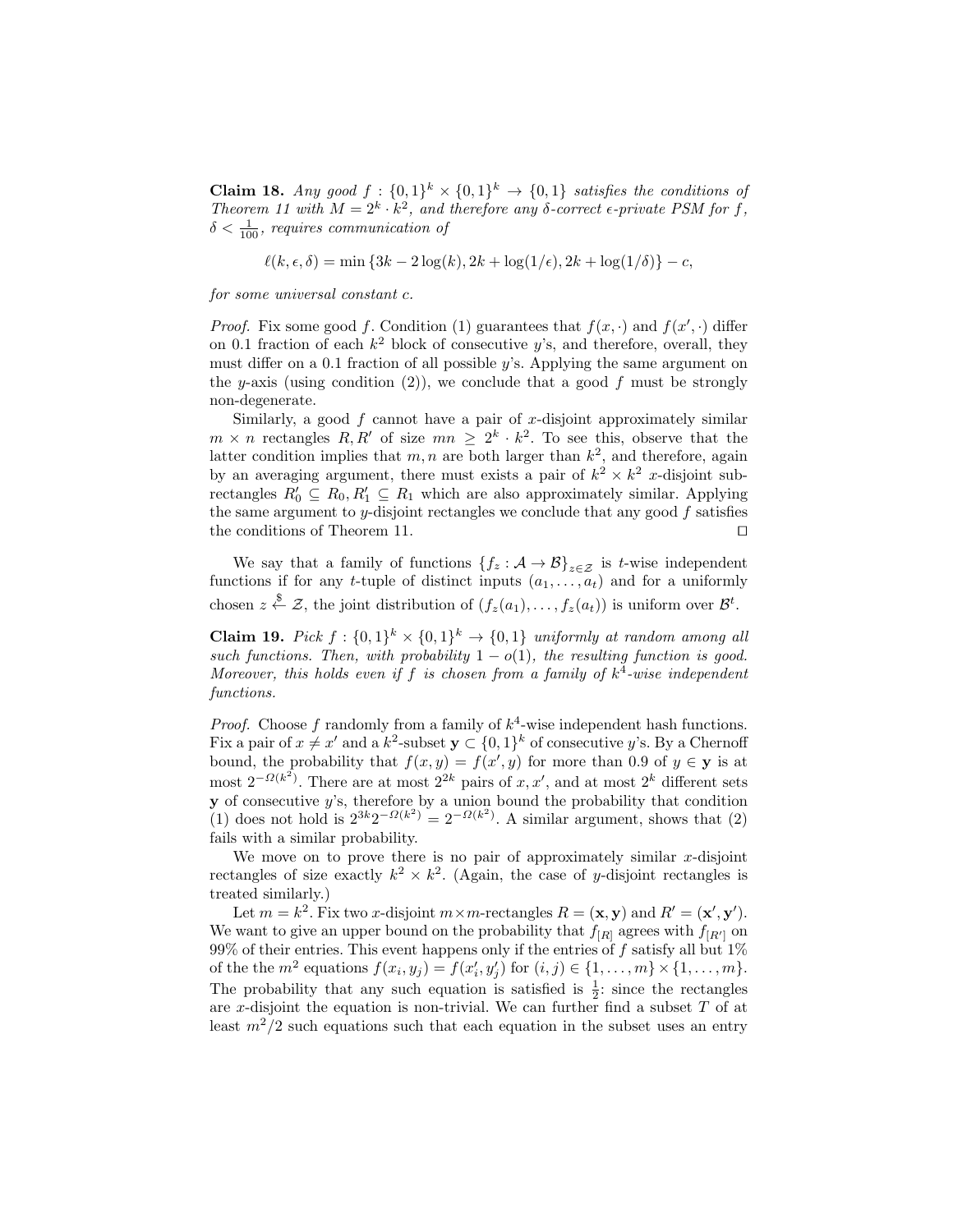**Claim 18.** *Any good $f : \{0,1\}^k \times \{0,1\}^k \to \{0,1\}$ satisfies the conditions of Theorem 11 with $M = 2^k \cdot k^2$, and therefore any $\delta$-correct $\epsilon$-private PSM for $f$, $\delta < \frac{1}{100}$, requires communication of*

$$\ell(k, \epsilon, \delta) = \min \{3k - 2\log(k), 2k + \log(1/\epsilon), 2k + \log(1/\delta)\} - c,$$

*for some universal constant $c$.*

*Proof.* Fix some good $f$. Condition (1) guarantees that $f(x, \cdot)$ and $f(x', \cdot)$ differ on 0.1 fraction of each $k^2$ block of consecutive $y$'s, and therefore, overall, they must differ on a 0.1 fraction of all possible $y$'s. Applying the same argument on the $y$-axis (using condition (2)), we conclude that a good $f$ must be strongly non-degenerate.

Similarly, a good $f$ cannot have a pair of $x$-disjoint approximately similar $m \times n$ rectangles $R, R'$ of size $mn \geq 2^k \cdot k^2$. To see this, observe that the latter condition implies that $m, n$ are both larger than $k^2$, and therefore, again by an averaging argument, there must exists a pair of $k^2 \times k^2$ $x$-disjoint sub-rectangles $R'_0 \subseteq R_0, R'_1 \subseteq R_1$ which are also approximately similar. Applying the same argument to $y$-disjoint rectangles we conclude that any good $f$ satisfies the conditions of Theorem 11. $\square$

We say that a family of functions $\{f_z : \mathcal{A} \to \mathcal{B}\}_{z \in \mathcal{Z}}$ is $t$-wise independent functions if for any $t$-tuple of distinct inputs $(a_1, \ldots, a_t)$ and for a uniformly chosen $z \xleftarrow{\$} \mathcal{Z}$, the joint distribution of $(f_z(a_1), \ldots, f_z(a_t))$ is uniform over $\mathcal{B}^t$.

**Claim 19.** *Pick $f : \{0,1\}^k \times \{0,1\}^k \to \{0,1\}$ uniformly at random among all such functions. Then, with probability $1 - o(1)$, the resulting function is good. Moreover, this holds even if $f$ is chosen from a family of $k^4$-wise independent functions.*

*Proof.* Choose $f$ randomly from a family of $k^4$-wise independent hash functions. Fix a pair of $x \neq x'$ and a $k^2$-subset $\mathbf{y} \subset \{0,1\}^k$ of consecutive $y$'s. By a Chernoff bound, the probability that $f(x, y) = f(x', y)$ for more than 0.9 of $y \in \mathbf{y}$ is at most $2^{-\Omega(k^2)}$. There are at most $2^{2k}$ pairs of $x, x'$, and at most $2^k$ different sets $\mathbf{y}$ of consecutive $y$'s, therefore by a union bound the probability that condition (1) does not hold is $2^{3k} 2^{-\Omega(k^2)} = 2^{-\Omega(k^2)}$. A similar argument, shows that (2) fails with a similar probability.

We move on to prove there is no pair of approximately similar $x$-disjoint rectangles of size exactly $k^2 \times k^2$. (Again, the case of $y$-disjoint rectangles is treated similarly.)

Let $m = k^2$. Fix two $x$-disjoint $m \times m$-rectangles $R = (\mathbf{x}, \mathbf{y})$ and $R' = (\mathbf{x}', \mathbf{y}')$. We want to give an upper bound on the probability that $f_{[R]}$ agrees with $f_{[R']}$ on 99% of their entries. This event happens only if the entries of $f$ satisfy all but 1% of the the $m^2$ equations $f(x_i, y_j) = f(x'_i, y'_j)$ for $(i, j) \in \{1, \ldots, m\} \times \{1, \ldots, m\}$. The probability that any such equation is satisfied is $\frac{1}{2}$: since the rectangles are $x$-disjoint the equation is non-trivial. We can further find a subset $T$ of at least $m^2/2$ such equations such that each equation in the subset uses an entry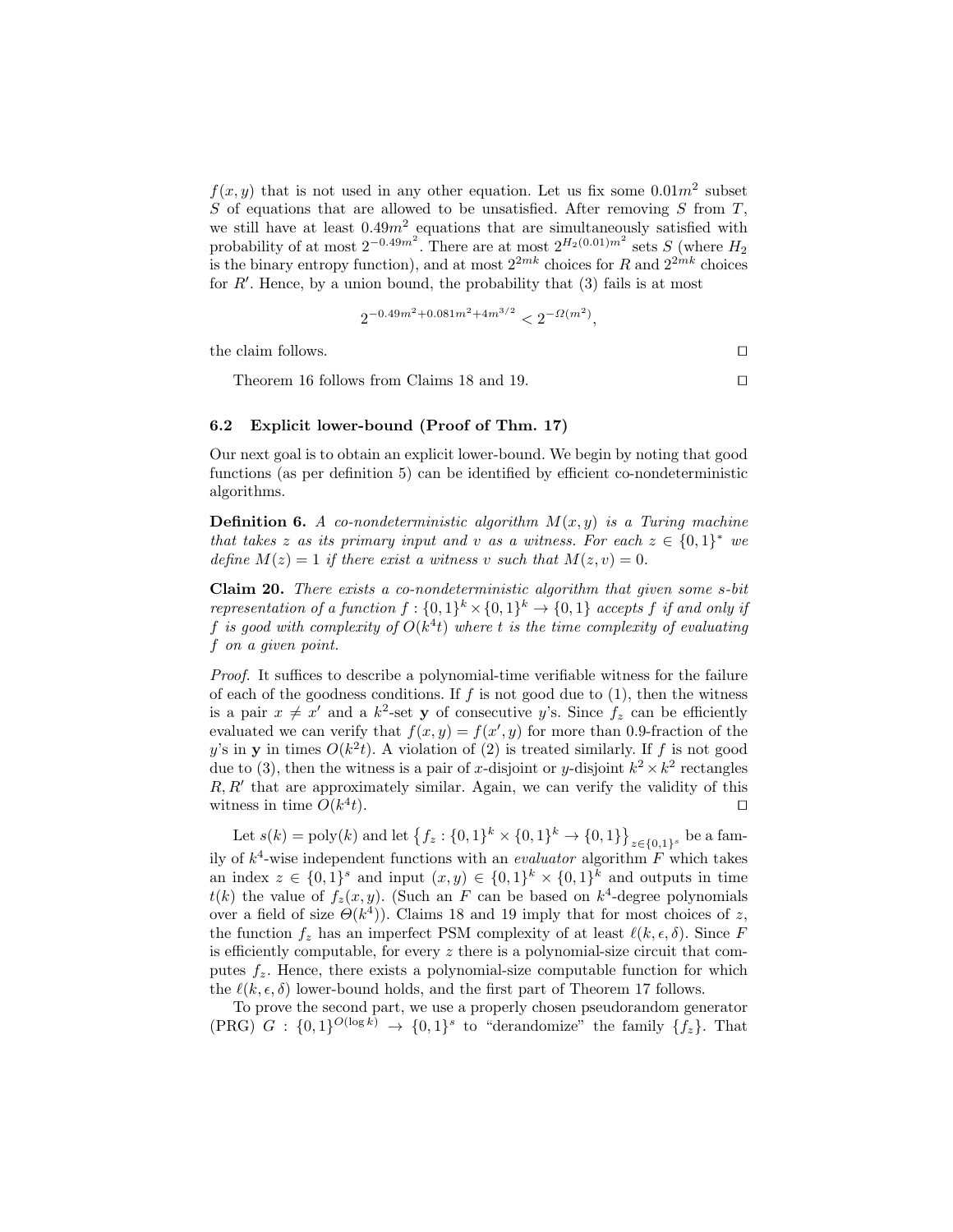$f(x, y)$ that is not used in any other equation. Let us fix some $0.01m^2$ subset $S$ of equations that are allowed to be unsatisfied. After removing $S$ from $T$, we still have at least $0.49m^2$ equations that are simultaneously satisfied with probability of at most $2^{-0.49m^2}$. There are at most $2^{H_2(0.01)m^2}$ sets $S$ (where $H_2$ is the binary entropy function), and at most $2^{2mk}$ choices for $R$ and $2^{2mk}$ choices for $R'$. Hence, by a union bound, the probability that (3) fails is at most

$$2^{-0.49m^2+0.081m^2+4m^{3/2}} < 2^{-\Omega(m^2)},$$

the claim follows. ◻

Theorem 16 follows from Claims 18 and 19. ◻

### 6.2 Explicit lower-bound (Proof of Thm. 17)

Our next goal is to obtain an explicit lower-bound. We begin by noting that good functions (as per definition 5) can be identified by efficient co-nondeterministic algorithms.

**Definition 6.** *A co-nondeterministic algorithm $M(x, y)$ is a Turing machine that takes $z$ as its primary input and $v$ as a witness. For each $z \in \{0,1\}^*$ we define $M(z) = 1$ if there exist a witness $v$ such that $M(z, v) = 0$.*

**Claim 20.** *There exists a co-nondeterministic algorithm that given some $s$-bit representation of a function $f : \{0,1\}^k \times \{0,1\}^k \to \{0,1\}$ accepts $f$ if and only if $f$ is good with complexity of $O(k^4 t)$ where $t$ is the time complexity of evaluating $f$ on a given point.*

*Proof.* It suffices to describe a polynomial-time verifiable witness for the failure of each of the goodness conditions. If $f$ is not good due to (1), then the witness is a pair $x \neq x'$ and a $k^2$-set $\mathbf{y}$ of consecutive $y$'s. Since $f_z$ can be efficiently evaluated we can verify that $f(x, y) = f(x', y)$ for more than 0.9-fraction of the $y$'s in $\mathbf{y}$ in times $O(k^2 t)$. A violation of (2) is treated similarly. If $f$ is not good due to (3), then the witness is a pair of $x$-disjoint or $y$-disjoint $k^2 \times k^2$ rectangles $R, R'$ that are approximately similar. Again, we can verify the validity of this witness in time $O(k^4 t)$. ◻

Let $s(k) = \text{poly}(k)$ and let $\left\{f_z : \{0,1\}^k \times \{0,1\}^k \to \{0,1\}\right\}_{z \in \{0,1\}^s}$ be a family of $k^4$-wise independent functions with an *evaluator* algorithm $F$ which takes an index $z \in \{0,1\}^s$ and input $(x, y) \in \{0,1\}^k \times \{0,1\}^k$ and outputs in time $t(k)$ the value of $f_z(x, y)$. (Such an $F$ can be based on $k^4$-degree polynomials over a field of size $\Theta(k^4)$). Claims 18 and 19 imply that for most choices of $z$, the function $f_z$ has an imperfect PSM complexity of at least $\ell(k, \epsilon, \delta)$. Since $F$ is efficiently computable, for every $z$ there is a polynomial-size circuit that computes $f_z$. Hence, there exists a polynomial-size computable function for which the $\ell(k, \epsilon, \delta)$ lower-bound holds, and the first part of Theorem 17 follows.

To prove the second part, we use a properly chosen pseudorandom generator (PRG) $G : \{0,1\}^{O(\log k)} \to \{0,1\}^s$ to "derandomize" the family $\{f_z\}$. That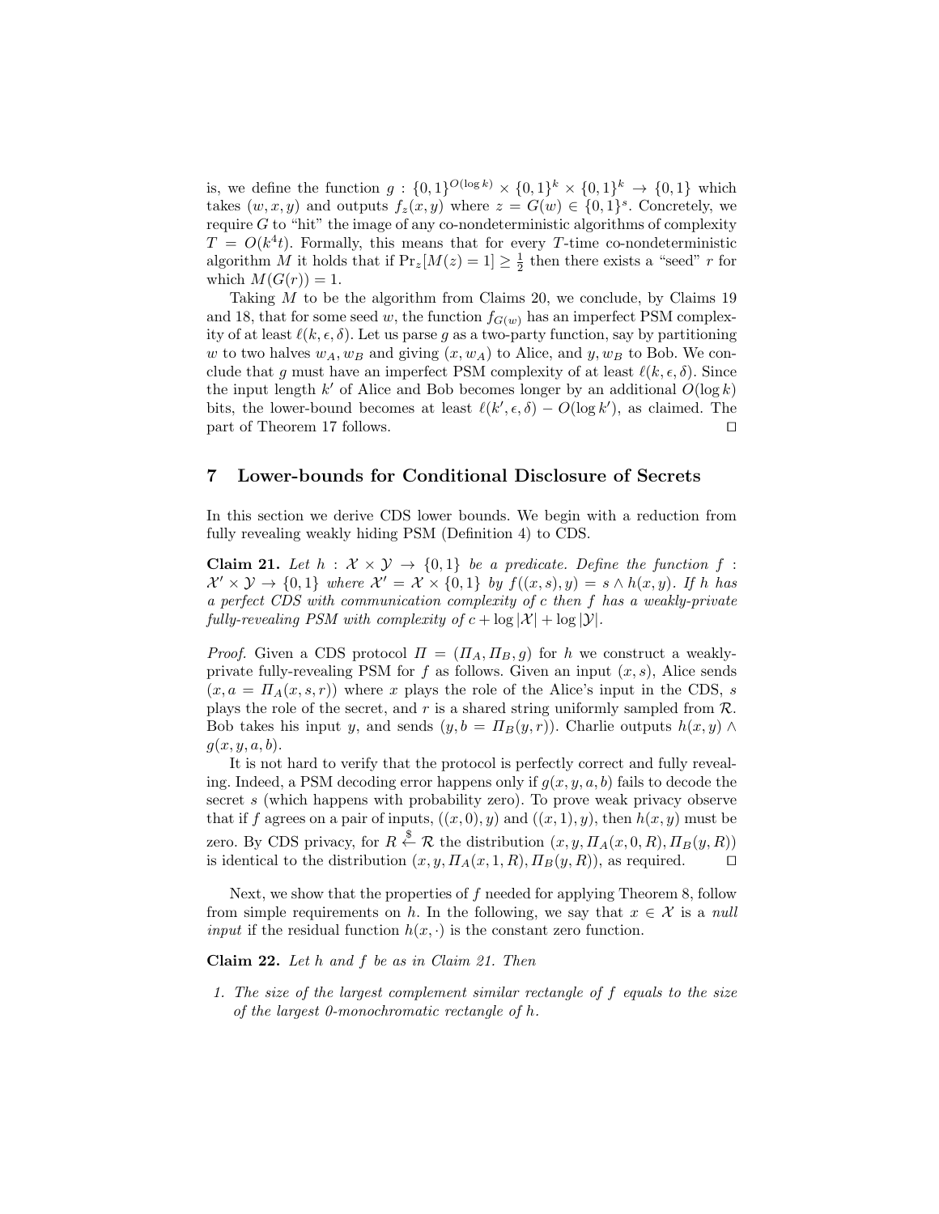is, we define the function $g : \{0,1\}^{O(\log k)} \times \{0,1\}^k \times \{0,1\}^k \to \{0,1\}$ which takes $(w, x, y)$ and outputs $f_z(x, y)$ where $z = G(w) \in \{0,1\}^s$. Concretely, we require $G$ to "hit" the image of any co-nondeterministic algorithms of complexity $T = O(k^4 t)$. Formally, this means that for every $T$-time co-nondeterministic algorithm $M$ it holds that if $\Pr_z[M(z) = 1] \geq \frac{1}{2}$ then there exists a "seed" $r$ for which $M(G(r)) = 1$.

Taking $M$ to be the algorithm from Claims 20, we conclude, by Claims 19 and 18, that for some seed $w$, the function $f_{G(w)}$ has an imperfect PSM complexity of at least $\ell(k, \epsilon, \delta)$. Let us parse $g$ as a two-party function, say by partitioning $w$ to two halves $w_A, w_B$ and giving $(x, w_A)$ to Alice, and $y, w_B$ to Bob. We conclude that $g$ must have an imperfect PSM complexity of at least $\ell(k, \epsilon, \delta)$. Since the input length $k'$ of Alice and Bob becomes longer by an additional $O(\log k)$ bits, the lower-bound becomes at least $\ell(k', \epsilon, \delta) - O(\log k')$, as claimed. The part of Theorem 17 follows. ◻

## 7 Lower-bounds for Conditional Disclosure of Secrets

In this section we derive CDS lower bounds. We begin with a reduction from fully revealing weakly hiding PSM (Definition 4) to CDS.

**Claim 21.** *Let $h : \mathcal{X} \times \mathcal{Y} \to \{0,1\}$ be a predicate. Define the function $f : \mathcal{X}' \times \mathcal{Y} \to \{0,1\}$ where $\mathcal{X}' = \mathcal{X} \times \{0,1\}$ by $f((x,s), y) = s \wedge h(x,y)$. If $h$ has a perfect CDS with communication complexity of $c$ then $f$ has a weakly-private fully-revealing PSM with complexity of $c + \log |\mathcal{X}| + \log |\mathcal{Y}|$.*

*Proof.* Given a CDS protocol $\Pi = (\Pi_A, \Pi_B, g)$ for $h$ we construct a weakly-private fully-revealing PSM for $f$ as follows. Given an input $(x, s)$, Alice sends $(x, a = \Pi_A(x, s, r))$ where $x$ plays the role of the Alice's input in the CDS, $s$ plays the role of the secret, and $r$ is a shared string uniformly sampled from $\mathcal{R}$. Bob takes his input $y$, and sends $(y, b = \Pi_B(y, r))$. Charlie outputs $h(x, y) \wedge g(x, y, a, b)$.

It is not hard to verify that the protocol is perfectly correct and fully revealing. Indeed, a PSM decoding error happens only if $g(x, y, a, b)$ fails to decode the secret $s$ (which happens with probability zero). To prove weak privacy observe that if $f$ agrees on a pair of inputs, $((x, 0), y)$ and $((x, 1), y)$, then $h(x, y)$ must be zero. By CDS privacy, for $R \xleftarrow{\$} \mathcal{R}$ the distribution $(x, y, \Pi_A(x, 0, R), \Pi_B(y, R))$ is identical to the distribution $(x, y, \Pi_A(x, 1, R), \Pi_B(y, R))$, as required. ◻

Next, we show that the properties of $f$ needed for applying Theorem 8, follow from simple requirements on $h$. In the following, we say that $x \in \mathcal{X}$ is a *null input* if the residual function $h(x, \cdot)$ is the constant zero function.

**Claim 22.** *Let $h$ and $f$ be as in Claim 21. Then*

1. *The size of the largest complement similar rectangle of $f$ equals to the size of the largest 0-monochromatic rectangle of $h$.*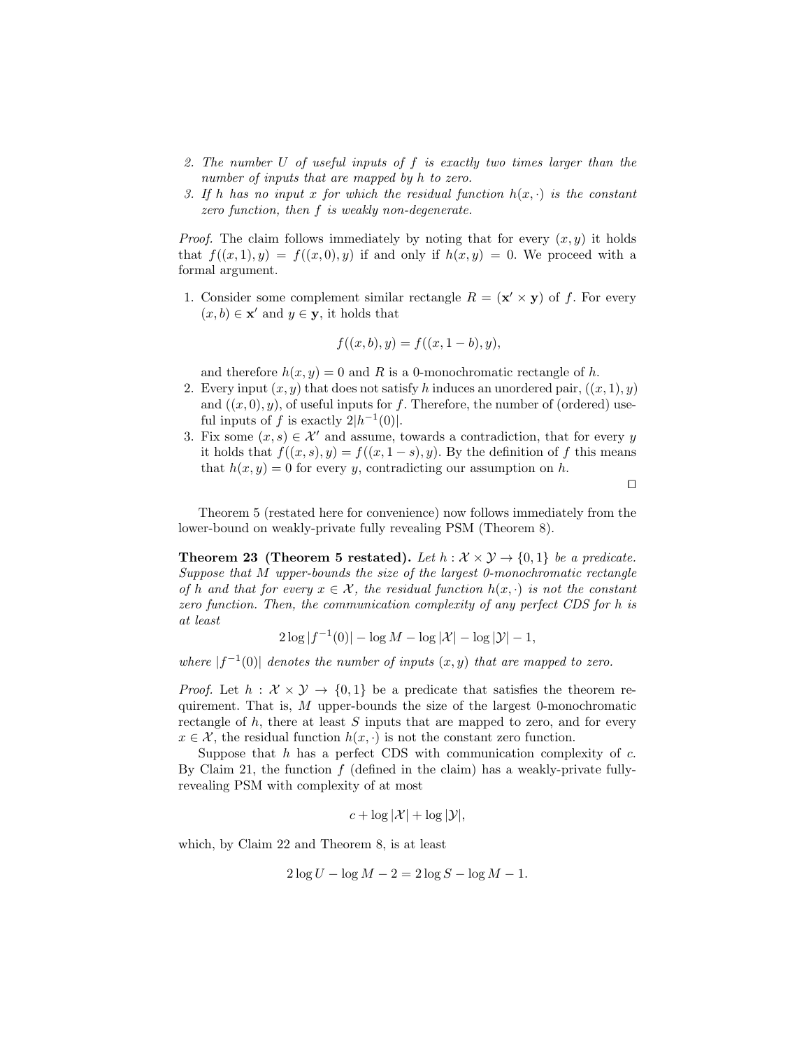2. *The number $U$ of useful inputs of $f$ is exactly two times larger than the number of inputs that are mapped by $h$ to zero.*
3. *If $h$ has no input $x$ for which the residual function $h(x, \cdot)$ is the constant zero function, then $f$ is weakly non-degenerate.*

*Proof.* The claim follows immediately by noting that for every $(x, y)$ it holds that $f((x, 1), y) = f((x, 0), y)$ if and only if $h(x, y) = 0$. We proceed with a formal argument.

1. Consider some complement similar rectangle $R = (\mathbf{x}' \times \mathbf{y})$ of $f$. For every $(x, b) \in \mathbf{x}'$ and $y \in \mathbf{y}$, it holds that

$$f((x, b), y) = f((x, 1 - b), y),$$

and therefore $h(x, y) = 0$ and $R$ is a 0-monochromatic rectangle of $h$.

2. Every input $(x, y)$ that does not satisfy $h$ induces an unordered pair, $((x, 1), y)$ and $((x, 0), y)$, of useful inputs for $f$. Therefore, the number of (ordered) useful inputs of $f$ is exactly $2|h^{-1}(0)|$.
3. Fix some $(x, s) \in \mathcal{X}'$ and assume, towards a contradiction, that for every $y$ it holds that $f((x, s), y) = f((x, 1 - s), y)$. By the definition of $f$ this means that $h(x, y) = 0$ for every $y$, contradicting our assumption on $h$.

□

Theorem 5 (restated here for convenience) now follows immediately from the lower-bound on weakly-private fully revealing PSM (Theorem 8).

**Theorem 23 (Theorem 5 restated).** *Let $h : \mathcal{X} \times \mathcal{Y} \to \{0, 1\}$ be a predicate. Suppose that $M$ upper-bounds the size of the largest 0-monochromatic rectangle of $h$ and that for every $x \in \mathcal{X}$, the residual function $h(x, \cdot)$ is not the constant zero function. Then, the communication complexity of any perfect CDS for $h$ is at least*

$$2 \log |f^{-1}(0)| - \log M - \log |\mathcal{X}| - \log |\mathcal{Y}| - 1,$$

*where $|f^{-1}(0)|$ denotes the number of inputs $(x, y)$ that are mapped to zero.*

*Proof.* Let $h : \mathcal{X} \times \mathcal{Y} \to \{0, 1\}$ be a predicate that satisfies the theorem requirement. That is, $M$ upper-bounds the size of the largest 0-monochromatic rectangle of $h$, there at least $S$ inputs that are mapped to zero, and for every $x \in \mathcal{X}$, the residual function $h(x, \cdot)$ is not the constant zero function.

Suppose that $h$ has a perfect CDS with communication complexity of $c$. By Claim 21, the function $f$ (defined in the claim) has a weakly-private fully-revealing PSM with complexity of at most

$$c + \log |\mathcal{X}| + \log |\mathcal{Y}|,$$

which, by Claim 22 and Theorem 8, is at least

$$2 \log U - \log M - 2 = 2 \log S - \log M - 1.$$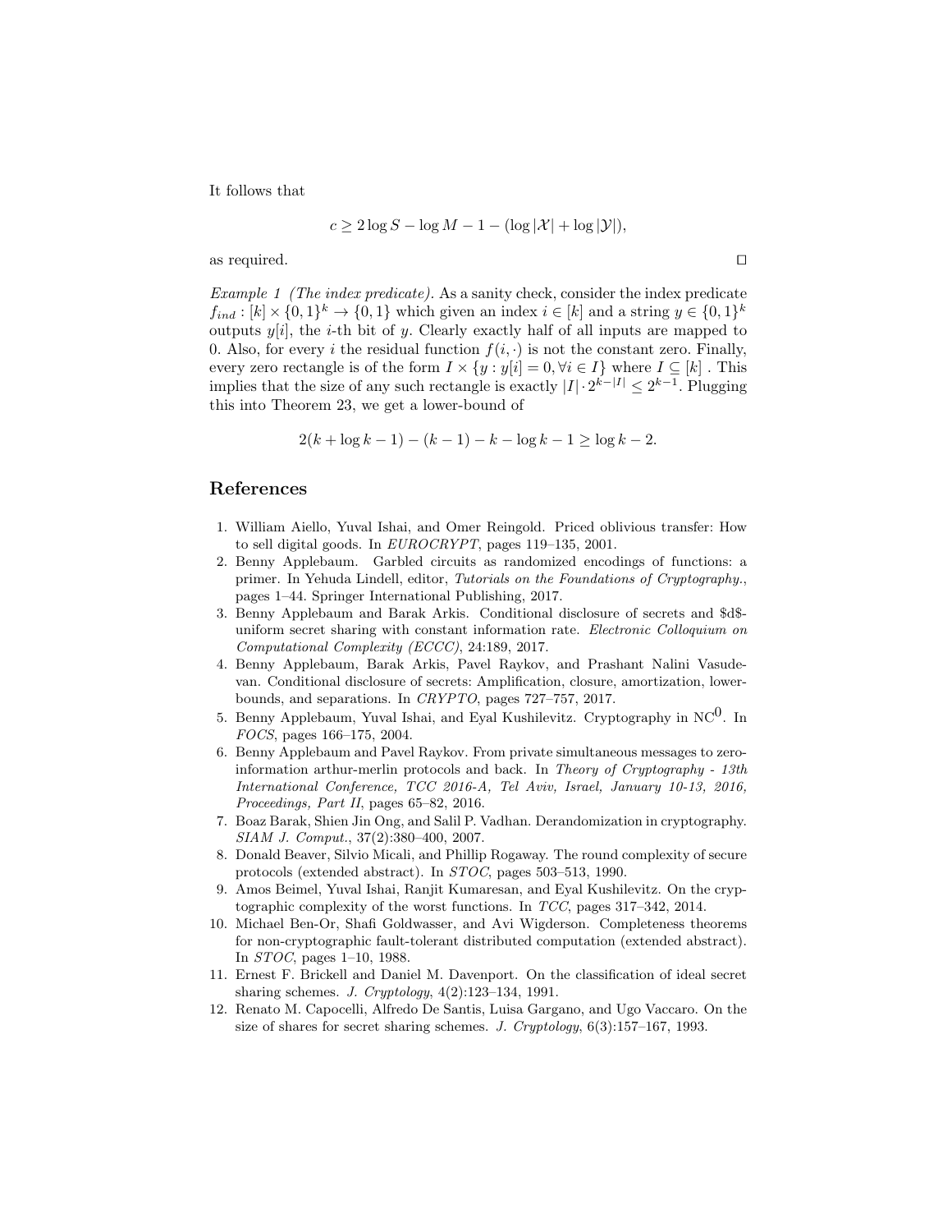It follows that

$$c \geq 2 \log S - \log M - 1 - (\log |\mathcal{X}| + \log |\mathcal{Y}|),$$

as required. $\square$

*Example 1 (The index predicate).* As a sanity check, consider the index predicate $f_{ind} : [k] \times \{0,1\}^k \to \{0,1\}$ which given an index $i \in [k]$ and a string $y \in \{0,1\}^k$ outputs $y[i]$, the $i$-th bit of $y$. Clearly exactly half of all inputs are mapped to 0. Also, for every $i$ the residual function $f(i, \cdot)$ is not the constant zero. Finally, every zero rectangle is of the form $I \times \{y : y[i] = 0, \forall i \in I\}$ where $I \subseteq [k]$ . This implies that the size of any such rectangle is exactly $|I| \cdot 2^{k-|I|} \leq 2^{k-1}$. Plugging this into Theorem 23, we get a lower-bound of

$$2(k + \log k - 1) - (k - 1) - k - \log k - 1 \geq \log k - 2.$$

## References

1. William Aiello, Yuval Ishai, and Omer Reingold. Priced oblivious transfer: How to sell digital goods. In *EUROCRYPT*, pages 119–135, 2001.
2. Benny Applebaum. Garbled circuits as randomized encodings of functions: a primer. In Yehuda Lindell, editor, *Tutorials on the Foundations of Cryptography.*, pages 1–44. Springer International Publishing, 2017.
3. Benny Applebaum and Barak Arkis. Conditional disclosure of secrets and \$d\$-uniform secret sharing with constant information rate. *Electronic Colloquium on Computational Complexity (ECCC)*, 24:189, 2017.
4. Benny Applebaum, Barak Arkis, Pavel Raykov, and Prashant Nalini Vasudevan. Conditional disclosure of secrets: Amplification, closure, amortization, lower-bounds, and separations. In *CRYPTO*, pages 727–757, 2017.
5. Benny Applebaum, Yuval Ishai, and Eyal Kushilevitz. Cryptography in $\text{NC}^0$. In *FOCS*, pages 166–175, 2004.
6. Benny Applebaum and Pavel Raykov. From private simultaneous messages to zero-information arthur-merlin protocols and back. In *Theory of Cryptography - 13th International Conference, TCC 2016-A, Tel Aviv, Israel, January 10-13, 2016, Proceedings, Part II*, pages 65–82, 2016.
7. Boaz Barak, Shien Jin Ong, and Salil P. Vadhan. Derandomization in cryptography. *SIAM J. Comput.*, 37(2):380–400, 2007.
8. Donald Beaver, Silvio Micali, and Phillip Rogaway. The round complexity of secure protocols (extended abstract). In *STOC*, pages 503–513, 1990.
9. Amos Beimel, Yuval Ishai, Ranjit Kumaresan, and Eyal Kushilevitz. On the cryptographic complexity of the worst functions. In *TCC*, pages 317–342, 2014.
10. Michael Ben-Or, Shafi Goldwasser, and Avi Wigderson. Completeness theorems for non-cryptographic fault-tolerant distributed computation (extended abstract). In *STOC*, pages 1–10, 1988.
11. Ernest F. Brickell and Daniel M. Davenport. On the classification of ideal secret sharing schemes. *J. Cryptology*, 4(2):123–134, 1991.
12. Renato M. Capocelli, Alfredo De Santis, Luisa Gargano, and Ugo Vaccaro. On the size of shares for secret sharing schemes. *J. Cryptology*, 6(3):157–167, 1993.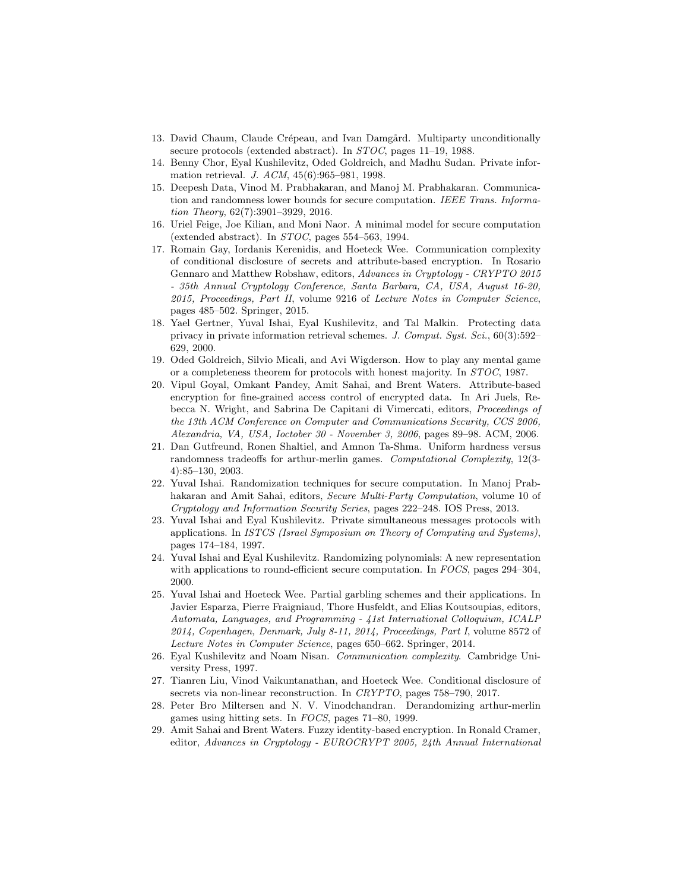13. David Chaum, Claude Crépeau, and Ivan Damgård. Multiparty unconditionally secure protocols (extended abstract). In *STOC*, pages 11–19, 1988.
14. Benny Chor, Eyal Kushilevitz, Oded Goldreich, and Madhu Sudan. Private information retrieval. *J. ACM*, 45(6):965–981, 1998.
15. Deepesh Data, Vinod M. Prabhakaran, and Manoj M. Prabhakaran. Communication and randomness lower bounds for secure computation. *IEEE Trans. Information Theory*, 62(7):3901–3929, 2016.
16. Uriel Feige, Joe Kilian, and Moni Naor. A minimal model for secure computation (extended abstract). In *STOC*, pages 554–563, 1994.
17. Romain Gay, Iordanis Kerenidis, and Hoeteck Wee. Communication complexity of conditional disclosure of secrets and attribute-based encryption. In Rosario Gennaro and Matthew Robshaw, editors, *Advances in Cryptology - CRYPTO 2015 - 35th Annual Cryptology Conference, Santa Barbara, CA, USA, August 16-20, 2015, Proceedings, Part II*, volume 9216 of *Lecture Notes in Computer Science*, pages 485–502. Springer, 2015.
18. Yael Gertner, Yuval Ishai, Eyal Kushilevitz, and Tal Malkin. Protecting data privacy in private information retrieval schemes. *J. Comput. Syst. Sci.*, 60(3):592–629, 2000.
19. Oded Goldreich, Silvio Micali, and Avi Wigderson. How to play any mental game or a completeness theorem for protocols with honest majority. In *STOC*, 1987.
20. Vipul Goyal, Omkant Pandey, Amit Sahai, and Brent Waters. Attribute-based encryption for fine-grained access control of encrypted data. In Ari Juels, Rebecca N. Wright, and Sabrina De Capitani di Vimercati, editors, *Proceedings of the 13th ACM Conference on Computer and Communications Security, CCS 2006, Alexandria, VA, USA, Ioctober 30 - November 3, 2006*, pages 89–98. ACM, 2006.
21. Dan Gutfreund, Ronen Shaltiel, and Amnon Ta-Shma. Uniform hardness versus randomness tradeoffs for arthur-merlin games. *Computational Complexity*, 12(3-4):85–130, 2003.
22. Yuval Ishai. Randomization techniques for secure computation. In Manoj Prabhakaran and Amit Sahai, editors, *Secure Multi-Party Computation*, volume 10 of *Cryptology and Information Security Series*, pages 222–248. IOS Press, 2013.
23. Yuval Ishai and Eyal Kushilevitz. Private simultaneous messages protocols with applications. In *ISTCS (Israel Symposium on Theory of Computing and Systems)*, pages 174–184, 1997.
24. Yuval Ishai and Eyal Kushilevitz. Randomizing polynomials: A new representation with applications to round-efficient secure computation. In *FOCS*, pages 294–304, 2000.
25. Yuval Ishai and Hoeteck Wee. Partial garbling schemes and their applications. In Javier Esparza, Pierre Fraigniaud, Thore Husfeldt, and Elias Koutsoupias, editors, *Automata, Languages, and Programming - 41st International Colloquium, ICALP 2014, Copenhagen, Denmark, July 8-11, 2014, Proceedings, Part I*, volume 8572 of *Lecture Notes in Computer Science*, pages 650–662. Springer, 2014.
26. Eyal Kushilevitz and Noam Nisan. *Communication complexity*. Cambridge University Press, 1997.
27. Tianren Liu, Vinod Vaikuntanathan, and Hoeteck Wee. Conditional disclosure of secrets via non-linear reconstruction. In *CRYPTO*, pages 758–790, 2017.
28. Peter Bro Miltersen and N. V. Vinodchandran. Derandomizing arthur-merlin games using hitting sets. In *FOCS*, pages 71–80, 1999.
29. Amit Sahai and Brent Waters. Fuzzy identity-based encryption. In Ronald Cramer, editor, *Advances in Cryptology - EUROCRYPT 2005, 24th Annual International*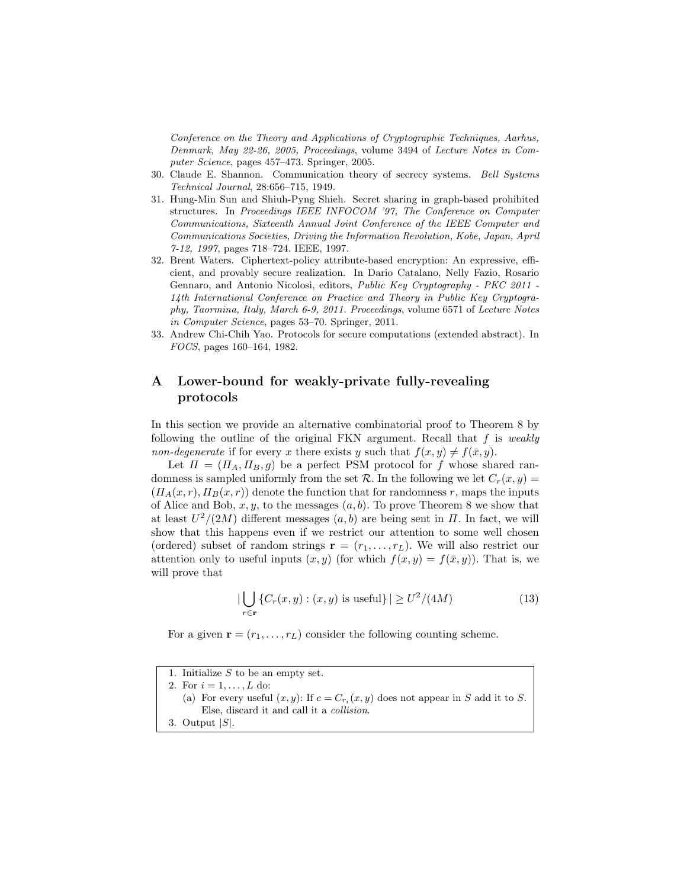Conference on the Theory and Applications of Cryptographic Techniques, Aarhus, Denmark, May 22-26, 2005, Proceedings*, volume 3494 of *Lecture Notes in Computer Science*, pages 457–473. Springer, 2005.

30. Claude E. Shannon. Communication theory of secrecy systems. *Bell Systems Technical Journal*, 28:656–715, 1949.
31. Hung-Min Sun and Shiuh-Pyng Shieh. Secret sharing in graph-based prohibited structures. In *Proceedings IEEE INFOCOM '97, The Conference on Computer Communications, Sixteenth Annual Joint Conference of the IEEE Computer and Communications Societies, Driving the Information Revolution, Kobe, Japan, April 7-12, 1997*, pages 718–724. IEEE, 1997.
32. Brent Waters. Ciphertext-policy attribute-based encryption: An expressive, efficient, and provably secure realization. In Dario Catalano, Nelly Fazio, Rosario Gennaro, and Antonio Nicolosi, editors, *Public Key Cryptography - PKC 2011 - 14th International Conference on Practice and Theory in Public Key Cryptography, Taormina, Italy, March 6-9, 2011. Proceedings*, volume 6571 of *Lecture Notes in Computer Science*, pages 53–70. Springer, 2011.
33. Andrew Chi-Chih Yao. Protocols for secure computations (extended abstract). In *FOCS*, pages 160–164, 1982.

# A Lower-bound for weakly-private fully-revealing protocols

In this section we provide an alternative combinatorial proof to Theorem 8 by following the outline of the original FKN argument. Recall that $f$ is *weakly non-degenerate* if for every $x$ there exists $y$ such that $f(x, y) \neq f(\bar{x}, y)$.

Let $\Pi = (\Pi_A, \Pi_B, g)$ be a perfect PSM protocol for $f$ whose shared randomness is sampled uniformly from the set $\mathcal{R}$. In the following we let $C_r(x, y) = (\Pi_A(x, r), \Pi_B(x, r))$ denote the function that for randomness $r$, maps the inputs of Alice and Bob, $x, y$, to the messages $(a, b)$. To prove Theorem 8 we show that at least $U^2/(2M)$ different messages $(a, b)$ are being sent in $\Pi$. In fact, we will show that this happens even if we restrict our attention to some well chosen (ordered) subset of random strings $\mathbf{r} = (r_1, \dots, r_L)$. We will also restrict our attention only to useful inputs $(x, y)$ (for which $f(x, y) = f(\bar{x}, y)$). That is, we will prove that

$$|\bigcup_{r \in \mathbf{r}} \{C_r(x, y) : (x, y) \text{ is useful}\}| \geq U^2/(4M) \tag{13}$$

For a given $\mathbf{r} = (r_1, \dots, r_L)$ consider the following counting scheme.

1. Initialize $S$ to be an empty set.
2. For $i = 1, \dots, L$ do:
   (a) For every useful $(x, y)$: If $c = C_{r_i}(x, y)$ does not appear in $S$ add it to $S$. Else, discard it and call it a *collision*.
3. Output $|S|$.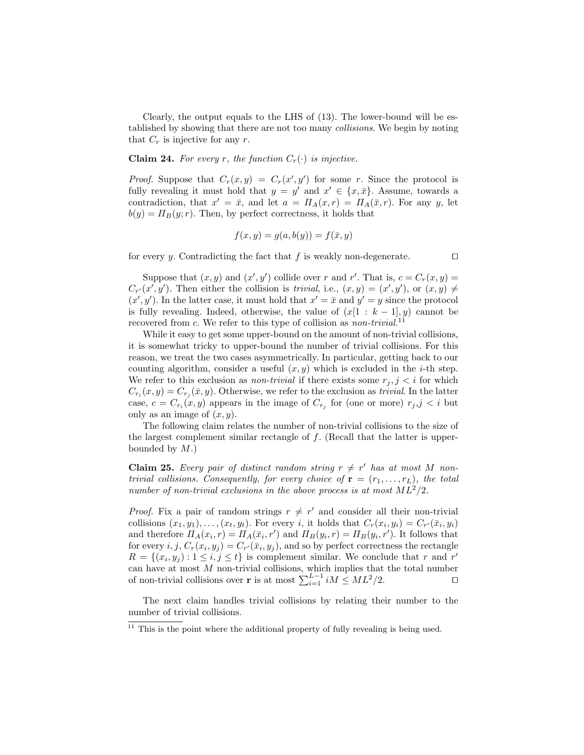Clearly, the output equals to the LHS of (13). The lower-bound will be established by showing that there are not too many *collisions*. We begin by noting that $C_r$ is injective for any $r$.

**Claim 24.** *For every $r$, the function $C_r(\cdot)$ is injective.*

*Proof.* Suppose that $C_r(x, y) = C_r(x', y')$ for some $r$. Since the protocol is fully revealing it must hold that $y = y'$ and $x' \in \{x, \bar{x}\}$. Assume, towards a contradiction, that $x' = \bar{x}$, and let $a = \Pi_A(x, r) = \Pi_A(\bar{x}, r)$. For any $y$, let $b(y) = \Pi_B(y; r)$. Then, by perfect correctness, it holds that

$$f(x, y) = g(a, b(y)) = f(\bar{x}, y)$$

for every $y$. Contradicting the fact that $f$ is weakly non-degenerate. $\square$

Suppose that $(x, y)$ and $(x', y')$ collide over $r$ and $r'$. That is, $c = C_r(x, y) = C_{r'}(x', y')$. Then either the collision is *trivial*, i.e., $(x, y) = (x', y')$, or $(x, y) \neq (x', y')$. In the latter case, it must hold that $x' = \bar{x}$ and $y' = y$ since the protocol is fully revealing. Indeed, otherwise, the value of $(x[1 : k-1], y)$ cannot be recovered from $c$. We refer to this type of collision as *non-trivial*.[11]

While it easy to get some upper-bound on the amount of non-trivial collisions, it is somewhat tricky to upper-bound the number of trivial collisions. For this reason, we treat the two cases asymmetrically. In particular, getting back to our counting algorithm, consider a useful $(x, y)$ which is excluded in the $i$-th step. We refer to this exclusion as *non-trivial* if there exists some $r_j, j < i$ for which $C_{r_i}(x, y) = C_{r_j}(\bar{x}, y)$. Otherwise, we refer to the exclusion as *trivial*. In the latter case, $c = C_{r_i}(x, y)$ appears in the image of $C_{r_j}$ for (one or more) $r_j, j < i$ but only as an image of $(x, y)$.

The following claim relates the number of non-trivial collisions to the size of the largest complement similar rectangle of $f$. (Recall that the latter is upper-bounded by $M$.)

**Claim 25.** *Every pair of distinct random string $r \neq r'$ has at most $M$ non-trivial collisions. Consequently, for every choice of $\mathbf{r} = (r_1, \ldots, r_L)$, the total number of non-trivial exclusions in the above process is at most $ML^2/2$.*

*Proof.* Fix a pair of random strings $r \neq r'$ and consider all their non-trivial collisions $(x_1, y_1), \ldots, (x_t, y_t)$. For every $i$, it holds that $C_r(x_i, y_i) = C_{r'}(\bar{x}_i, y_i)$ and therefore $\Pi_A(x_i, r) = \Pi_A(\bar{x}_i, r')$ and $\Pi_B(y_i, r) = \Pi_B(y_i, r')$. It follows that for every $i, j$, $C_r(x_i, y_j) = C_{r'}(\bar{x}_i, y_j)$, and so by perfect correctness the rectangle $R = \{(x_i, y_j) : 1 \leq i, j \leq t\}$ is complement similar. We conclude that $r$ and $r'$ can have at most $M$ non-trivial collisions, which implies that the total number of non-trivial collisions over $\mathbf{r}$ is at most $\sum_{i=1}^{L-1} iM \leq ML^2/2$. $\square$

The next claim handles trivial collisions by relating their number to the number of trivial collisions.

[11] This is the point where the additional property of fully revealing is being used.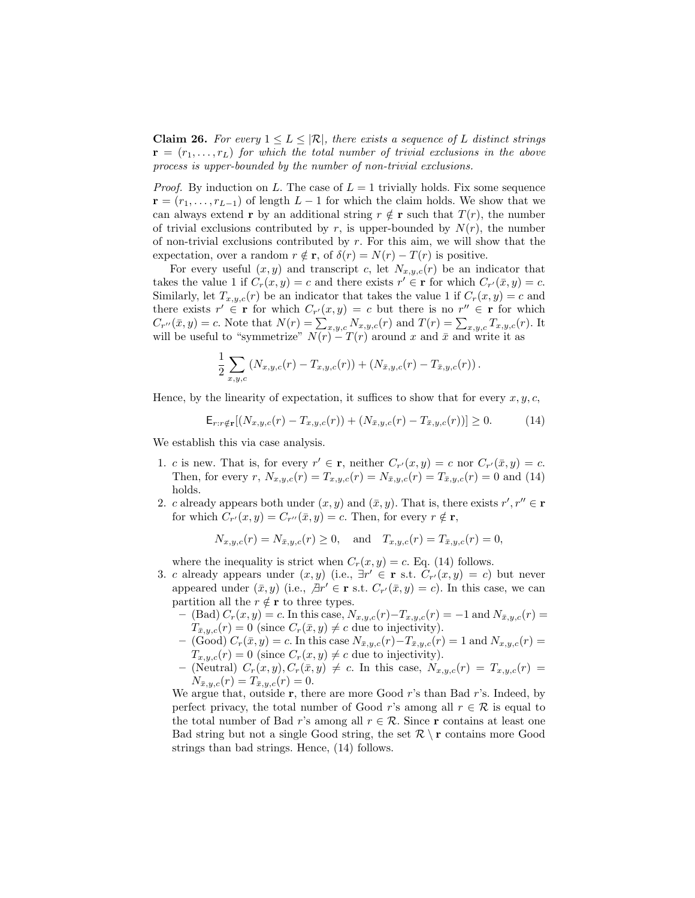**Claim 26.** *For every $1 \le L \le |\mathcal{R}|$, there exists a sequence of $L$ distinct strings $\mathbf{r} = (r_1, \ldots, r_L)$ for which the total number of trivial exclusions in the above process is upper-bounded by the number of non-trivial exclusions.*

*Proof.* By induction on $L$. The case of $L = 1$ trivially holds. Fix some sequence $\mathbf{r} = (r_1, \ldots, r_{L-1})$ of length $L - 1$ for which the claim holds. We show that we can always extend $\mathbf{r}$ by an additional string $r \notin \mathbf{r}$ such that $T(r)$, the number of trivial exclusions contributed by $r$, is upper-bounded by $N(r)$, the number of non-trivial exclusions contributed by $r$. For this aim, we will show that the expectation, over a random $r \notin \mathbf{r}$, of $\delta(r) = N(r) - T(r)$ is positive.

For every useful $(x, y)$ and transcript $c$, let $N_{x,y,c}(r)$ be an indicator that takes the value 1 if $C_r(x, y) = c$ and there exists $r' \in \mathbf{r}$ for which $C_{r'}(\bar{x}, y) = c$. Similarly, let $T_{x,y,c}(r)$ be an indicator that takes the value 1 if $C_r(x, y) = c$ and there exists $r' \in \mathbf{r}$ for which $C_{r'}(x, y) = c$ but there is no $r'' \in \mathbf{r}$ for which $C_{r''}(\bar{x}, y) = c$. Note that $N(r) = \sum_{x,y,c} N_{x,y,c}(r)$ and $T(r) = \sum_{x,y,c} T_{x,y,c}(r)$. It will be useful to "symmetrize" $N(r) - T(r)$ around $x$ and $\bar{x}$ and write it as

$$\frac{1}{2} \sum_{x,y,c} (N_{x,y,c}(r) - T_{x,y,c}(r)) + (N_{\bar{x},y,c}(r) - T_{\bar{x},y,c}(r)).$$

Hence, by the linearity of expectation, it suffices to show that for every $x, y, c$,

$$\mathsf{E}_{r:r \notin \mathbf{r}}[(N_{x,y,c}(r) - T_{x,y,c}(r)) + (N_{\bar{x},y,c}(r) - T_{\bar{x},y,c}(r))] \ge 0. \tag{14}$$

We establish this via case analysis.

1. $c$ is new. That is, for every $r' \in \mathbf{r}$, neither $C_{r'}(x, y) = c$ nor $C_{r'}(\bar{x}, y) = c$. Then, for every $r$, $N_{x,y,c}(r) = T_{x,y,c}(r) = N_{\bar{x},y,c}(r) = T_{\bar{x},y,c}(r) = 0$ and (14) holds.
2. $c$ already appears both under $(x, y)$ and $(\bar{x}, y)$. That is, there exists $r', r'' \in \mathbf{r}$ for which $C_{r'}(x, y) = C_{r''}(\bar{x}, y) = c$. Then, for every $r \notin \mathbf{r}$,
$$N_{x,y,c}(r) = N_{\bar{x},y,c}(r) \ge 0, \quad \text{and} \quad T_{x,y,c}(r) = T_{\bar{x},y,c}(r) = 0,$$
where the inequality is strict when $C_r(x, y) = c$. Eq. (14) follows.
3. $c$ already appears under $(x, y)$ (i.e., $\exists r' \in \mathbf{r}$ s.t. $C_{r'}(x, y) = c$) but never appeared under $(\bar{x}, y)$ (i.e., $\nexists r' \in \mathbf{r}$ s.t. $C_{r'}(\bar{x}, y) = c$). In this case, we can partition all the $r \notin \mathbf{r}$ to three types.
   - (Bad) $C_r(x, y) = c$. In this case, $N_{x,y,c}(r) - T_{x,y,c}(r) = -1$ and $N_{\bar{x},y,c}(r) = T_{\bar{x},y,c}(r) = 0$ (since $C_r(\bar{x}, y) \neq c$ due to injectivity).
   - (Good) $C_r(\bar{x}, y) = c$. In this case $N_{\bar{x},y,c}(r) - T_{\bar{x},y,c}(r) = 1$ and $N_{x,y,c}(r) = T_{x,y,c}(r) = 0$ (since $C_r(x, y) \neq c$ due to injectivity).
   - (Neutral) $C_r(x, y), C_r(\bar{x}, y) \neq c$. In this case, $N_{x,y,c}(r) = T_{x,y,c}(r) = N_{\bar{x},y,c}(r) = T_{\bar{x},y,c}(r) = 0$.

   We argue that, outside $\mathbf{r}$, there are more Good $r$'s than Bad $r$'s. Indeed, by perfect privacy, the total number of Good $r$'s among all $r \in \mathcal{R}$ is equal to the total number of Bad $r$'s among all $r \in \mathcal{R}$. Since $\mathbf{r}$ contains at least one Bad string but not a single Good string, the set $\mathcal{R} \setminus \mathbf{r}$ contains more Good strings than bad strings. Hence, (14) follows.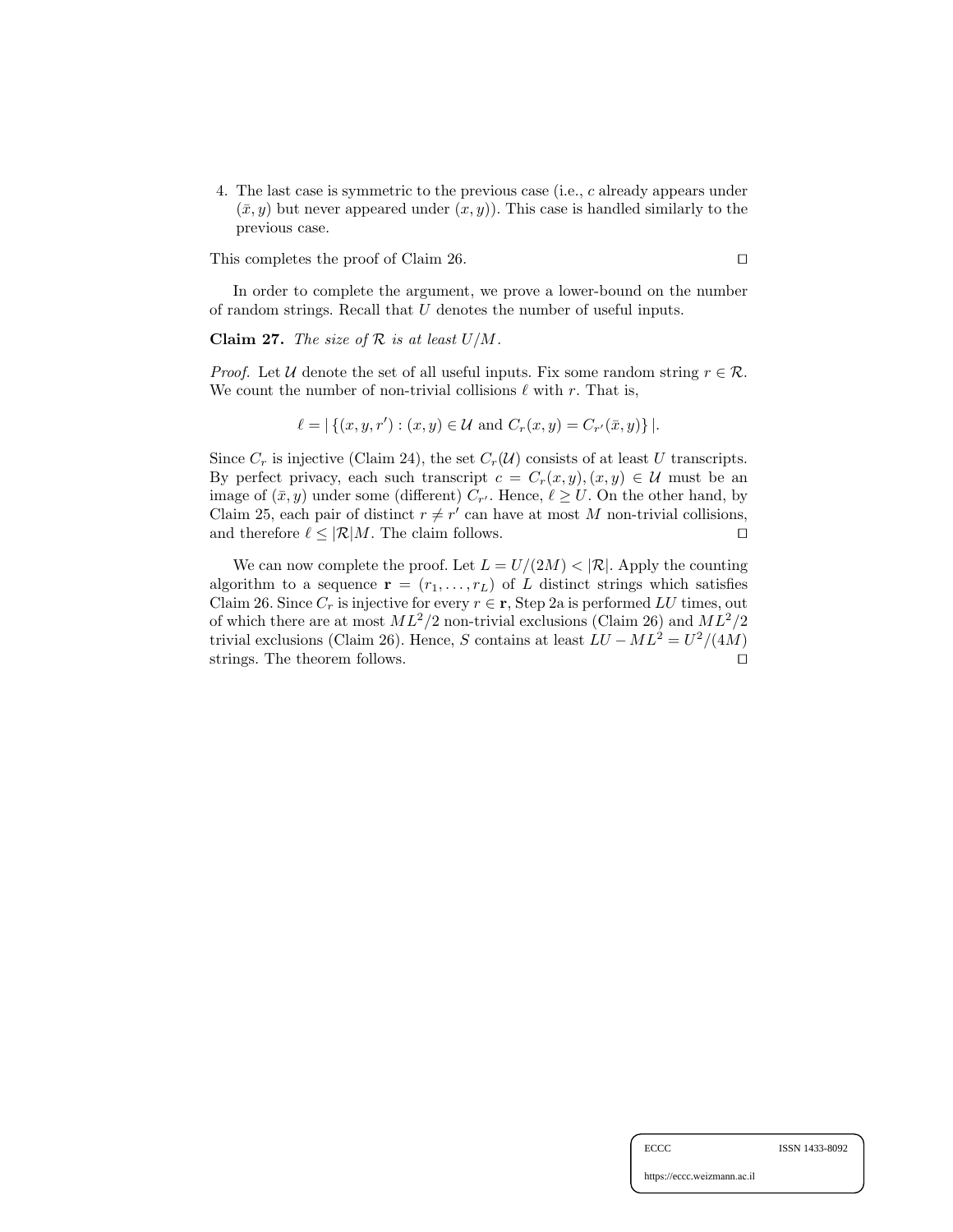4. The last case is symmetric to the previous case (i.e., $c$ already appears under $(\bar{x}, y)$ but never appeared under $(x, y)$). This case is handled similarly to the previous case.

This completes the proof of Claim 26. $\square$

In order to complete the argument, we prove a lower-bound on the number of random strings. Recall that $U$ denotes the number of useful inputs.

**Claim 27.** *The size of $\mathcal{R}$ is at least $U/M$.*

*Proof.* Let $\mathcal{U}$ denote the set of all useful inputs. Fix some random string $r \in \mathcal{R}$. We count the number of non-trivial collisions $\ell$ with $r$. That is,

$$\ell = |\{(x, y, r') : (x, y) \in \mathcal{U} \text{ and } C_r(x, y) = C_{r'}(\bar{x}, y)\}|.$$

Since $C_r$ is injective (Claim 24), the set $C_r(\mathcal{U})$ consists of at least $U$ transcripts. By perfect privacy, each such transcript $c = C_r(x, y), (x, y) \in \mathcal{U}$ must be an image of $(\bar{x}, y)$ under some (different) $C_{r'}$. Hence, $\ell \geq U$. On the other hand, by Claim 25, each pair of distinct $r \neq r'$ can have at most $M$ non-trivial collisions, and therefore $\ell \leq |\mathcal{R}|M$. The claim follows. $\square$

We can now complete the proof. Let $L = U/(2M) < |\mathcal{R}|$. Apply the counting algorithm to a sequence $\mathbf{r} = (r_1, \ldots, r_L)$ of $L$ distinct strings which satisfies Claim 26. Since $C_r$ is injective for every $r \in \mathbf{r}$, Step 2a is performed $LU$ times, out of which there are at most $ML^2/2$ non-trivial exclusions (Claim 26) and $ML^2/2$ trivial exclusions (Claim 26). Hence, $S$ contains at least $LU - ML^2 = U^2/(4M)$ strings. The theorem follows. $\square$